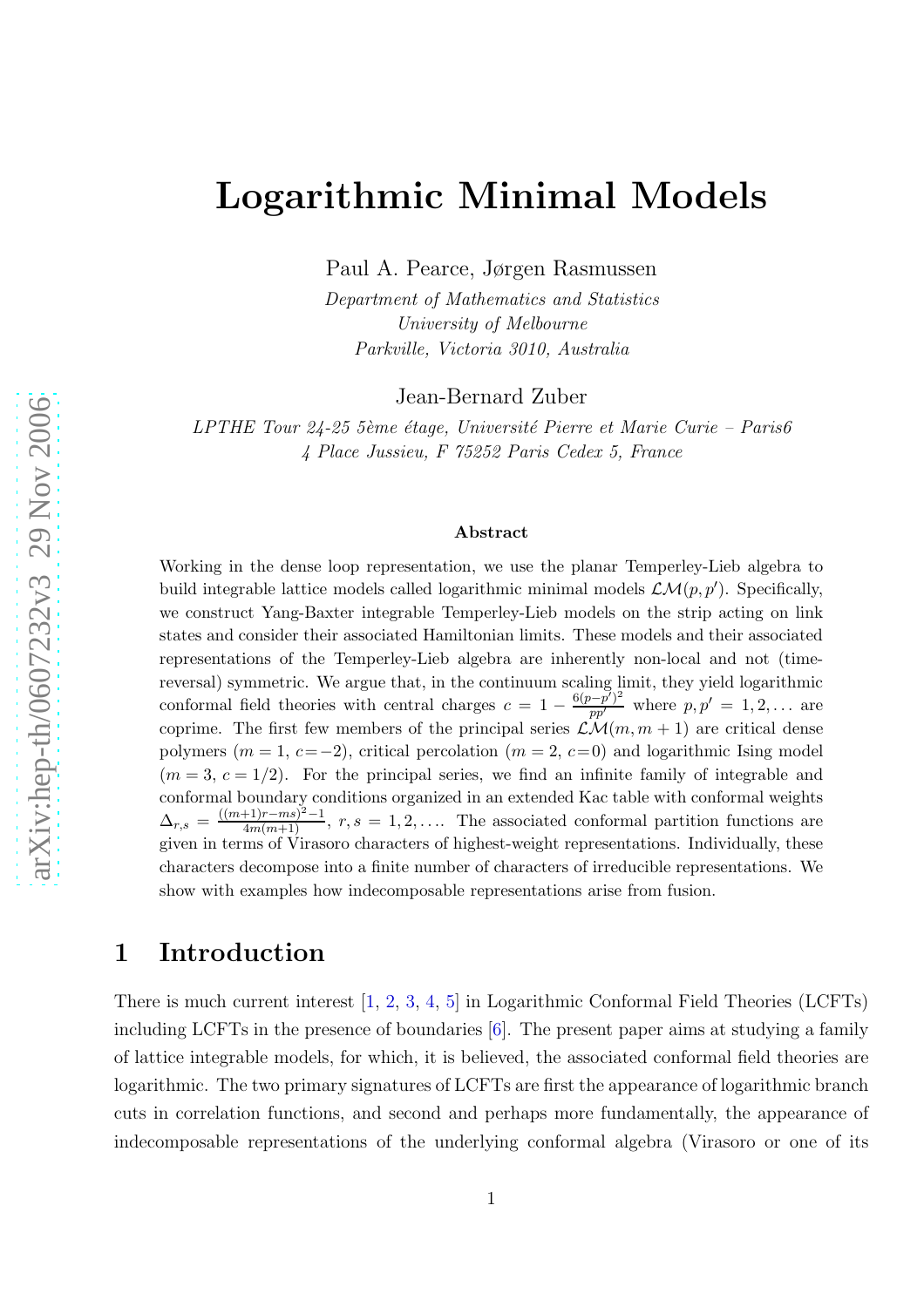# Logarithmic Minimal Models

Paul A. Pearce, Jørgen Rasmussen

*Department of Mathematics and Statistics*
*University of Melbourne*
*Parkville, Victoria 3010, Australia*

Jean-Bernard Zuber

*LPTHE Tour 24-25 5ème étage, Université Pierre et Marie Curie – Paris6*
*4 Place Jussieu, F 75252 Paris Cedex 5, France*

**Abstract**

Working in the dense loop representation, we use the planar Temperley-Lieb algebra to build integrable lattice models called logarithmic minimal models $\mathcal{LM}(p,p')$. Specifically, we construct Yang-Baxter integrable Temperley-Lieb models on the strip acting on link states and consider their associated Hamiltonian limits. These models and their associated representations of the Temperley-Lieb algebra are inherently non-local and not (time-reversal) symmetric. We argue that, in the continuum scaling limit, they yield logarithmic conformal field theories with central charges $c = 1 - \frac{6(p-p')^2}{pp'}$ where $p, p' = 1, 2, \ldots$ are coprime. The first few members of the principal series $\mathcal{LM}(m, m+1)$ are critical dense polymers ($m = 1$, $c = -2$), critical percolation ($m = 2$, $c = 0$) and logarithmic Ising model ($m = 3$, $c = 1/2$). For the principal series, we find an infinite family of integrable and conformal boundary conditions organized in an extended Kac table with conformal weights $\Delta_{r,s} = \frac{((m+1)r-ms)^2-1}{4m(m+1)}$, $r, s = 1, 2, \ldots$. The associated conformal partition functions are given in terms of Virasoro characters of highest-weight representations. Individually, these characters decompose into a finite number of characters of irreducible representations. We show with examples how indecomposable representations arise from fusion.

## 1 Introduction

There is much current interest [1, 2, 3, 4, 5] in Logarithmic Conformal Field Theories (LCFTs) including LCFTs in the presence of boundaries [6]. The present paper aims at studying a family of lattice integrable models, for which, it is believed, the associated conformal field theories are logarithmic. The two primary signatures of LCFTs are first the appearance of logarithmic branch cuts in correlation functions, and second and perhaps more fundamentally, the appearance of indecomposable representations of the underlying conformal algebra (Virasoro or one of its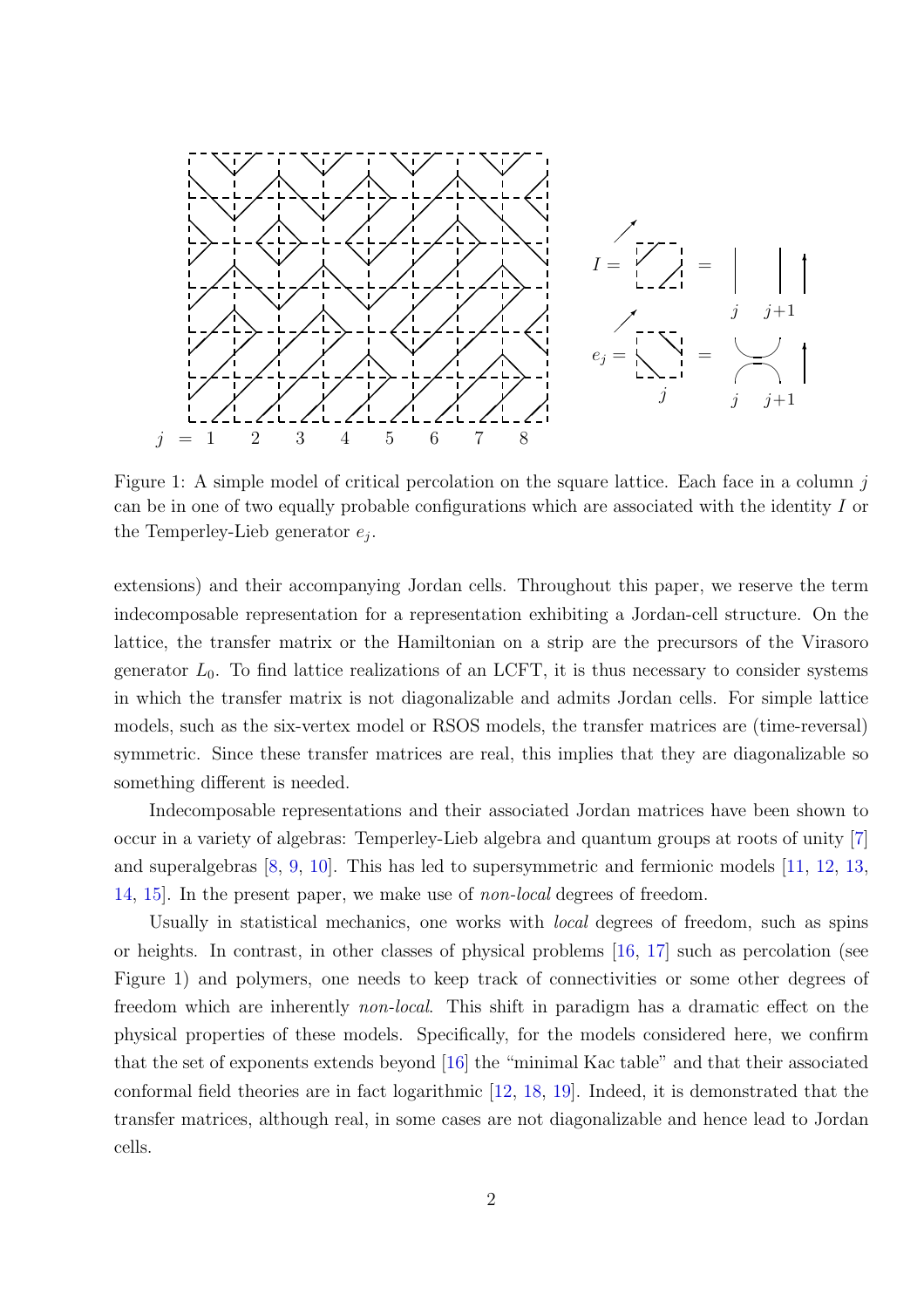Figure 1: A simple model of critical percolation on the square lattice. Each face in a column $j$ can be in one of two equally probable configurations which are associated with the identity $I$ or the Temperley-Lieb generator $e_j$.

extensions) and their accompanying Jordan cells. Throughout this paper, we reserve the term indecomposable representation for a representation exhibiting a Jordan-cell structure. On the lattice, the transfer matrix or the Hamiltonian on a strip are the precursors of the Virasoro generator $L_0$. To find lattice realizations of an LCFT, it is thus necessary to consider systems in which the transfer matrix is not diagonalizable and admits Jordan cells. For simple lattice models, such as the six-vertex model or RSOS models, the transfer matrices are (time-reversal) symmetric. Since these transfer matrices are real, this implies that they are diagonalizable so something different is needed.

Indecomposable representations and their associated Jordan matrices have been shown to occur in a variety of algebras: Temperley-Lieb algebra and quantum groups at roots of unity [7] and superalgebras [8, 9, 10]. This has led to supersymmetric and fermionic models [11, 12, 13, 14, 15]. In the present paper, we make use of *non-local* degrees of freedom.

Usually in statistical mechanics, one works with *local* degrees of freedom, such as spins or heights. In contrast, in other classes of physical problems [16, 17] such as percolation (see Figure 1) and polymers, one needs to keep track of connectivities or some other degrees of freedom which are inherently *non-local*. This shift in paradigm has a dramatic effect on the physical properties of these models. Specifically, for the models considered here, we confirm that the set of exponents extends beyond [16] the "minimal Kac table" and that their associated conformal field theories are in fact logarithmic [12, 18, 19]. Indeed, it is demonstrated that the transfer matrices, although real, in some cases are not diagonalizable and hence lead to Jordan cells.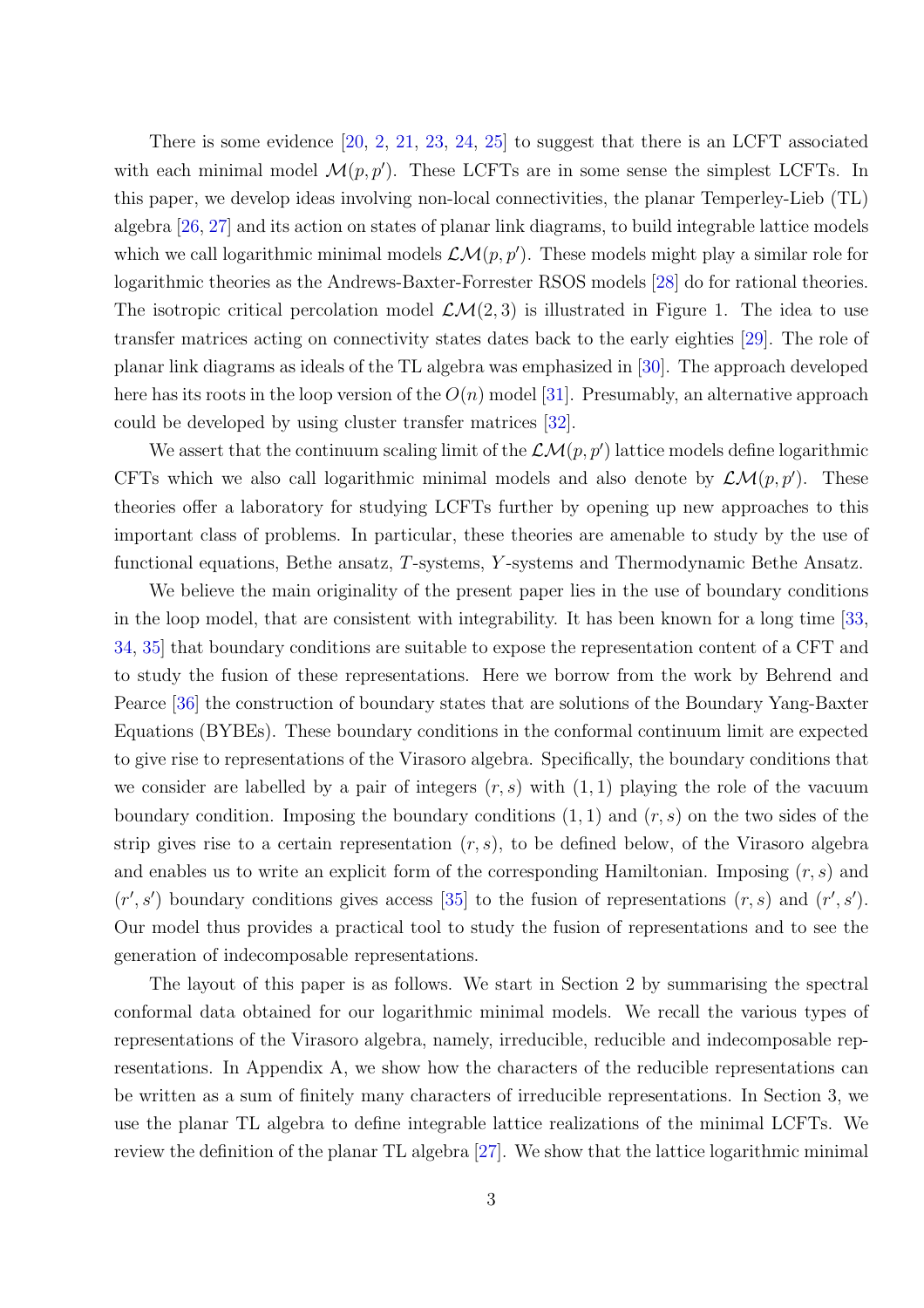There is some evidence [20, 2, 21, 23, 24, 25] to suggest that there is an LCFT associated with each minimal model $\mathcal{M}(p,p')$. These LCFTs are in some sense the simplest LCFTs. In this paper, we develop ideas involving non-local connectivities, the planar Temperley-Lieb (TL) algebra [26, 27] and its action on states of planar link diagrams, to build integrable lattice models which we call logarithmic minimal models $\mathcal{LM}(p,p')$. These models might play a similar role for logarithmic theories as the Andrews-Baxter-Forrester RSOS models [28] do for rational theories. The isotropic critical percolation model $\mathcal{LM}(2,3)$ is illustrated in Figure 1. The idea to use transfer matrices acting on connectivity states dates back to the early eighties [29]. The role of planar link diagrams as ideals of the TL algebra was emphasized in [30]. The approach developed here has its roots in the loop version of the $O(n)$ model [31]. Presumably, an alternative approach could be developed by using cluster transfer matrices [32].

We assert that the continuum scaling limit of the $\mathcal{LM}(p,p')$ lattice models define logarithmic CFTs which we also call logarithmic minimal models and also denote by $\mathcal{LM}(p,p')$. These theories offer a laboratory for studying LCFTs further by opening up new approaches to this important class of problems. In particular, these theories are amenable to study by the use of functional equations, Bethe ansatz, $T$-systems, $Y$-systems and Thermodynamic Bethe Ansatz.

We believe the main originality of the present paper lies in the use of boundary conditions in the loop model, that are consistent with integrability. It has been known for a long time [33, 34, 35] that boundary conditions are suitable to expose the representation content of a CFT and to study the fusion of these representations. Here we borrow from the work by Behrend and Pearce [36] the construction of boundary states that are solutions of the Boundary Yang-Baxter Equations (BYBEs). These boundary conditions in the conformal continuum limit are expected to give rise to representations of the Virasoro algebra. Specifically, the boundary conditions that we consider are labelled by a pair of integers $(r,s)$ with $(1,1)$ playing the role of the vacuum boundary condition. Imposing the boundary conditions $(1,1)$ and $(r,s)$ on the two sides of the strip gives rise to a certain representation $(r,s)$, to be defined below, of the Virasoro algebra and enables us to write an explicit form of the corresponding Hamiltonian. Imposing $(r,s)$ and $(r',s')$ boundary conditions gives access [35] to the fusion of representations $(r,s)$ and $(r',s')$. Our model thus provides a practical tool to study the fusion of representations and to see the generation of indecomposable representations.

The layout of this paper is as follows. We start in Section 2 by summarising the spectral conformal data obtained for our logarithmic minimal models. We recall the various types of representations of the Virasoro algebra, namely, irreducible, reducible and indecomposable representations. In Appendix A, we show how the characters of the reducible representations can be written as a sum of finitely many characters of irreducible representations. In Section 3, we use the planar TL algebra to define integrable lattice realizations of the minimal LCFTs. We review the definition of the planar TL algebra [27]. We show that the lattice logarithmic minimal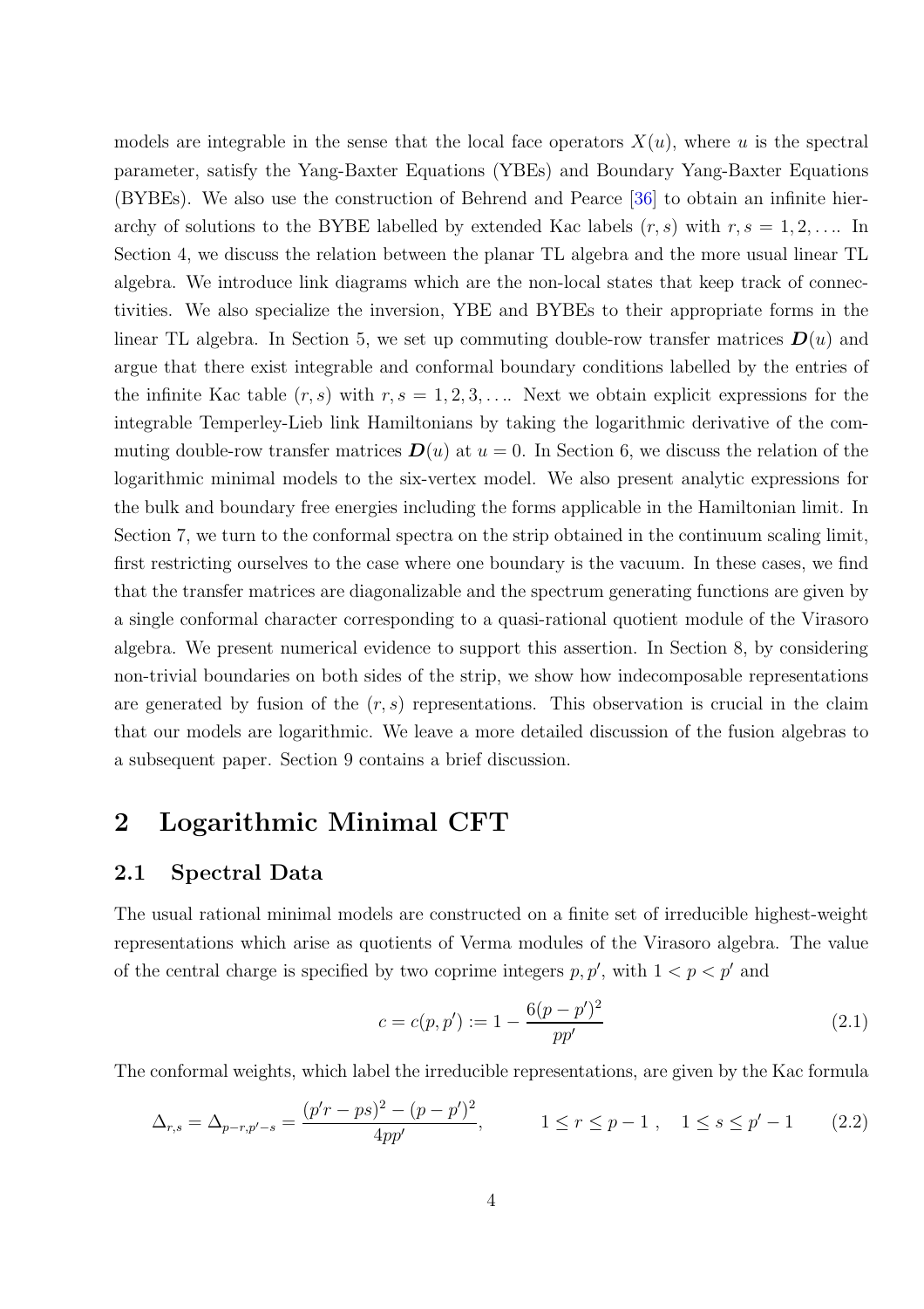models are integrable in the sense that the local face operators $X(u)$, where $u$ is the spectral parameter, satisfy the Yang-Baxter Equations (YBEs) and Boundary Yang-Baxter Equations (BYBEs). We also use the construction of Behrend and Pearce [36] to obtain an infinite hierarchy of solutions to the BYBE labelled by extended Kac labels $(r,s)$ with $r,s = 1,2,\ldots$. In Section 4, we discuss the relation between the planar TL algebra and the more usual linear TL algebra. We introduce link diagrams which are the non-local states that keep track of connectivities. We also specialize the inversion, YBE and BYBEs to their appropriate forms in the linear TL algebra. In Section 5, we set up commuting double-row transfer matrices $\boldsymbol{D}(u)$ and argue that there exist integrable and conformal boundary conditions labelled by the entries of the infinite Kac table $(r,s)$ with $r,s = 1,2,3,\ldots$. Next we obtain explicit expressions for the integrable Temperley-Lieb link Hamiltonians by taking the logarithmic derivative of the commuting double-row transfer matrices $\boldsymbol{D}(u)$ at $u = 0$. In Section 6, we discuss the relation of the logarithmic minimal models to the six-vertex model. We also present analytic expressions for the bulk and boundary free energies including the forms applicable in the Hamiltonian limit. In Section 7, we turn to the conformal spectra on the strip obtained in the continuum scaling limit, first restricting ourselves to the case where one boundary is the vacuum. In these cases, we find that the transfer matrices are diagonalizable and the spectrum generating functions are given by a single conformal character corresponding to a quasi-rational quotient module of the Virasoro algebra. We present numerical evidence to support this assertion. In Section 8, by considering non-trivial boundaries on both sides of the strip, we show how indecomposable representations are generated by fusion of the $(r,s)$ representations. This observation is crucial in the claim that our models are logarithmic. We leave a more detailed discussion of the fusion algebras to a subsequent paper. Section 9 contains a brief discussion.

# 2 Logarithmic Minimal CFT

## 2.1 Spectral Data

The usual rational minimal models are constructed on a finite set of irreducible highest-weight representations which arise as quotients of Verma modules of the Virasoro algebra. The value of the central charge is specified by two coprime integers $p, p'$, with $1 < p < p'$ and

$$c = c(p,p') := 1 - \frac{6(p-p')^2}{pp'} \tag{2.1}$$

The conformal weights, which label the irreducible representations, are given by the Kac formula

$$\Delta_{r,s} = \Delta_{p-r,p'-s} = \frac{(p'r-ps)^2-(p-p')^2}{4pp'}, \qquad 1 \le r \le p-1\ , \quad 1 \le s \le p'-1 \tag{2.2}$$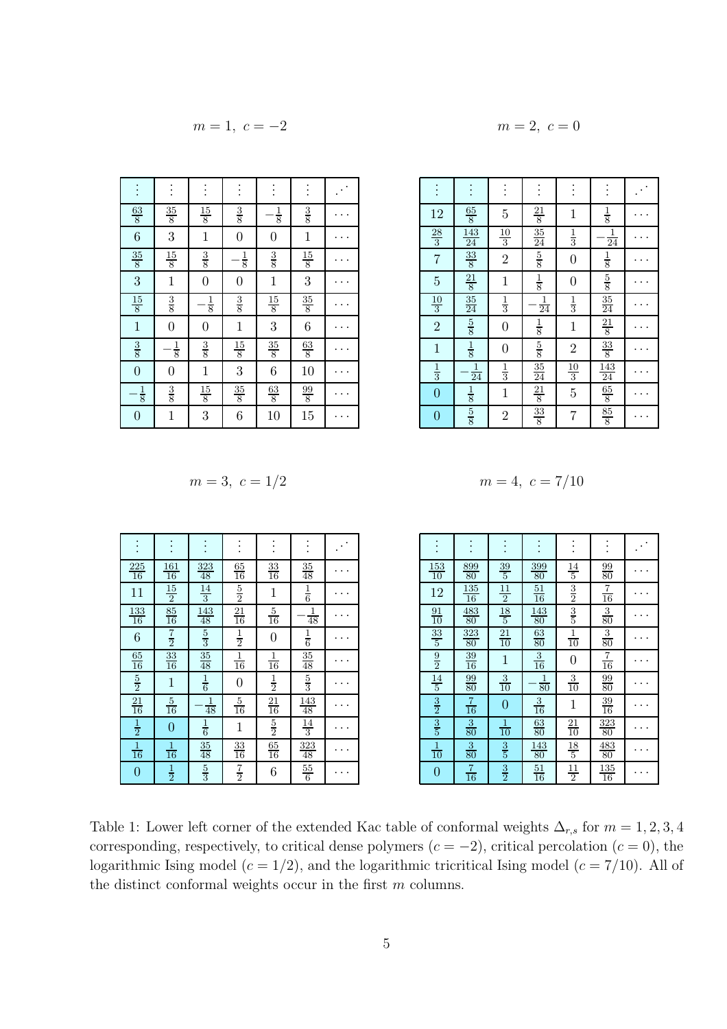$m=1,\ c=-2$

| $\vdots$ | $\vdots$ | $\vdots$ | $\vdots$ | $\vdots$ | $\vdots$ | $\iddots$ |
|---|---|---|---|---|---|---|
| $\frac{63}{8}$ | $\frac{35}{8}$ | $\frac{15}{8}$ | $\frac{3}{8}$ | $-\frac{1}{8}$ | $\frac{3}{8}$ | $\cdots$ |
| $6$ | $3$ | $1$ | $0$ | $0$ | $1$ | $\cdots$ |
| $\frac{35}{8}$ | $\frac{15}{8}$ | $\frac{3}{8}$ | $-\frac{1}{8}$ | $\frac{3}{8}$ | $\frac{15}{8}$ | $\cdots$ |
| $3$ | $1$ | $0$ | $0$ | $1$ | $3$ | $\cdots$ |
| $\frac{15}{8}$ | $\frac{3}{8}$ | $-\frac{1}{8}$ | $\frac{3}{8}$ | $\frac{15}{8}$ | $\frac{35}{8}$ | $\cdots$ |
| $1$ | $0$ | $0$ | $1$ | $3$ | $6$ | $\cdots$ |
| $\frac{3}{8}$ | $-\frac{1}{8}$ | $\frac{3}{8}$ | $\frac{15}{8}$ | $\frac{35}{8}$ | $\frac{63}{8}$ | $\cdots$ |
| $0$ | $0$ | $1$ | $3$ | $6$ | $10$ | $\cdots$ |
| $-\frac{1}{8}$ | $\frac{3}{8}$ | $\frac{15}{8}$ | $\frac{35}{8}$ | $\frac{63}{8}$ | $\frac{99}{8}$ | $\cdots$ |
| $0$ | $1$ | $3$ | $6$ | $10$ | $15$ | $\cdots$ |

$m=2,\ c=0$

| $\vdots$ | $\vdots$ | $\vdots$ | $\vdots$ | $\vdots$ | $\vdots$ | $\iddots$ |
|---|---|---|---|---|---|---|
| $12$ | $\frac{65}{8}$ | $5$ | $\frac{21}{8}$ | $1$ | $\frac{1}{8}$ | $\cdots$ |
| $\frac{28}{3}$ | $\frac{143}{24}$ | $\frac{10}{3}$ | $\frac{35}{24}$ | $\frac{1}{3}$ | $-\frac{1}{24}$ | $\cdots$ |
| $7$ | $\frac{33}{8}$ | $2$ | $\frac{5}{8}$ | $0$ | $\frac{1}{8}$ | $\cdots$ |
| $5$ | $\frac{21}{8}$ | $1$ | $\frac{1}{8}$ | $0$ | $\frac{5}{8}$ | $\cdots$ |
| $\frac{10}{3}$ | $\frac{35}{24}$ | $\frac{1}{3}$ | $-\frac{1}{24}$ | $\frac{1}{3}$ | $\frac{35}{24}$ | $\cdots$ |
| $2$ | $\frac{5}{8}$ | $0$ | $\frac{1}{8}$ | $1$ | $\frac{21}{8}$ | $\cdots$ |
| $1$ | $\frac{1}{8}$ | $0$ | $\frac{5}{8}$ | $2$ | $\frac{33}{8}$ | $\cdots$ |
| $\frac{1}{3}$ | $-\frac{1}{24}$ | $\frac{1}{3}$ | $\frac{35}{24}$ | $\frac{10}{3}$ | $\frac{143}{24}$ | $\cdots$ |
| $0$ | $\frac{1}{8}$ | $1$ | $\frac{21}{8}$ | $5$ | $\frac{65}{8}$ | $\cdots$ |
| $0$ | $\frac{5}{8}$ | $2$ | $\frac{33}{8}$ | $7$ | $\frac{85}{8}$ | $\cdots$ |

$m=3,\ c=1/2$

| $\vdots$ | $\vdots$ | $\vdots$ | $\vdots$ | $\vdots$ | $\vdots$ | $\iddots$ |
|---|---|---|---|---|---|---|
| $\frac{225}{16}$ | $\frac{161}{16}$ | $\frac{323}{48}$ | $\frac{65}{16}$ | $\frac{33}{16}$ | $\frac{35}{48}$ | $\cdots$ |
| $11$ | $\frac{15}{2}$ | $\frac{14}{3}$ | $\frac{5}{2}$ | $1$ | $\frac{1}{6}$ | $\cdots$ |
| $\frac{133}{16}$ | $\frac{85}{16}$ | $\frac{143}{48}$ | $\frac{21}{16}$ | $\frac{5}{16}$ | $-\frac{1}{48}$ | $\cdots$ |
| $6$ | $\frac{7}{2}$ | $\frac{5}{3}$ | $\frac{1}{2}$ | $0$ | $\frac{1}{6}$ | $\cdots$ |
| $\frac{65}{16}$ | $\frac{33}{16}$ | $\frac{35}{48}$ | $\frac{1}{16}$ | $\frac{1}{16}$ | $\frac{35}{48}$ | $\cdots$ |
| $\frac{5}{2}$ | $1$ | $\frac{1}{6}$ | $0$ | $\frac{1}{2}$ | $\frac{5}{3}$ | $\cdots$ |
| $\frac{21}{16}$ | $\frac{5}{16}$ | $-\frac{1}{48}$ | $\frac{5}{16}$ | $\frac{21}{16}$ | $\frac{143}{48}$ | $\cdots$ |
| $\frac{1}{2}$ | $0$ | $\frac{1}{6}$ | $1$ | $\frac{5}{2}$ | $\frac{14}{3}$ | $\cdots$ |
| $\frac{1}{16}$ | $\frac{1}{16}$ | $\frac{35}{48}$ | $\frac{33}{16}$ | $\frac{65}{16}$ | $\frac{323}{48}$ | $\cdots$ |
| $0$ | $\frac{1}{2}$ | $\frac{5}{3}$ | $\frac{7}{2}$ | $6$ | $\frac{55}{6}$ | $\cdots$ |

$m=4,\ c=7/10$

| $\vdots$ | $\vdots$ | $\vdots$ | $\vdots$ | $\vdots$ | $\vdots$ | $\iddots$ |
|---|---|---|---|---|---|---|
| $\frac{153}{10}$ | $\frac{899}{80}$ | $\frac{39}{5}$ | $\frac{399}{80}$ | $\frac{14}{5}$ | $\frac{99}{80}$ | $\cdots$ |
| $12$ | $\frac{135}{16}$ | $\frac{11}{2}$ | $\frac{51}{16}$ | $\frac{3}{2}$ | $\frac{7}{16}$ | $\cdots$ |
| $\frac{91}{10}$ | $\frac{483}{80}$ | $\frac{18}{5}$ | $\frac{143}{80}$ | $\frac{3}{5}$ | $\frac{3}{80}$ | $\cdots$ |
| $\frac{33}{5}$ | $\frac{323}{80}$ | $\frac{21}{10}$ | $\frac{63}{80}$ | $\frac{1}{10}$ | $\frac{3}{80}$ | $\cdots$ |
| $\frac{9}{2}$ | $\frac{39}{16}$ | $1$ | $\frac{3}{16}$ | $0$ | $\frac{7}{16}$ | $\cdots$ |
| $\frac{14}{5}$ | $\frac{99}{80}$ | $\frac{3}{10}$ | $-\frac{1}{80}$ | $\frac{3}{10}$ | $\frac{99}{80}$ | $\cdots$ |
| $\frac{3}{2}$ | $\frac{7}{16}$ | $0$ | $\frac{3}{16}$ | $1$ | $\frac{39}{16}$ | $\cdots$ |
| $\frac{3}{5}$ | $\frac{3}{80}$ | $\frac{1}{10}$ | $\frac{63}{80}$ | $\frac{21}{10}$ | $\frac{323}{80}$ | $\cdots$ |
| $\frac{1}{10}$ | $\frac{3}{80}$ | $\frac{3}{5}$ | $\frac{143}{80}$ | $\frac{18}{5}$ | $\frac{483}{80}$ | $\cdots$ |
| $0$ | $\frac{7}{16}$ | $\frac{3}{2}$ | $\frac{51}{16}$ | $\frac{11}{2}$ | $\frac{135}{16}$ | $\cdots$ |

Table 1: Lower left corner of the extended Kac table of conformal weights $\Delta_{r,s}$ for $m=1,2,3,4$ corresponding, respectively, to critical dense polymers ($c=-2$), critical percolation ($c=0$), the logarithmic Ising model ($c=1/2$), and the logarithmic tricritical Ising model ($c=7/10$). All of the distinct conformal weights occur in the first $m$ columns.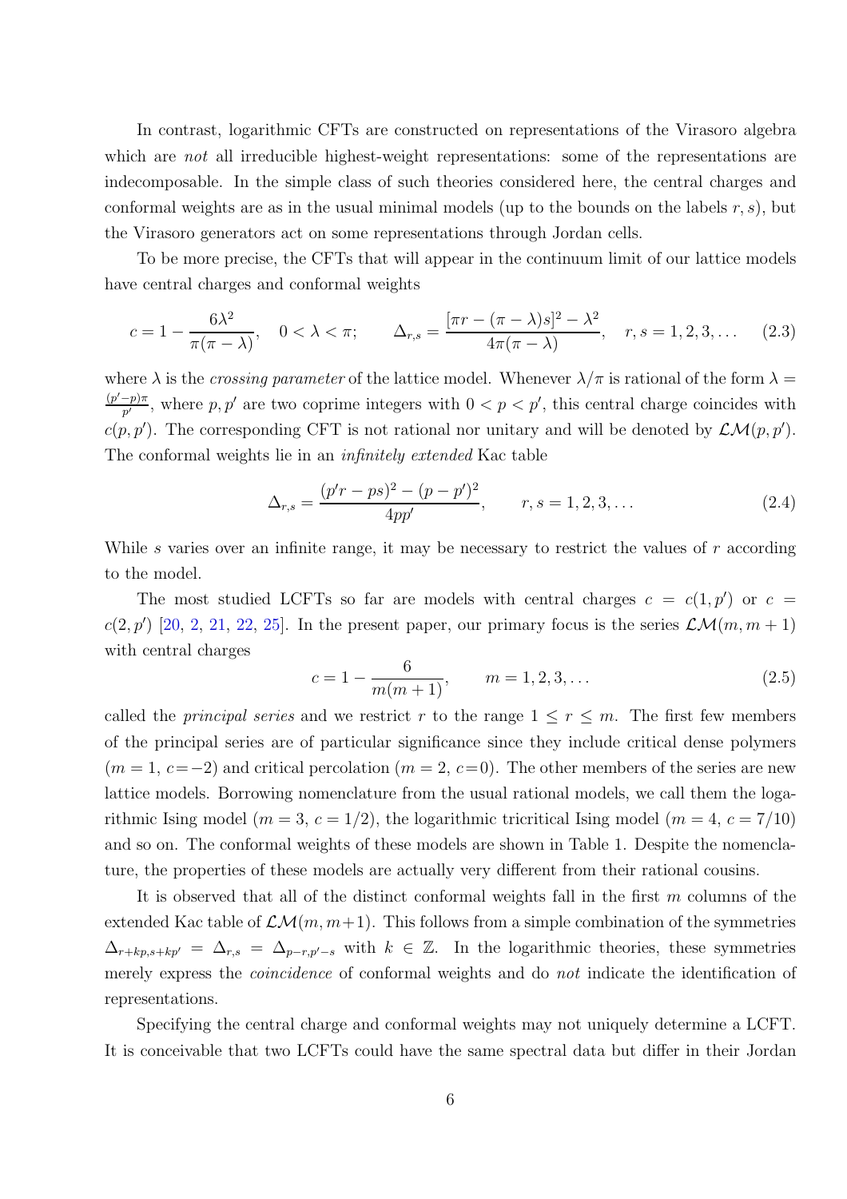In contrast, logarithmic CFTs are constructed on representations of the Virasoro algebra which are *not* all irreducible highest-weight representations: some of the representations are indecomposable. In the simple class of such theories considered here, the central charges and conformal weights are as in the usual minimal models (up to the bounds on the labels $r, s$), but the Virasoro generators act on some representations through Jordan cells.

To be more precise, the CFTs that will appear in the continuum limit of our lattice models have central charges and conformal weights

$$c = 1 - \frac{6\lambda^2}{\pi(\pi-\lambda)}, \quad 0 < \lambda < \pi; \qquad \Delta_{r,s} = \frac{[\pi r - (\pi-\lambda)s]^2 - \lambda^2}{4\pi(\pi-\lambda)}, \quad r, s = 1, 2, 3, \ldots \tag{2.3}$$

where $\lambda$ is the *crossing parameter* of the lattice model. Whenever $\lambda/\pi$ is rational of the form $\lambda = \frac{(p'-p)\pi}{p'}$, where $p, p'$ are two coprime integers with $0 < p < p'$, this central charge coincides with $c(p, p')$. The corresponding CFT is not rational nor unitary and will be denoted by $\mathcal{LM}(p, p')$. The conformal weights lie in an *infinitely extended* Kac table

$$\Delta_{r,s} = \frac{(p'r - ps)^2 - (p - p')^2}{4pp'}, \qquad r, s = 1, 2, 3, \ldots \tag{2.4}$$

While $s$ varies over an infinite range, it may be necessary to restrict the values of $r$ according to the model.

The most studied LCFTs so far are models with central charges $c = c(1, p')$ or $c = c(2, p')$ [20, 2, 21, 22, 25]. In the present paper, our primary focus is the series $\mathcal{LM}(m, m+1)$ with central charges

$$c = 1 - \frac{6}{m(m+1)}, \qquad m = 1, 2, 3, \ldots \tag{2.5}$$

called the *principal series* and we restrict $r$ to the range $1 \leq r \leq m$. The first few members of the principal series are of particular significance since they include critical dense polymers ($m = 1$, $c = -2$) and critical percolation ($m = 2$, $c = 0$). The other members of the series are new lattice models. Borrowing nomenclature from the usual rational models, we call them the logarithmic Ising model ($m = 3$, $c = 1/2$), the logarithmic tricritical Ising model ($m = 4$, $c = 7/10$) and so on. The conformal weights of these models are shown in Table 1. Despite the nomenclature, the properties of these models are actually very different from their rational cousins.

It is observed that all of the distinct conformal weights fall in the first $m$ columns of the extended Kac table of $\mathcal{LM}(m, m+1)$. This follows from a simple combination of the symmetries $\Delta_{r+kp, s+kp'} = \Delta_{r,s} = \Delta_{p-r, p'-s}$ with $k \in \mathbb{Z}$. In the logarithmic theories, these symmetries merely express the *coincidence* of conformal weights and do *not* indicate the identification of representations.

Specifying the central charge and conformal weights may not uniquely determine a LCFT. It is conceivable that two LCFTs could have the same spectral data but differ in their Jordan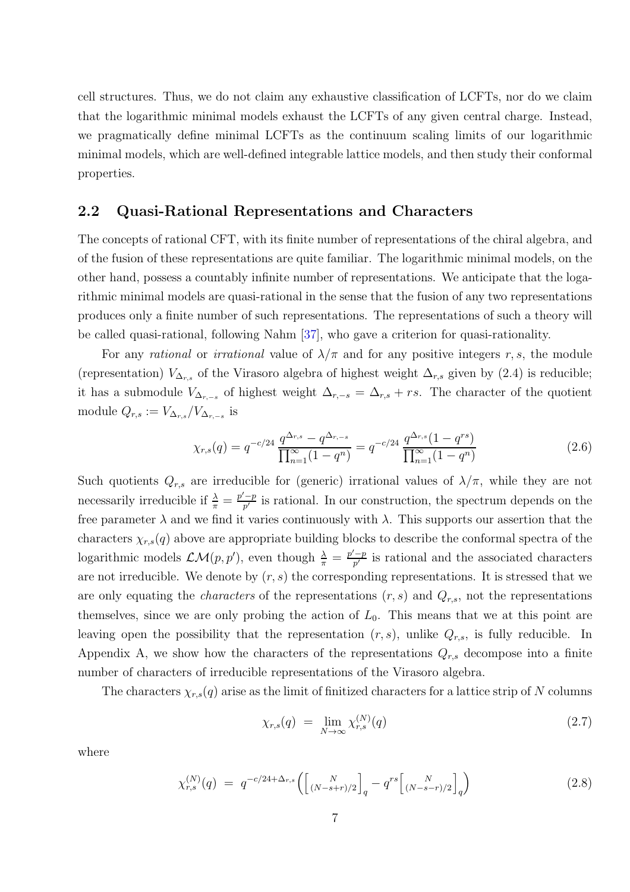cell structures. Thus, we do not claim any exhaustive classification of LCFTs, nor do we claim that the logarithmic minimal models exhaust the LCFTs of any given central charge. Instead, we pragmatically define minimal LCFTs as the continuum scaling limits of our logarithmic minimal models, which are well-defined integrable lattice models, and then study their conformal properties.

## 2.2 Quasi-Rational Representations and Characters

The concepts of rational CFT, with its finite number of representations of the chiral algebra, and of the fusion of these representations are quite familiar. The logarithmic minimal models, on the other hand, possess a countably infinite number of representations. We anticipate that the logarithmic minimal models are quasi-rational in the sense that the fusion of any two representations produces only a finite number of such representations. The representations of such a theory will be called quasi-rational, following Nahm [37], who gave a criterion for quasi-rationality.

For any *rational* or *irrational* value of $\lambda/\pi$ and for any positive integers $r, s$, the module (representation) $V_{\Delta_{r,s}}$ of the Virasoro algebra of highest weight $\Delta_{r,s}$ given by (2.4) is reducible; it has a submodule $V_{\Delta_{r,-s}}$ of highest weight $\Delta_{r,-s} = \Delta_{r,s} + rs$. The character of the quotient module $Q_{r,s} := V_{\Delta_{r,s}}/V_{\Delta_{r,-s}}$ is

$$\chi_{r,s}(q) = q^{-c/24}\,\frac{q^{\Delta_{r,s}} - q^{\Delta_{r,-s}}}{\prod_{n=1}^{\infty}(1-q^n)} = q^{-c/24}\,\frac{q^{\Delta_{r,s}}(1-q^{rs})}{\prod_{n=1}^{\infty}(1-q^n)} \tag{2.6}$$

Such quotients $Q_{r,s}$ are irreducible for (generic) irrational values of $\lambda/\pi$, while they are not necessarily irreducible if $\frac{\lambda}{\pi} = \frac{p'-p}{p'}$ is rational. In our construction, the spectrum depends on the free parameter $\lambda$ and we find it varies continuously with $\lambda$. This supports our assertion that the characters $\chi_{r,s}(q)$ above are appropriate building blocks to describe the conformal spectra of the logarithmic models $\mathcal{LM}(p,p')$, even though $\frac{\lambda}{\pi} = \frac{p'-p}{p'}$ is rational and the associated characters are not irreducible. We denote by $(r,s)$ the corresponding representations. It is stressed that we are only equating the *characters* of the representations $(r,s)$ and $Q_{r,s}$, not the representations themselves, since we are only probing the action of $L_0$. This means that we at this point are leaving open the possibility that the representation $(r,s)$, unlike $Q_{r,s}$, is fully reducible. In Appendix A, we show how the characters of the representations $Q_{r,s}$ decompose into a finite number of characters of irreducible representations of the Virasoro algebra.

The characters $\chi_{r,s}(q)$ arise as the limit of finitized characters for a lattice strip of $N$ columns

$$\chi_{r,s}(q) \;=\; \lim_{N\to\infty} \chi_{r,s}^{(N)}(q) \tag{2.7}$$

where

$$\chi_{r,s}^{(N)}(q) \;=\; q^{-c/24+\Delta_{r,s}}\left(\begin{bmatrix} N \\ (N-s+r)/2 \end{bmatrix}_q - q^{rs}\begin{bmatrix} N \\ (N-s-r)/2 \end{bmatrix}_q\right) \tag{2.8}$$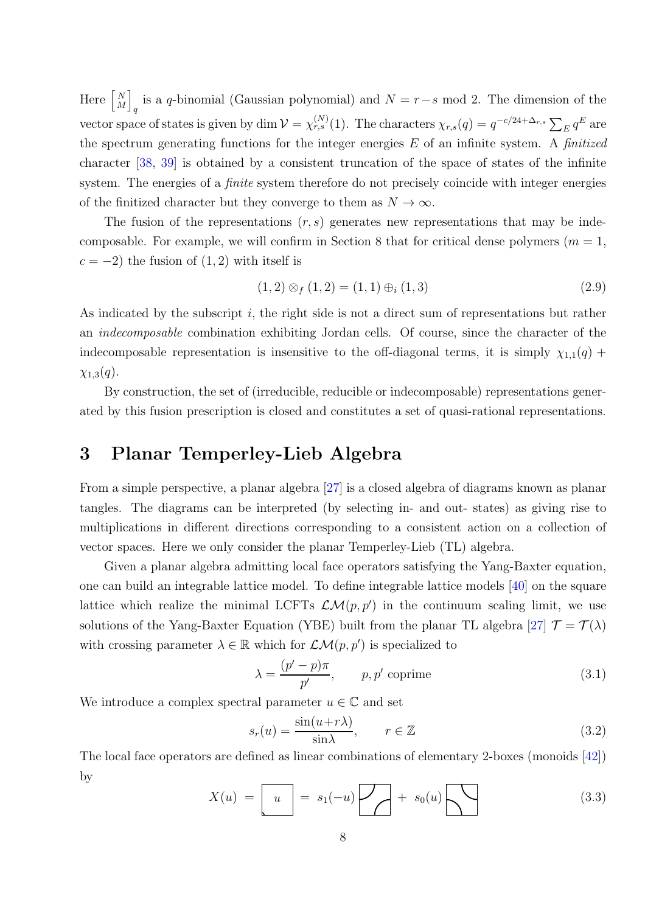Here $\left[ {N \atop M} \right]_q$ is a $q$-binomial (Gaussian polynomial) and $N = r-s \bmod 2$. The dimension of the vector space of states is given by $\dim \mathcal{V} = \chi_{r,s}^{(N)}(1)$. The characters $\chi_{r,s}(q) = q^{-c/24+\Delta_{r,s}} \sum_E q^E$ are the spectrum generating functions for the integer energies $E$ of an infinite system. A *finitized* character [38, 39] is obtained by a consistent truncation of the space of states of the infinite system. The energies of a *finite* system therefore do not precisely coincide with integer energies of the finitized character but they converge to them as $N \to \infty$.

The fusion of the representations $(r, s)$ generates new representations that may be indecomposable. For example, we will confirm in Section 8 that for critical dense polymers ($m = 1$, $c = -2$) the fusion of $(1, 2)$ with itself is

$$(1, 2) \otimes_f (1, 2) = (1, 1) \oplus_i (1, 3) \tag{2.9}$$

As indicated by the subscript $i$, the right side is not a direct sum of representations but rather an *indecomposable* combination exhibiting Jordan cells. Of course, since the character of the indecomposable representation is insensitive to the off-diagonal terms, it is simply $\chi_{1,1}(q) + \chi_{1,3}(q)$.

By construction, the set of (irreducible, reducible or indecomposable) representations generated by this fusion prescription is closed and constitutes a set of quasi-rational representations.

# 3 Planar Temperley-Lieb Algebra

From a simple perspective, a planar algebra [27] is a closed algebra of diagrams known as planar tangles. The diagrams can be interpreted (by selecting in- and out- states) as giving rise to multiplications in different directions corresponding to a consistent action on a collection of vector spaces. Here we only consider the planar Temperley-Lieb (TL) algebra.

Given a planar algebra admitting local face operators satisfying the Yang-Baxter equation, one can build an integrable lattice model. To define integrable lattice models [40] on the square lattice which realize the minimal LCFTs $\mathcal{LM}(p, p')$ in the continuum scaling limit, we use solutions of the Yang-Baxter Equation (YBE) built from the planar TL algebra [27] $\mathcal{T} = \mathcal{T}(\lambda)$ with crossing parameter $\lambda \in \mathbb{R}$ which for $\mathcal{LM}(p, p')$ is specialized to

$$\lambda = \frac{(p'-p)\pi}{p'}, \qquad p, p' \text{ coprime} \tag{3.1}$$

We introduce a complex spectral parameter $u \in \mathbb{C}$ and set

$$s_r(u) = \frac{\sin(u+r\lambda)}{\sin\lambda}, \qquad r \in \mathbb{Z} \tag{3.2}$$

The local face operators are defined as linear combinations of elementary 2-boxes (monoids [42]) by

$$X(u) \;=\; \boxed{\;u\;} \;=\; s_1(-u) \,[\text{2-box}]\; + \; s_0(u)\,[\text{2-box}] \tag{3.3}$$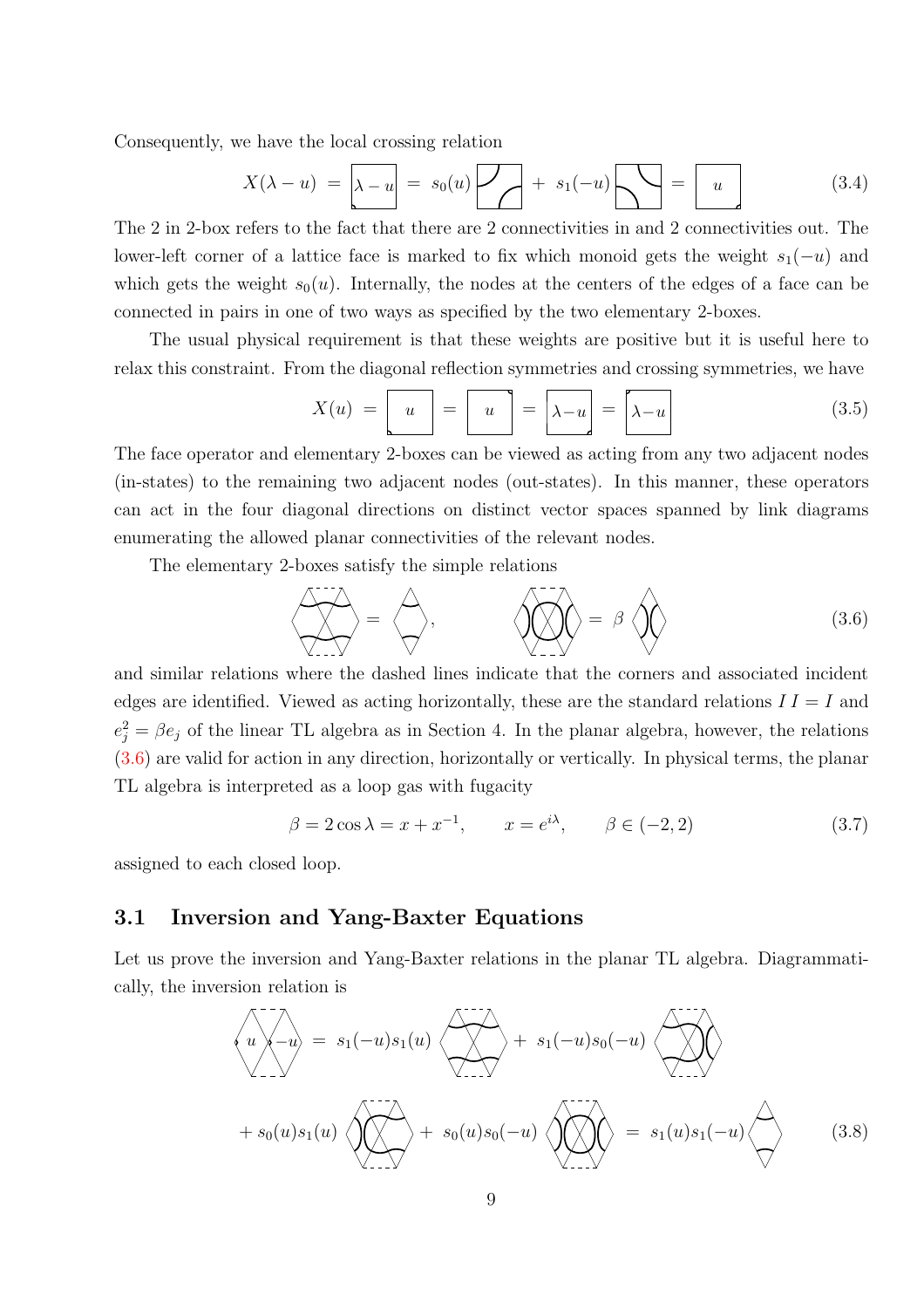Consequently, we have the local crossing relation

$$X(\lambda - u) \;=\; \boxed{\lambda - u} \;=\; s_0(u) \; \boxed{\phantom{u}} \;+\; s_1(-u) \; \boxed{\phantom{u}} \;=\; \boxed{u} \tag{3.4}$$

The 2 in 2-box refers to the fact that there are 2 connectivities in and 2 connectivities out. The lower-left corner of a lattice face is marked to fix which monoid gets the weight $s_1(-u)$ and which gets the weight $s_0(u)$. Internally, the nodes at the centers of the edges of a face can be connected in pairs in one of two ways as specified by the two elementary 2-boxes.

The usual physical requirement is that these weights are positive but it is useful here to relax this constraint. From the diagonal reflection symmetries and crossing symmetries, we have

$$X(u) \;=\; \boxed{u} \;=\; \boxed{u} \;=\; \boxed{\lambda - u} \;=\; \boxed{\lambda - u} \tag{3.5}$$

The face operator and elementary 2-boxes can be viewed as acting from any two adjacent nodes (in-states) to the remaining two adjacent nodes (out-states). In this manner, these operators can act in the four diagonal directions on distinct vector spaces spanned by link diagrams enumerating the allowed planar connectivities of the relevant nodes.

The elementary 2-boxes satisfy the simple relations

$$\text{[diagram]} \;=\; \text{[diagram]}, \qquad \text{[diagram]} \;=\; \beta \; \text{[diagram]} \tag{3.6}$$

and similar relations where the dashed lines indicate that the corners and associated incident edges are identified. Viewed as acting horizontally, these are the standard relations $I\,I = I$ and $e_j^2 = \beta e_j$ of the linear TL algebra as in Section 4. In the planar algebra, however, the relations (3.6) are valid for action in any direction, horizontally or vertically. In physical terms, the planar TL algebra is interpreted as a loop gas with fugacity

$$\beta = 2\cos\lambda = x + x^{-1}, \qquad x = e^{i\lambda}, \qquad \beta \in (-2, 2) \tag{3.7}$$

assigned to each closed loop.

## 3.1 Inversion and Yang-Baxter Equations

Let us prove the inversion and Yang-Baxter relations in the planar TL algebra. Diagrammatically, the inversion relation is

$$\text{[diagram: } u \,|\, -u \text{]} \;=\; s_1(-u)s_1(u)\; \text{[diagram]} \;+\; s_1(-u)s_0(-u)\; \text{[diagram]}$$

$$+\; s_0(u)s_1(u)\; \text{[diagram]} \;+\; s_0(u)s_0(-u)\; \text{[diagram]} \;=\; s_1(u)s_1(-u)\; \text{[diagram]} \tag{3.8}$$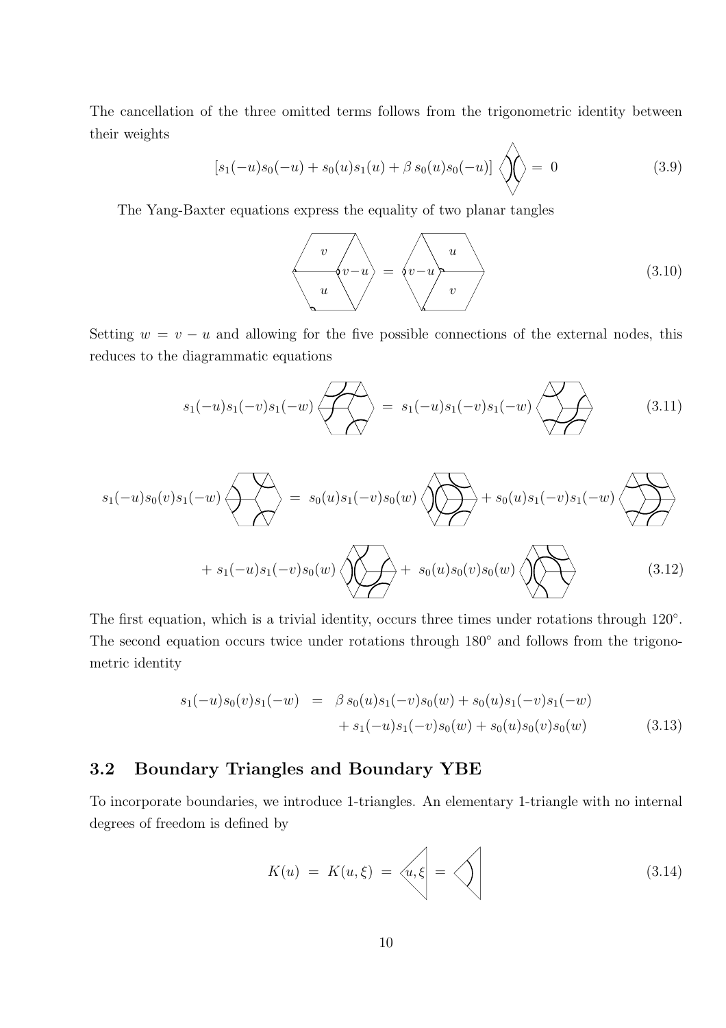The cancellation of the three omitted terms follows from the trigonometric identity between their weights

$$[s_1(-u)s_0(-u) + s_0(u)s_1(u) + \beta\, s_0(u)s_0(-u)] \quad = \; 0 \tag{3.9}$$

The Yang-Baxter equations express the equality of two planar tangles

$$\quad = \quad \tag{3.10}$$

Setting $w = v - u$ and allowing for the five possible connections of the external nodes, this reduces to the diagrammatic equations

$$s_1(-u)s_1(-v)s_1(-w) \quad = \; s_1(-u)s_1(-v)s_1(-w) \tag{3.11}$$

$$s_1(-u)s_0(v)s_1(-w) \quad = \; s_0(u)s_1(-v)s_0(w) \quad + s_0(u)s_1(-v)s_1(-w)$$

$$+ \, s_1(-u)s_1(-v)s_0(w) \quad + \; s_0(u)s_0(v)s_0(w) \tag{3.12}$$

The first equation, which is a trivial identity, occurs three times under rotations through 120°. The second equation occurs twice under rotations through 180° and follows from the trigonometric identity

$$\begin{aligned} s_1(-u)s_0(v)s_1(-w) \; &= \; \beta\, s_0(u)s_1(-v)s_0(w) + s_0(u)s_1(-v)s_1(-w) \\ &\quad + s_1(-u)s_1(-v)s_0(w) + s_0(u)s_0(v)s_0(w) \end{aligned} \tag{3.13}$$

## 3.2 Boundary Triangles and Boundary YBE

To incorporate boundaries, we introduce 1-triangles. An elementary 1-triangle with no internal degrees of freedom is defined by

$$K(u) \; = \; K(u,\xi) \; = \; \quad = \tag{3.14}$$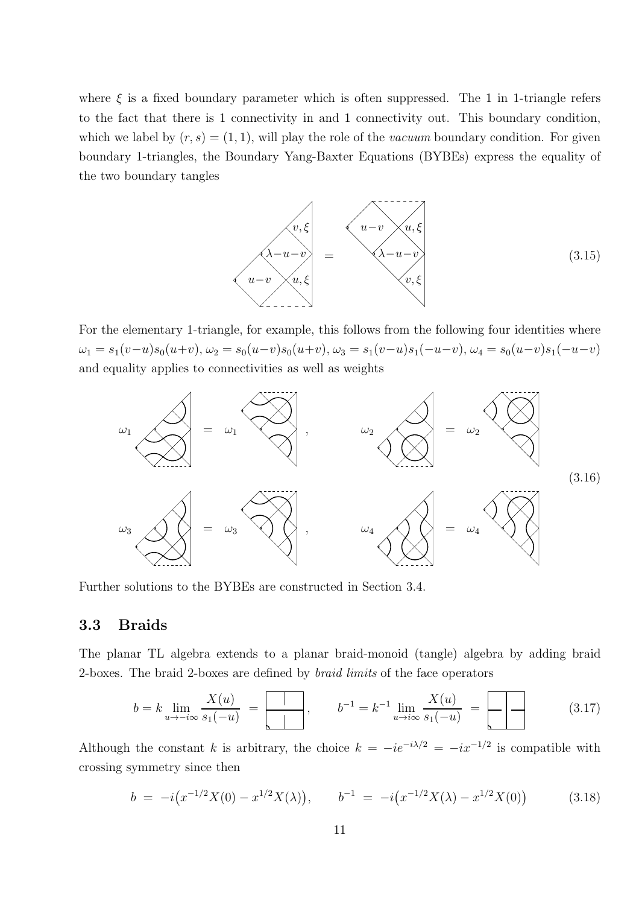where $\xi$ is a fixed boundary parameter which is often suppressed. The 1 in 1-triangle refers to the fact that there is 1 connectivity in and 1 connectivity out. This boundary condition, which we label by $(r,s)=(1,1)$, will play the role of the *vacuum* boundary condition. For given boundary 1-triangles, the Boundary Yang-Baxter Equations (BYBEs) express the equality of the two boundary tangles

$$\text{(3.15)}$$

For the elementary 1-triangle, for example, this follows from the following four identities where $\omega_1=s_1(v-u)s_0(u+v)$, $\omega_2=s_0(u-v)s_0(u+v)$, $\omega_3=s_1(v-u)s_1(-u-v)$, $\omega_4=s_0(u-v)s_1(-u-v)$ and equality applies to connectivities as well as weights

$$\text{(3.16)}$$

Further solutions to the BYBEs are constructed in Section 3.4.

### 3.3 Braids

The planar TL algebra extends to a planar braid-monoid (tangle) algebra by adding braid 2-boxes. The braid 2-boxes are defined by *braid limits* of the face operators

$$b=k\lim_{u\to -i\infty}\frac{X(u)}{s_1(-u)}, \qquad b^{-1}=k^{-1}\lim_{u\to i\infty}\frac{X(u)}{s_1(-u)} \tag{3.17}$$

Although the constant $k$ is arbitrary, the choice $k=-ie^{-i\lambda/2}=-ix^{-1/2}$ is compatible with crossing symmetry since then

$$b\;=\;-i\big(x^{-1/2}X(0)-x^{1/2}X(\lambda)\big), \qquad b^{-1}\;=\;-i\big(x^{-1/2}X(\lambda)-x^{1/2}X(0)\big) \tag{3.18}$$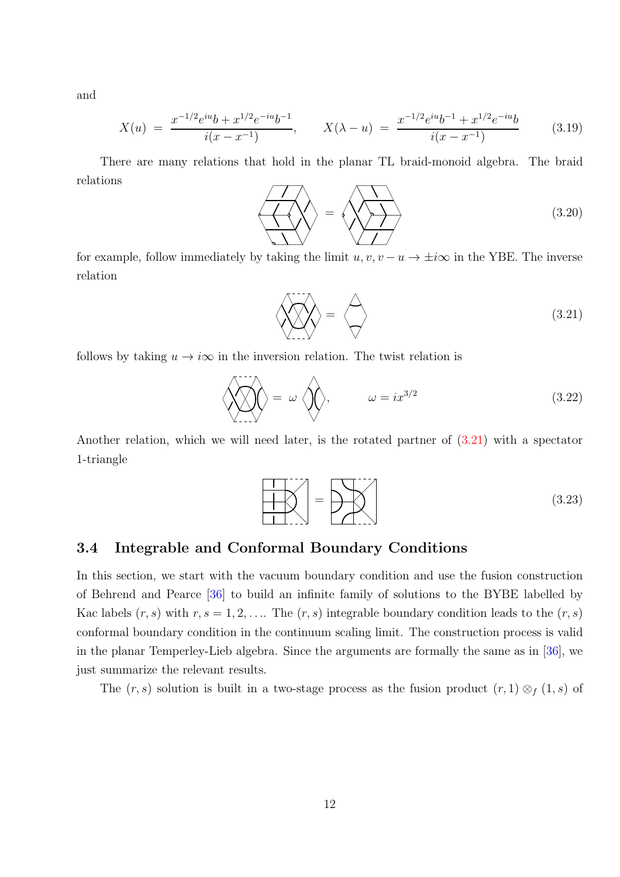and

$$X(u) = \frac{x^{-1/2}e^{iu}b + x^{1/2}e^{-iu}b^{-1}}{i(x - x^{-1})}, \qquad X(\lambda - u) = \frac{x^{-1/2}e^{iu}b^{-1} + x^{1/2}e^{-iu}b}{i(x - x^{-1})} \tag{3.19}$$

There are many relations that hold in the planar TL braid-monoid algebra. The braid relations

(3.20)

for example, follow immediately by taking the limit $u, v, v - u \to \pm i\infty$ in the YBE. The inverse relation

(3.21)

follows by taking $u \to i\infty$ in the inversion relation. The twist relation is

$$= \omega \qquad \omega = ix^{3/2} \tag{3.22}$$

Another relation, which we will need later, is the rotated partner of (3.21) with a spectator 1-triangle

(3.23)

## 3.4 Integrable and Conformal Boundary Conditions

In this section, we start with the vacuum boundary condition and use the fusion construction of Behrend and Pearce [36] to build an infinite family of solutions to the BYBE labelled by Kac labels $(r, s)$ with $r, s = 1, 2, \ldots$. The $(r, s)$ integrable boundary condition leads to the $(r, s)$ conformal boundary condition in the continuum scaling limit. The construction process is valid in the planar Temperley-Lieb algebra. Since the arguments are formally the same as in [36], we just summarize the relevant results.

The $(r, s)$ solution is built in a two-stage process as the fusion product $(r, 1) \otimes_f (1, s)$ of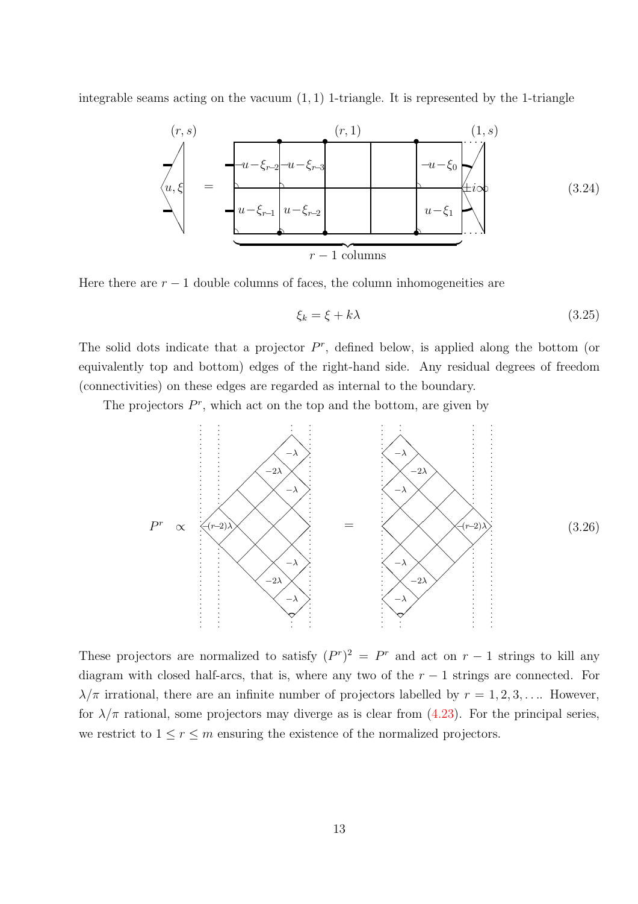integrable seams acting on the vacuum $(1,1)$ 1-triangle. It is represented by the 1-triangle

$$(3.24)$$

Here there are $r-1$ double columns of faces, the column inhomogeneities are

$$\xi_k = \xi + k\lambda \tag{3.25}$$

The solid dots indicate that a projector $P^r$, defined below, is applied along the bottom (or equivalently top and bottom) edges of the right-hand side. Any residual degrees of freedom (connectivities) on these edges are regarded as internal to the boundary.

The projectors $P^r$, which act on the top and the bottom, are given by

$$(3.26)$$

These projectors are normalized to satisfy $(P^r)^2 = P^r$ and act on $r-1$ strings to kill any diagram with closed half-arcs, that is, where any two of the $r-1$ strings are connected. For $\lambda/\pi$ irrational, there are an infinite number of projectors labelled by $r = 1, 2, 3, \ldots$. However, for $\lambda/\pi$ rational, some projectors may diverge as is clear from (4.23). For the principal series, we restrict to $1 \le r \le m$ ensuring the existence of the normalized projectors.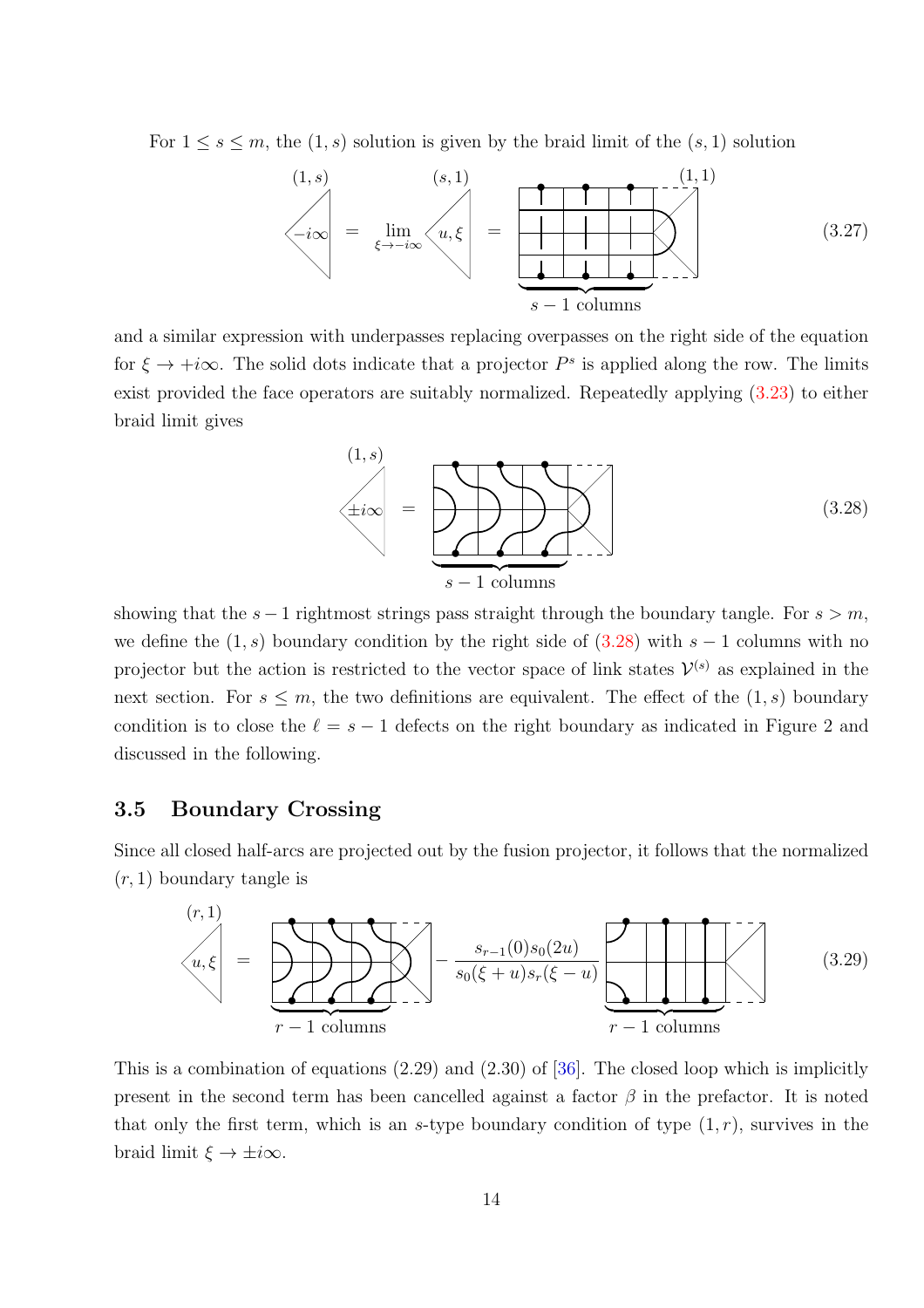For $1 \le s \le m$, the $(1,s)$ solution is given by the braid limit of the $(s,1)$ solution

$$\text{(3.27)}$$

and a similar expression with underpasses replacing overpasses on the right side of the equation for $\xi \to +i\infty$. The solid dots indicate that a projector $P^s$ is applied along the row. The limits exist provided the face operators are suitably normalized. Repeatedly applying (3.23) to either braid limit gives

$$\text{(3.28)}$$

showing that the $s-1$ rightmost strings pass straight through the boundary tangle. For $s > m$, we define the $(1,s)$ boundary condition by the right side of (3.28) with $s-1$ columns with no projector but the action is restricted to the vector space of link states $\mathcal{V}^{(s)}$ as explained in the next section. For $s \le m$, the two definitions are equivalent. The effect of the $(1,s)$ boundary condition is to close the $\ell = s-1$ defects on the right boundary as indicated in Figure 2 and discussed in the following.

### 3.5 Boundary Crossing

Since all closed half-arcs are projected out by the fusion projector, it follows that the normalized $(r,1)$ boundary tangle is

$$\text{(3.29)} \quad \ldots - \frac{s_{r-1}(0)s_0(2u)}{s_0(\xi+u)s_r(\xi-u)} \ldots$$

This is a combination of equations (2.29) and (2.30) of [36]. The closed loop which is implicitly present in the second term has been cancelled against a factor $\beta$ in the prefactor. It is noted that only the first term, which is an $s$-type boundary condition of type $(1,r)$, survives in the braid limit $\xi \to \pm i\infty$.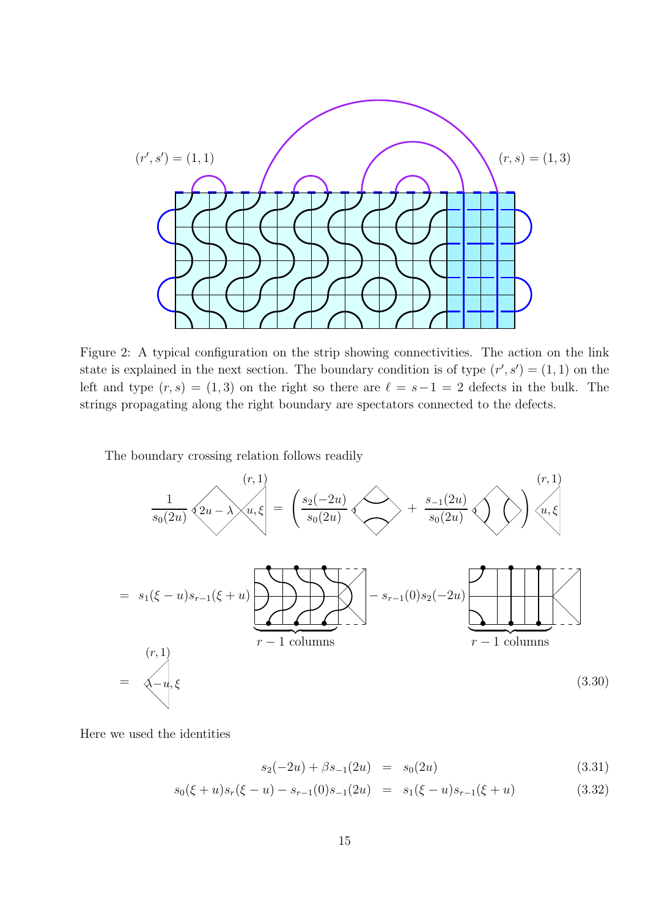Figure 2: A typical configuration on the strip showing connectivities. The action on the link state is explained in the next section. The boundary condition is of type $(r', s') = (1, 1)$ on the left and type $(r, s) = (1, 3)$ on the right so there are $\ell = s - 1 = 2$ defects in the bulk. The strings propagating along the right boundary are spectators connected to the defects.

The boundary crossing relation follows readily

$$\frac{1}{s_0(2u)} \;[2u-\lambda]\;[u,\xi]^{(r,1)} = \left( \frac{s_2(-2u)}{s_0(2u)} [\,\cdot\,] + \frac{s_{-1}(2u)}{s_0(2u)} [\,\cdot\,] \right) [u,\xi]^{(r,1)}$$

$$= s_1(\xi - u)s_{r-1}(\xi + u) \underbrace{[\,\cdots\,]}_{r-1 \text{ columns}} - s_{r-1}(0)s_2(-2u) \underbrace{[\,\cdots\,]}_{r-1 \text{ columns}}$$

$$= [\lambda - u, \xi]^{(r,1)} \tag{3.30}$$

Here we used the identities

$$s_2(-2u) + \beta s_{-1}(2u) \;\; = \;\; s_0(2u) \tag{3.31}$$

$$s_0(\xi + u)s_r(\xi - u) - s_{r-1}(0)s_{-1}(2u) \;\; = \;\; s_1(\xi - u)s_{r-1}(\xi + u) \tag{3.32}$$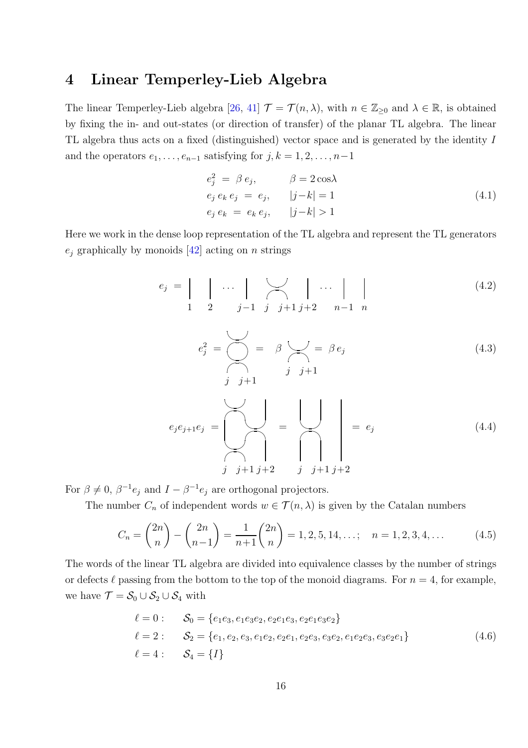## 4 Linear Temperley-Lieb Algebra

The linear Temperley-Lieb algebra [26, 41] $\mathcal{T} = \mathcal{T}(n,\lambda)$, with $n \in \mathbb{Z}_{\geq 0}$ and $\lambda \in \mathbb{R}$, is obtained by fixing the in- and out-states (or direction of transfer) of the planar TL algebra. The linear TL algebra thus acts on a fixed (distinguished) vector space and is generated by the identity $I$ and the operators $e_1, \ldots, e_{n-1}$ satisfying for $j, k = 1, 2, \ldots, n-1$

$$
\begin{aligned}
e_j^2 &= \beta\, e_j, &\qquad \beta = 2\cos\lambda \\
e_j\, e_k\, e_j &= e_j, &\qquad |j-k| = 1 \\
e_j\, e_k &= e_k\, e_j, &\qquad |j-k| > 1
\end{aligned}
\tag{4.1}
$$

Here we work in the dense loop representation of the TL algebra and represent the TL generators $e_j$ graphically by monoids [42] acting on $n$ strings

$$
e_j = \Big| \;\; \Big| \;\cdots\; \Big| \;\; \underset{j \;\; j+1}{\asymp} \;\; \Big| \;\cdots\; \Big| \;\; \Big| \qquad (\text{strings } 1,\, 2,\, \ldots,\, j-1,\, j,\, j+1,\, j+2,\, \ldots,\, n-1,\, n)
\tag{4.2}
$$

$$
e_j^2 = \underset{j \;\; j+1}{(\text{diagram})} = \beta \underset{j \;\; j+1}{\asymp} = \beta\, e_j
\tag{4.3}
$$

$$
e_j e_{j+1} e_j = \underset{j \;\; j+1 \; j+2}{(\text{diagram})} = \underset{j \;\; j+1 \; j+2}{(\text{diagram})} = e_j
\tag{4.4}
$$

For $\beta \neq 0$, $\beta^{-1}e_j$ and $I - \beta^{-1}e_j$ are orthogonal projectors.

The number $C_n$ of independent words $w \in \mathcal{T}(n,\lambda)$ is given by the Catalan numbers

$$
C_n = \binom{2n}{n} - \binom{2n}{n-1} = \frac{1}{n+1}\binom{2n}{n} = 1, 2, 5, 14, \ldots; \quad n = 1, 2, 3, 4, \ldots
\tag{4.5}
$$

The words of the linear TL algebra are divided into equivalence classes by the number of strings or defects $\ell$ passing from the bottom to the top of the monoid diagrams. For $n = 4$, for example, we have $\mathcal{T} = \mathcal{S}_0 \cup \mathcal{S}_2 \cup \mathcal{S}_4$ with

$$
\begin{aligned}
\ell = 0: &\qquad \mathcal{S}_0 = \{e_1e_3, e_1e_3e_2, e_2e_1e_3, e_2e_1e_3e_2\} \\
\ell = 2: &\qquad \mathcal{S}_2 = \{e_1, e_2, e_3, e_1e_2, e_2e_1, e_2e_3, e_3e_2, e_1e_2e_3, e_3e_2e_1\} \\
\ell = 4: &\qquad \mathcal{S}_4 = \{I\}
\end{aligned}
\tag{4.6}
$$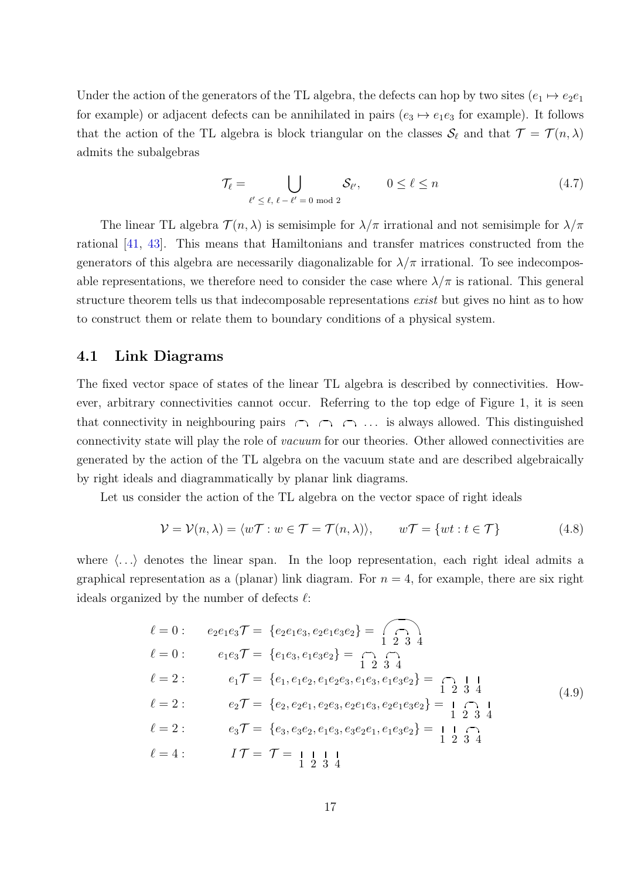Under the action of the generators of the TL algebra, the defects can hop by two sites ($e_1 \mapsto e_2 e_1$ for example) or adjacent defects can be annihilated in pairs ($e_3 \mapsto e_1 e_3$ for example). It follows that the action of the TL algebra is block triangular on the classes $\mathcal{S}_\ell$ and that $\mathcal{T} = \mathcal{T}(n,\lambda)$ admits the subalgebras

$$\mathcal{T}_\ell = \bigcup_{\ell' \leq \ell,\ \ell - \ell' = 0 \bmod 2} \mathcal{S}_{\ell'}, \qquad 0 \leq \ell \leq n \tag{4.7}$$

The linear TL algebra $\mathcal{T}(n,\lambda)$ is semisimple for $\lambda/\pi$ irrational and not semisimple for $\lambda/\pi$ rational [41, 43]. This means that Hamiltonians and transfer matrices constructed from the generators of this algebra are necessarily diagonalizable for $\lambda/\pi$ irrational. To see indecomposable representations, we therefore need to consider the case where $\lambda/\pi$ is rational. This general structure theorem tells us that indecomposable representations *exist* but gives no hint as to how to construct them or relate them to boundary conditions of a physical system.

## 4.1 Link Diagrams

The fixed vector space of states of the linear TL algebra is described by connectivities. However, arbitrary connectivities cannot occur. Referring to the top edge of Figure 1, it is seen that connectivity in neighbouring pairs $\frown\ \frown\ \frown\ \ldots$ is always allowed. This distinguished connectivity state will play the role of *vacuum* for our theories. Other allowed connectivities are generated by the action of the TL algebra on the vacuum state and are described algebraically by right ideals and diagrammatically by planar link diagrams.

Let us consider the action of the TL algebra on the vector space of right ideals

$$\mathcal{V} = \mathcal{V}(n,\lambda) = \langle w\mathcal{T} : w \in \mathcal{T} = \mathcal{T}(n,\lambda)\rangle, \qquad w\mathcal{T} = \{wt : t \in \mathcal{T}\} \tag{4.8}$$

where $\langle \ldots \rangle$ denotes the linear span. In the loop representation, each right ideal admits a graphical representation as a (planar) link diagram. For $n = 4$, for example, there are six right ideals organized by the number of defects $\ell$:

$$\begin{aligned}
\ell = 0: &\quad e_2e_1e_3\mathcal{T} = \{e_2e_1e_3, e_2e_1e_3e_2\} = \text{(1–4 linked, 2–3 linked)}\\
\ell = 0: &\quad e_1e_3\mathcal{T} = \{e_1e_3, e_1e_3e_2\} = \text{(1–2 linked, 3–4 linked)}\\
\ell = 2: &\quad e_1\mathcal{T} = \{e_1, e_1e_2, e_1e_2e_3, e_1e_3, e_1e_3e_2\} = \text{(1–2 linked; 3, 4 defects)}\\
\ell = 2: &\quad e_2\mathcal{T} = \{e_2, e_2e_1, e_2e_3, e_2e_1e_3, e_2e_1e_3e_2\} = \text{(2–3 linked; 1, 4 defects)}\\
\ell = 2: &\quad e_3\mathcal{T} = \{e_3, e_3e_2, e_1e_3, e_3e_2e_1, e_1e_3e_2\} = \text{(3–4 linked; 1, 2 defects)}\\
\ell = 4: &\quad I\,\mathcal{T} = \mathcal{T} = \text{(1, 2, 3, 4 defects)}
\end{aligned} \tag{4.9}$$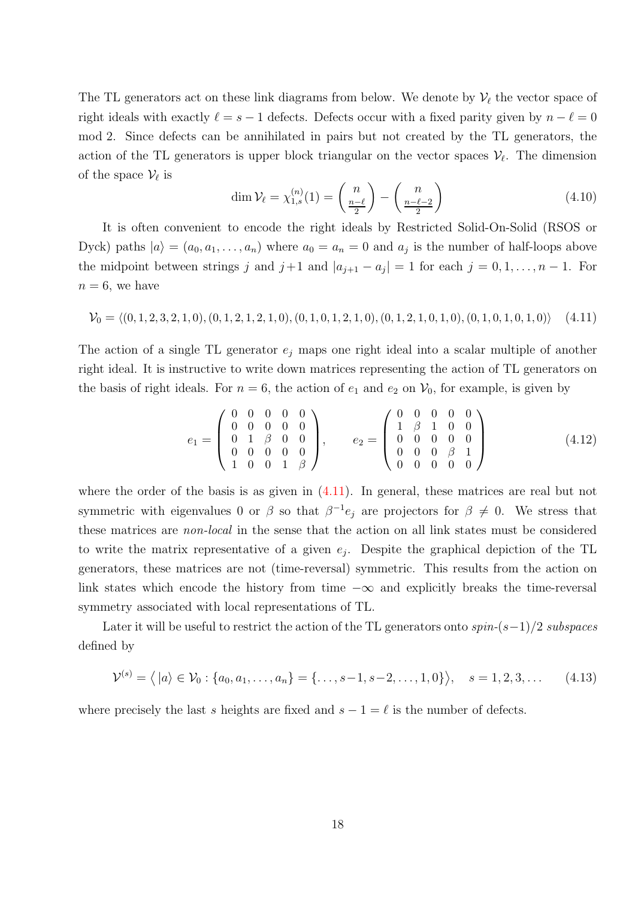The TL generators act on these link diagrams from below. We denote by $\mathcal{V}_\ell$ the vector space of right ideals with exactly $\ell = s-1$ defects. Defects occur with a fixed parity given by $n-\ell = 0$ mod 2. Since defects can be annihilated in pairs but not created by the TL generators, the action of the TL generators is upper block triangular on the vector spaces $\mathcal{V}_\ell$. The dimension of the space $\mathcal{V}_\ell$ is

$$\dim \mathcal{V}_\ell = \chi_{1,s}^{(n)}(1) = \binom{n}{\frac{n-\ell}{2}} - \binom{n}{\frac{n-\ell-2}{2}} \tag{4.10}$$

It is often convenient to encode the right ideals by Restricted Solid-On-Solid (RSOS or Dyck) paths $|a\rangle = (a_0, a_1, \ldots, a_n)$ where $a_0 = a_n = 0$ and $a_j$ is the number of half-loops above the midpoint between strings $j$ and $j+1$ and $|a_{j+1} - a_j| = 1$ for each $j = 0, 1, \ldots, n-1$. For $n = 6$, we have

$$\mathcal{V}_0 = \langle (0,1,2,3,2,1,0), (0,1,2,1,2,1,0), (0,1,0,1,2,1,0), (0,1,2,1,0,1,0), (0,1,0,1,0,1,0) \rangle \tag{4.11}$$

The action of a single TL generator $e_j$ maps one right ideal into a scalar multiple of another right ideal. It is instructive to write down matrices representing the action of TL generators on the basis of right ideals. For $n = 6$, the action of $e_1$ and $e_2$ on $\mathcal{V}_0$, for example, is given by

$$e_1 = \begin{pmatrix} 0 & 0 & 0 & 0 & 0 \\ 0 & 0 & 0 & 0 & 0 \\ 0 & 1 & \beta & 0 & 0 \\ 0 & 0 & 0 & 0 & 0 \\ 1 & 0 & 0 & 1 & \beta \end{pmatrix}, \qquad e_2 = \begin{pmatrix} 0 & 0 & 0 & 0 & 0 \\ 1 & \beta & 1 & 0 & 0 \\ 0 & 0 & 0 & 0 & 0 \\ 0 & 0 & 0 & \beta & 1 \\ 0 & 0 & 0 & 0 & 0 \end{pmatrix} \tag{4.12}$$

where the order of the basis is as given in (4.11). In general, these matrices are real but not symmetric with eigenvalues 0 or $\beta$ so that $\beta^{-1}e_j$ are projectors for $\beta \neq 0$. We stress that these matrices are *non-local* in the sense that the action on all link states must be considered to write the matrix representative of a given $e_j$. Despite the graphical depiction of the TL generators, these matrices are not (time-reversal) symmetric. This results from the action on link states which encode the history from time $-\infty$ and explicitly breaks the time-reversal symmetry associated with local representations of TL.

Later it will be useful to restrict the action of the TL generators onto *spin-*$(s-1)/2$ *subspaces* defined by

$$\mathcal{V}^{(s)} = \big\langle\, |a\rangle \in \mathcal{V}_0 : \{a_0, a_1, \ldots, a_n\} = \{\ldots, s-1, s-2, \ldots, 1, 0\} \big\rangle, \quad s = 1, 2, 3, \ldots \tag{4.13}$$

where precisely the last $s$ heights are fixed and $s - 1 = \ell$ is the number of defects.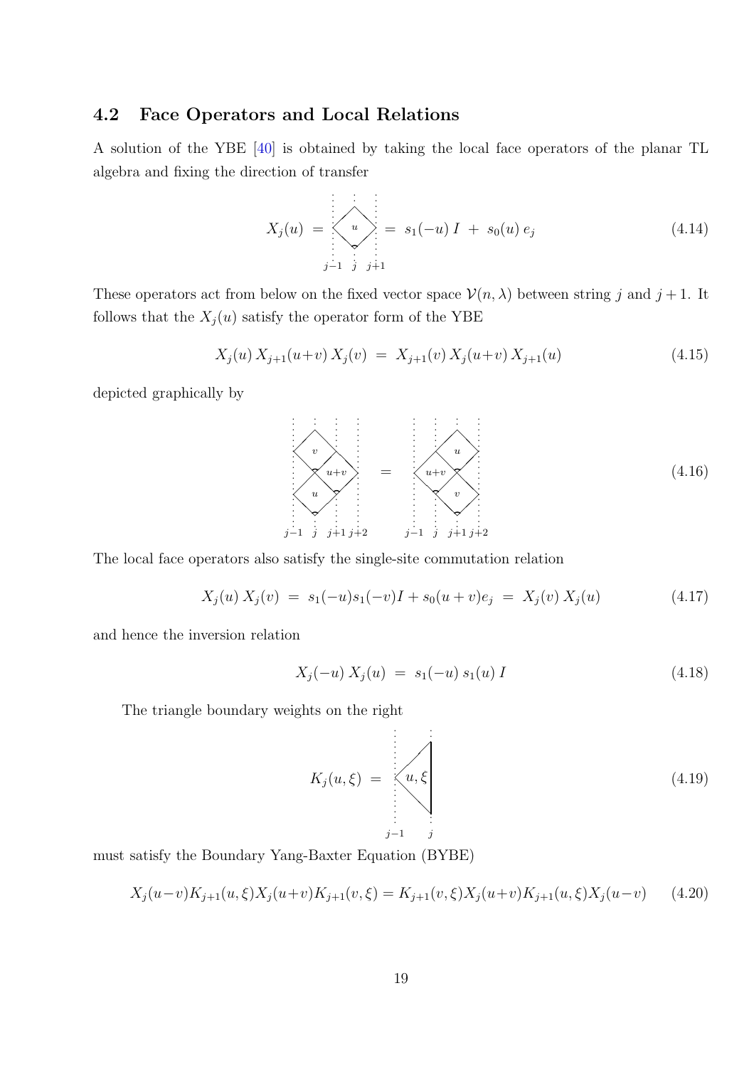## 4.2 Face Operators and Local Relations

A solution of the YBE [40] is obtained by taking the local face operators of the planar TL algebra and fixing the direction of transfer

$$X_j(u) \;=\; \boxed{u}_{\,j-1\;\;j\;\;j+1} \;=\; s_1(-u)\,I \;+\; s_0(u)\,e_j \tag{4.14}$$

These operators act from below on the fixed vector space $\mathcal{V}(n,\lambda)$ between string $j$ and $j+1$. It follows that the $X_j(u)$ satisfy the operator form of the YBE

$$X_j(u)\,X_{j+1}(u{+}v)\,X_j(v) \;=\; X_{j+1}(v)\,X_j(u{+}v)\,X_{j+1}(u) \tag{4.15}$$

depicted graphically by

$$\text{(diagram)} \tag{4.16}$$

The local face operators also satisfy the single-site commutation relation

$$X_j(u)\,X_j(v) \;=\; s_1(-u)s_1(-v)I + s_0(u+v)e_j \;=\; X_j(v)\,X_j(u) \tag{4.17}$$

and hence the inversion relation

$$X_j(-u)\,X_j(u) \;=\; s_1(-u)\,s_1(u)\,I \tag{4.18}$$

The triangle boundary weights on the right

$$K_j(u,\xi) \;=\; \text{(diagram)}_{\,j-1\;\;j} \tag{4.19}$$

must satisfy the Boundary Yang-Baxter Equation (BYBE)

$$X_j(u{-}v)K_{j+1}(u,\xi)X_j(u{+}v)K_{j+1}(v,\xi) = K_{j+1}(v,\xi)X_j(u{+}v)K_{j+1}(u,\xi)X_j(u{-}v) \tag{4.20}$$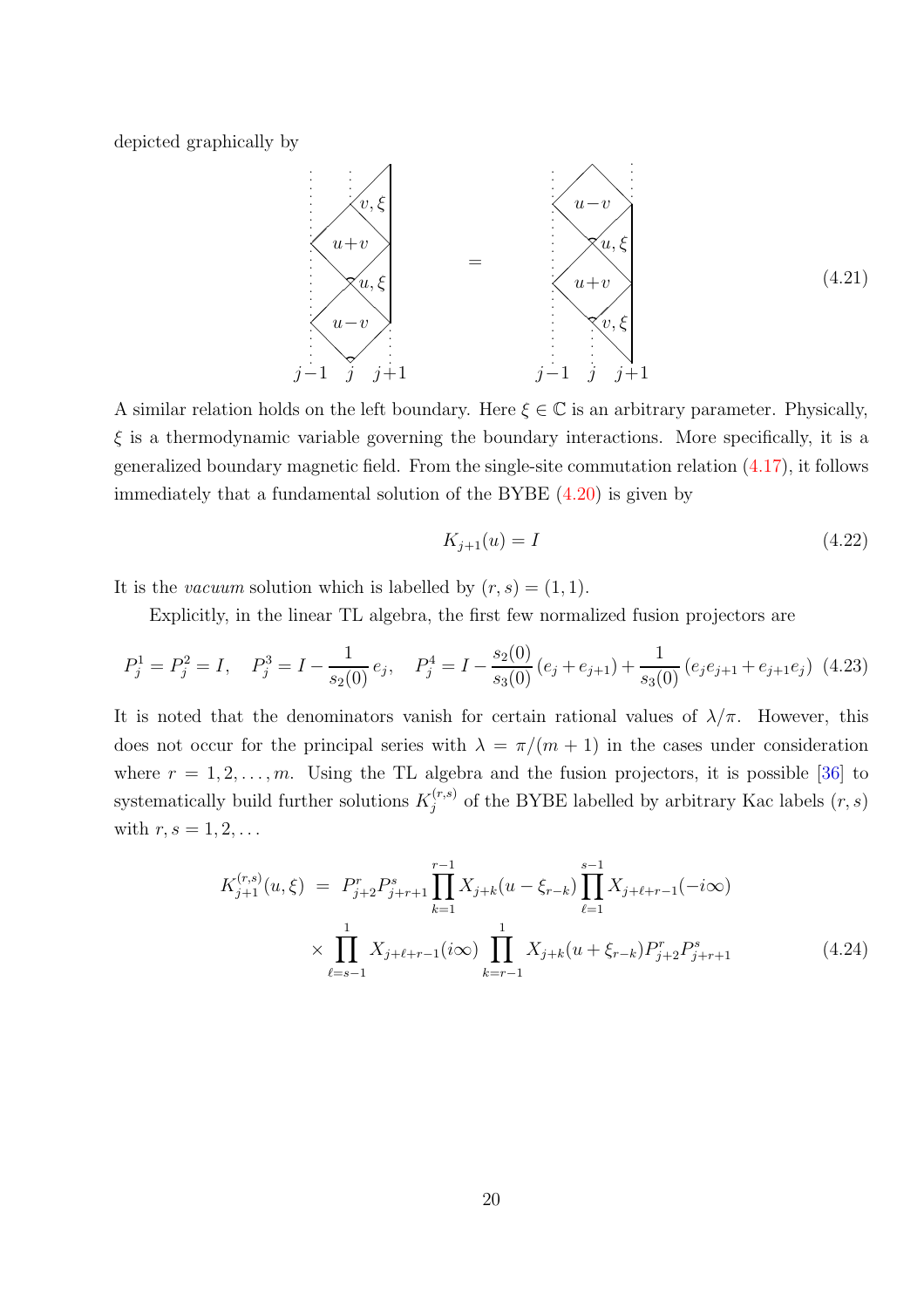depicted graphically by

$$
\text{[diagram: left side with faces } v,\xi;\ u+v;\ u,\xi;\ u-v \text{ at positions } j-1,\ j,\ j+1\text{]} \quad = \quad \text{[diagram: right side with faces } u-v;\ u,\xi;\ u+v;\ v,\xi \text{ at positions } j-1,\ j,\ j+1\text{]} \tag{4.21}
$$

A similar relation holds on the left boundary. Here $\xi \in \mathbb{C}$ is an arbitrary parameter. Physically, $\xi$ is a thermodynamic variable governing the boundary interactions. More specifically, it is a generalized boundary magnetic field. From the single-site commutation relation (4.17), it follows immediately that a fundamental solution of the BYBE (4.20) is given by

$$
K_{j+1}(u) = I \tag{4.22}
$$

It is the *vacuum* solution which is labelled by $(r, s) = (1, 1)$.

Explicitly, in the linear TL algebra, the first few normalized fusion projectors are

$$
P^1_j = P^2_j = I, \quad P^3_j = I - \frac{1}{s_2(0)}\, e_j, \quad P^4_j = I - \frac{s_2(0)}{s_3(0)}\,(e_j + e_{j+1}) + \frac{1}{s_3(0)}\,(e_j e_{j+1} + e_{j+1} e_j) \tag{4.23}
$$

It is noted that the denominators vanish for certain rational values of $\lambda/\pi$. However, this does not occur for the principal series with $\lambda = \pi/(m+1)$ in the cases under consideration where $r = 1, 2, \ldots, m$. Using the TL algebra and the fusion projectors, it is possible [36] to systematically build further solutions $K^{(r,s)}_j$ of the BYBE labelled by arbitrary Kac labels $(r, s)$ with $r, s = 1, 2, \ldots$

$$
\begin{aligned}
K^{(r,s)}_{j+1}(u, \xi) \;=\; & P^r_{j+2} P^s_{j+r+1} \prod_{k=1}^{r-1} X_{j+k}(u - \xi_{r-k}) \prod_{\ell=1}^{s-1} X_{j+\ell+r-1}(-i\infty) \\
& \times \prod_{\ell=s-1}^{1} X_{j+\ell+r-1}(i\infty) \prod_{k=r-1}^{1} X_{j+k}(u + \xi_{r-k}) P^r_{j+2} P^s_{j+r+1}
\end{aligned} \tag{4.24}
$$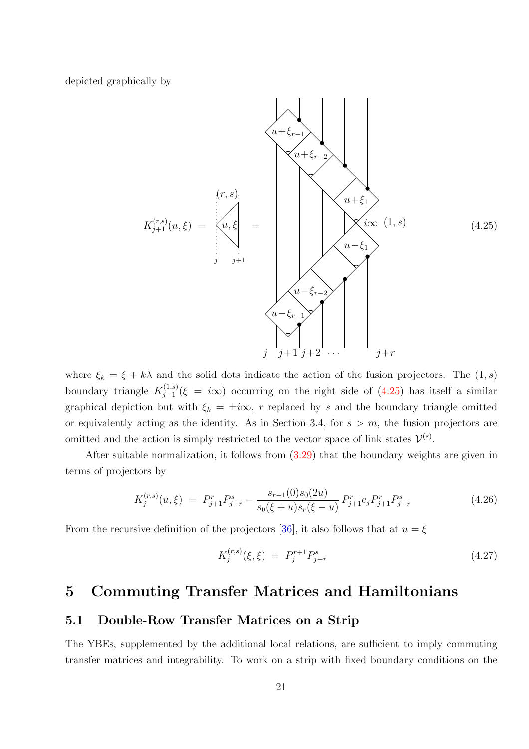depicted graphically by

$$K_{j+1}^{(r,s)}(u,\xi) \;=\; \quad (4.25)$$

where $\xi_k = \xi + k\lambda$ and the solid dots indicate the action of the fusion projectors. The $(1,s)$ boundary triangle $K_{j+1}^{(1,s)}(\xi = i\infty)$ occurring on the right side of (4.25) has itself a similar graphical depiction but with $\xi_k = \pm i\infty$, $r$ replaced by $s$ and the boundary triangle omitted or equivalently acting as the identity. As in Section 3.4, for $s > m$, the fusion projectors are omitted and the action is simply restricted to the vector space of link states $\mathcal{V}^{(s)}$.

After suitable normalization, it follows from (3.29) that the boundary weights are given in terms of projectors by

$$K_j^{(r,s)}(u,\xi) \;=\; P_{j+1}^r P_{j+r}^s - \frac{s_{r-1}(0)s_0(2u)}{s_0(\xi+u)s_r(\xi-u)}\, P_{j+1}^r e_j P_{j+1}^r P_{j+r}^s \tag{4.26}$$

From the recursive definition of the projectors [36], it also follows that at $u = \xi$

$$K_j^{(r,s)}(\xi,\xi) \;=\; P_j^{r+1} P_{j+r}^s \tag{4.27}$$

# 5 Commuting Transfer Matrices and Hamiltonians

## 5.1 Double-Row Transfer Matrices on a Strip

The YBEs, supplemented by the additional local relations, are sufficient to imply commuting transfer matrices and integrability. To work on a strip with fixed boundary conditions on the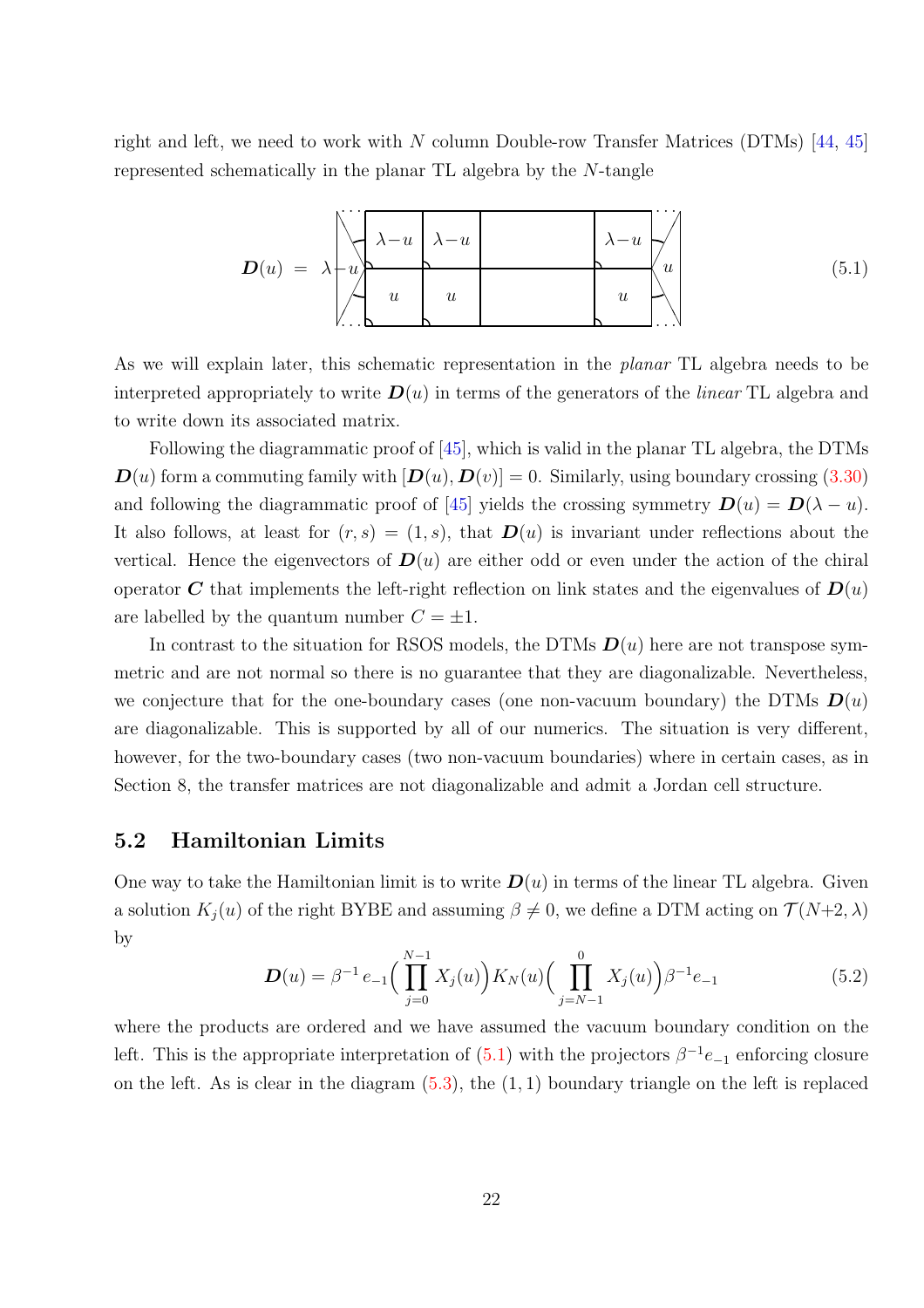right and left, we need to work with $N$ column Double-row Transfer Matrices (DTMs) [44, 45] represented schematically in the planar TL algebra by the $N$-tangle

$$\boldsymbol{D}(u) \;=\; \lambda - u \quad \begin{array}{|c|c|c|c|} \hline \lambda-u & \lambda-u & & \lambda-u \\ \hline u & u & & u \\ \hline \end{array} \quad u \tag{5.1}$$

As we will explain later, this schematic representation in the *planar* TL algebra needs to be interpreted appropriately to write $\boldsymbol{D}(u)$ in terms of the generators of the *linear* TL algebra and to write down its associated matrix.

Following the diagrammatic proof of [45], which is valid in the planar TL algebra, the DTMs $\boldsymbol{D}(u)$ form a commuting family with $[\boldsymbol{D}(u), \boldsymbol{D}(v)] = 0$. Similarly, using boundary crossing (3.30) and following the diagrammatic proof of [45] yields the crossing symmetry $\boldsymbol{D}(u) = \boldsymbol{D}(\lambda - u)$. It also follows, at least for $(r, s) = (1, s)$, that $\boldsymbol{D}(u)$ is invariant under reflections about the vertical. Hence the eigenvectors of $\boldsymbol{D}(u)$ are either odd or even under the action of the chiral operator $\boldsymbol{C}$ that implements the left-right reflection on link states and the eigenvalues of $\boldsymbol{D}(u)$ are labelled by the quantum number $C = \pm 1$.

In contrast to the situation for RSOS models, the DTMs $\boldsymbol{D}(u)$ here are not transpose symmetric and are not normal so there is no guarantee that they are diagonalizable. Nevertheless, we conjecture that for the one-boundary cases (one non-vacuum boundary) the DTMs $\boldsymbol{D}(u)$ are diagonalizable. This is supported by all of our numerics. The situation is very different, however, for the two-boundary cases (two non-vacuum boundaries) where in certain cases, as in Section 8, the transfer matrices are not diagonalizable and admit a Jordan cell structure.

## 5.2 Hamiltonian Limits

One way to take the Hamiltonian limit is to write $\boldsymbol{D}(u)$ in terms of the linear TL algebra. Given a solution $K_j(u)$ of the right BYBE and assuming $\beta \neq 0$, we define a DTM acting on $\mathcal{T}(N{+}2, \lambda)$ by

$$\boldsymbol{D}(u) = \beta^{-1}\, e_{-1}\Big(\prod_{j=0}^{N-1} X_j(u)\Big) K_N(u) \Big(\prod_{j=N-1}^{0} X_j(u)\Big)\beta^{-1} e_{-1} \tag{5.2}$$

where the products are ordered and we have assumed the vacuum boundary condition on the left. This is the appropriate interpretation of (5.1) with the projectors $\beta^{-1}e_{-1}$ enforcing closure on the left. As is clear in the diagram (5.3), the $(1, 1)$ boundary triangle on the left is replaced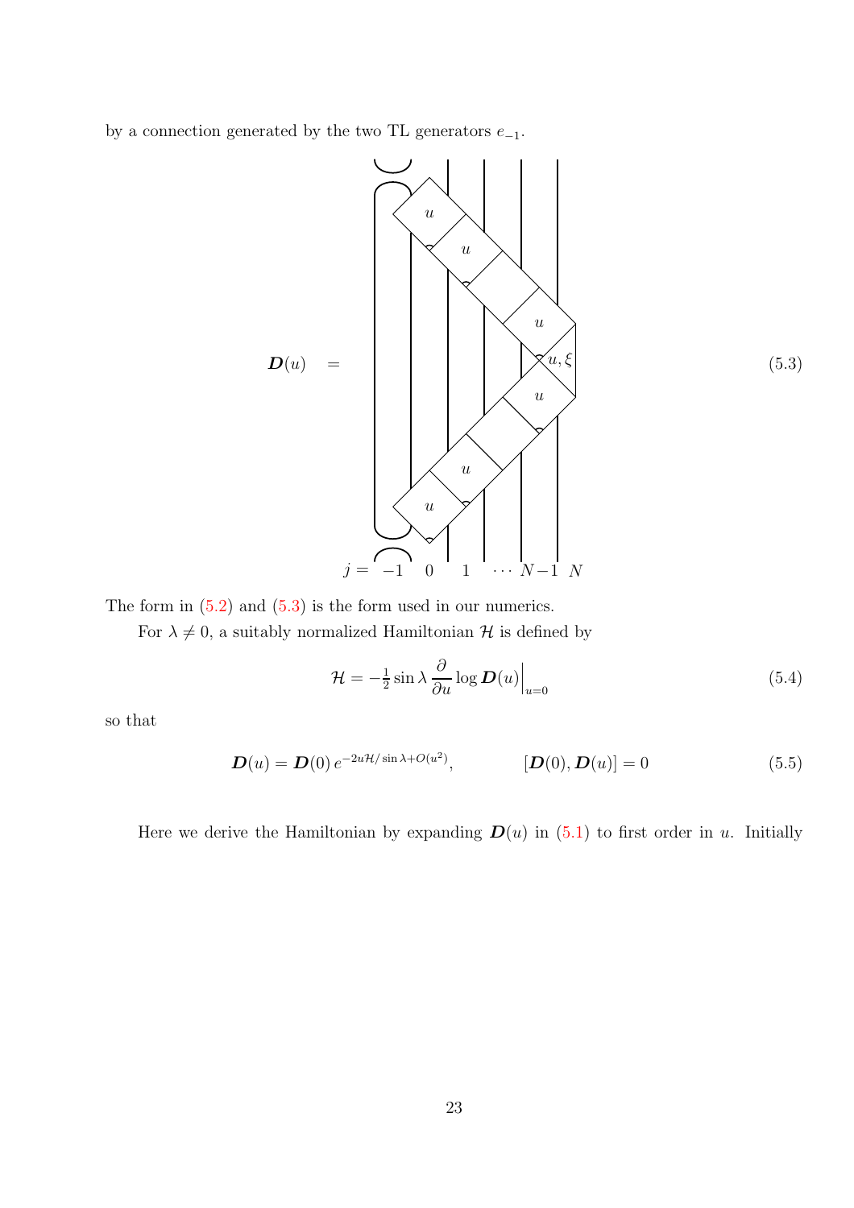by a connection generated by the two TL generators $e_{-1}$.

$$\boldsymbol{D}(u) \quad = \tag{5.3}$$

$j = \ -1 \quad 0 \quad 1 \quad \cdots \ N-1 \ \ N$

The form in (5.2) and (5.3) is the form used in our numerics.

For $\lambda \neq 0$, a suitably normalized Hamiltonian $\mathcal{H}$ is defined by

$$\mathcal{H} = -\tfrac{1}{2}\sin\lambda \,\frac{\partial}{\partial u}\log \boldsymbol{D}(u)\Big|_{u=0} \tag{5.4}$$

so that

$$\boldsymbol{D}(u) = \boldsymbol{D}(0)\, e^{-2u\mathcal{H}/\sin\lambda + O(u^2)}, \qquad\qquad [\boldsymbol{D}(0), \boldsymbol{D}(u)] = 0 \tag{5.5}$$

Here we derive the Hamiltonian by expanding $\boldsymbol{D}(u)$ in (5.1) to first order in $u$. Initially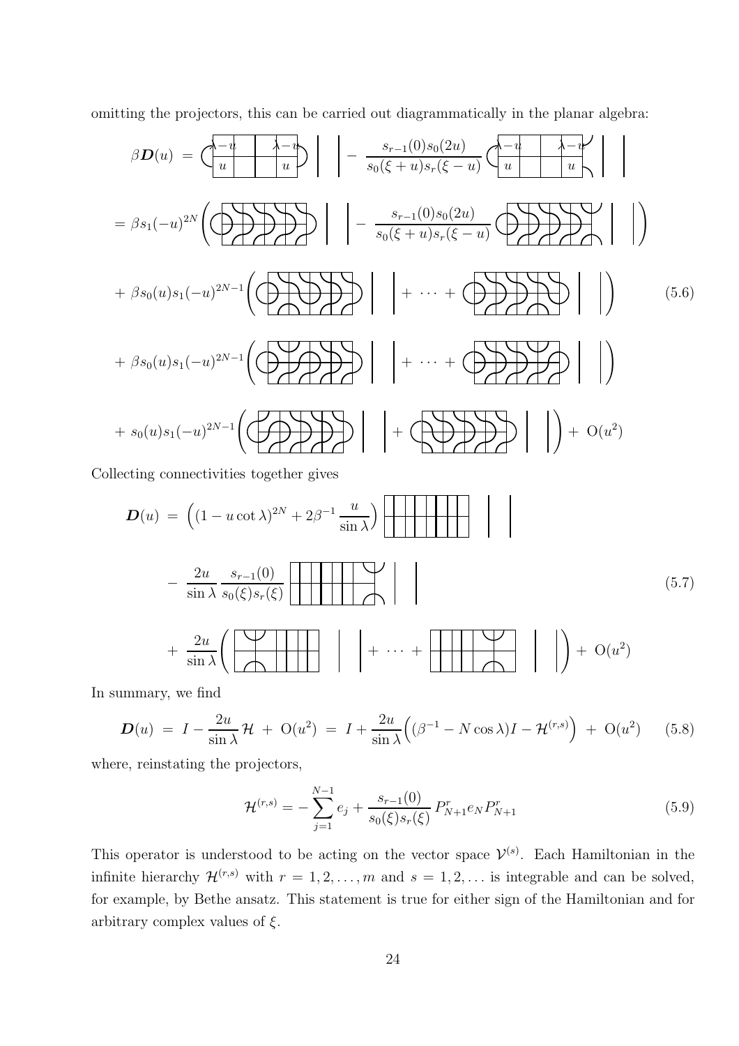omitting the projectors, this can be carried out diagrammatically in the planar algebra:

$$\beta \boldsymbol{D}(u) \;=\; [\text{diagram}] \;-\; \frac{s_{r-1}(0)s_0(2u)}{s_0(\xi+u)s_r(\xi-u)}\,[\text{diagram}]$$

$$= \beta s_1(-u)^{2N}\Big([\text{diagram}] \;-\; \frac{s_{r-1}(0)s_0(2u)}{s_0(\xi+u)s_r(\xi-u)}\,[\text{diagram}]\Big)$$

$$+\; \beta s_0(u)s_1(-u)^{2N-1}\Big([\text{diagram}] + \cdots + [\text{diagram}]\Big) \tag{5.6}$$

$$+\; \beta s_0(u)s_1(-u)^{2N-1}\Big([\text{diagram}] + \cdots + [\text{diagram}]\Big)$$

$$+\; s_0(u)s_1(-u)^{2N-1}\Big([\text{diagram}] + [\text{diagram}]\Big) \;+\; \mathrm{O}(u^2)$$

Collecting connectivities together gives

$$\boldsymbol{D}(u) \;=\; \Big((1-u\cot\lambda)^{2N} + 2\beta^{-1}\frac{u}{\sin\lambda}\Big)\,[\text{diagram}]$$

$$-\; \frac{2u}{\sin\lambda}\,\frac{s_{r-1}(0)}{s_0(\xi)s_r(\xi)}\,[\text{diagram}] \tag{5.7}$$

$$+\; \frac{2u}{\sin\lambda}\Big([\text{diagram}] + \cdots + [\text{diagram}]\Big) \;+\; \mathrm{O}(u^2)$$

In summary, we find

$$\boldsymbol{D}(u) \;=\; I - \frac{2u}{\sin\lambda}\,\mathcal{H} \;+\; \mathrm{O}(u^2) \;=\; I + \frac{2u}{\sin\lambda}\Big((\beta^{-1} - N\cos\lambda)I - \mathcal{H}^{(r,s)}\Big) \;+\; \mathrm{O}(u^2) \tag{5.8}$$

where, reinstating the projectors,

$$\mathcal{H}^{(r,s)} = -\sum_{j=1}^{N-1} e_j + \frac{s_{r-1}(0)}{s_0(\xi)s_r(\xi)}\,P_{N+1}^r e_N P_{N+1}^r \tag{5.9}$$

This operator is understood to be acting on the vector space $\mathcal{V}^{(s)}$. Each Hamiltonian in the infinite hierarchy $\mathcal{H}^{(r,s)}$ with $r = 1, 2, \ldots, m$ and $s = 1, 2, \ldots$ is integrable and can be solved, for example, by Bethe ansatz. This statement is true for either sign of the Hamiltonian and for arbitrary complex values of $\xi$.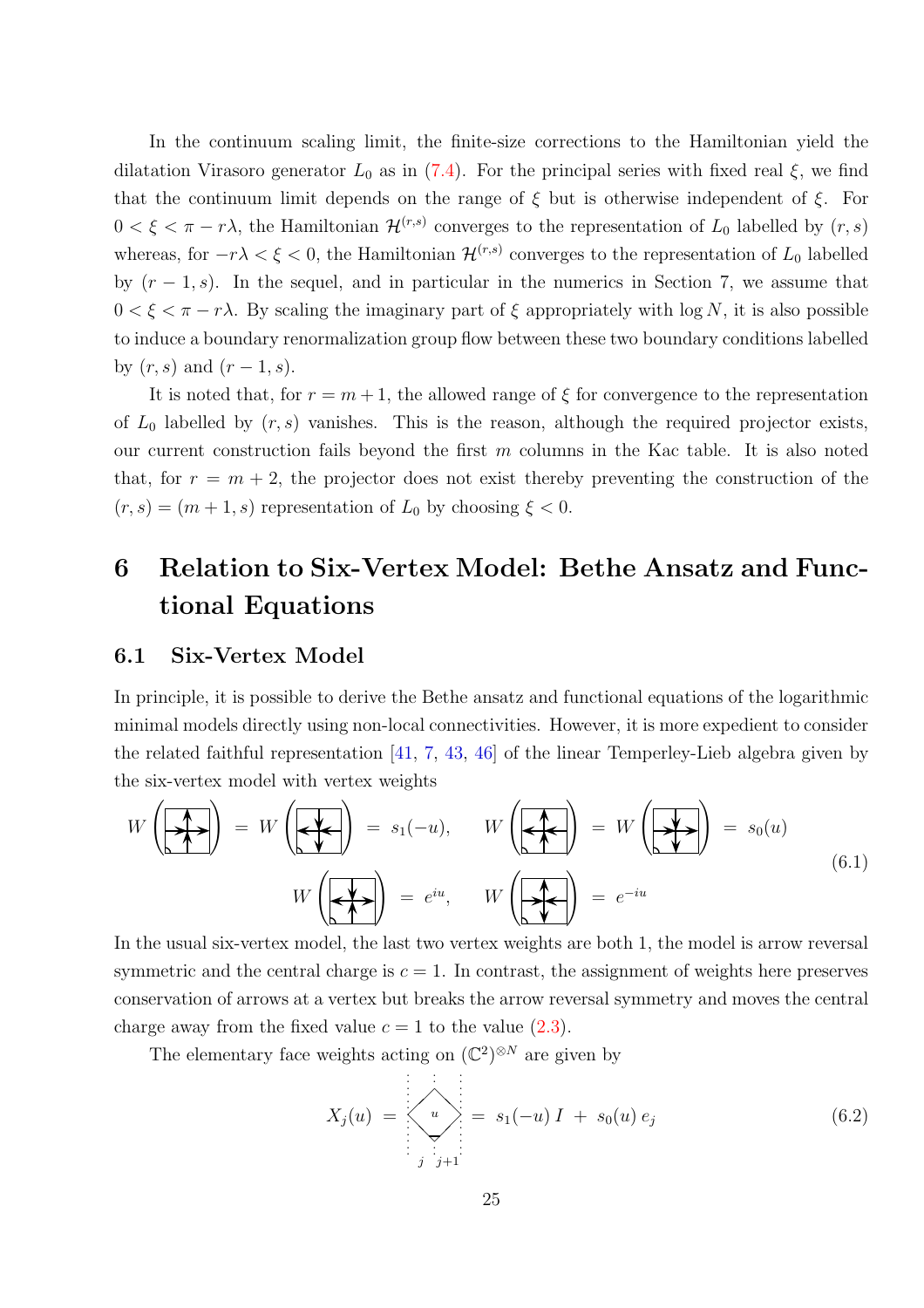In the continuum scaling limit, the finite-size corrections to the Hamiltonian yield the dilatation Virasoro generator $L_0$ as in (7.4). For the principal series with fixed real $\xi$, we find that the continuum limit depends on the range of $\xi$ but is otherwise independent of $\xi$. For $0 < \xi < \pi - r\lambda$, the Hamiltonian $\mathcal{H}^{(r,s)}$ converges to the representation of $L_0$ labelled by $(r, s)$ whereas, for $-r\lambda < \xi < 0$, the Hamiltonian $\mathcal{H}^{(r,s)}$ converges to the representation of $L_0$ labelled by $(r-1, s)$. In the sequel, and in particular in the numerics in Section 7, we assume that $0 < \xi < \pi - r\lambda$. By scaling the imaginary part of $\xi$ appropriately with $\log N$, it is also possible to induce a boundary renormalization group flow between these two boundary conditions labelled by $(r, s)$ and $(r-1, s)$.

It is noted that, for $r = m+1$, the allowed range of $\xi$ for convergence to the representation of $L_0$ labelled by $(r, s)$ vanishes. This is the reason, although the required projector exists, our current construction fails beyond the first $m$ columns in the Kac table. It is also noted that, for $r = m+2$, the projector does not exist thereby preventing the construction of the $(r, s) = (m+1, s)$ representation of $L_0$ by choosing $\xi < 0$.

# 6 Relation to Six-Vertex Model: Bethe Ansatz and Functional Equations

## 6.1 Six-Vertex Model

In principle, it is possible to derive the Bethe ansatz and functional equations of the logarithmic minimal models directly using non-local connectivities. However, it is more expedient to consider the related faithful representation [41, 7, 43, 46] of the linear Temperley-Lieb algebra given by the six-vertex model with vertex weights

$$W\left(\text{[vertex]}\right) = W\left(\text{[vertex]}\right) = s_1(-u), \qquad W\left(\text{[vertex]}\right) = W\left(\text{[vertex]}\right) = s_0(u)$$
$$W\left(\text{[vertex]}\right) = e^{iu}, \qquad W\left(\text{[vertex]}\right) = e^{-iu} \tag{6.1}$$

In the usual six-vertex model, the last two vertex weights are both 1, the model is arrow reversal symmetric and the central charge is $c = 1$. In contrast, the assignment of weights here preserves conservation of arrows at a vertex but breaks the arrow reversal symmetry and moves the central charge away from the fixed value $c = 1$ to the value (2.3).

The elementary face weights acting on $(\mathbb{C}^2)^{\otimes N}$ are given by

$$X_j(u) = \text{[face } u \text{ at } j, j+1] = s_1(-u)\, I \;+\; s_0(u)\, e_j \tag{6.2}$$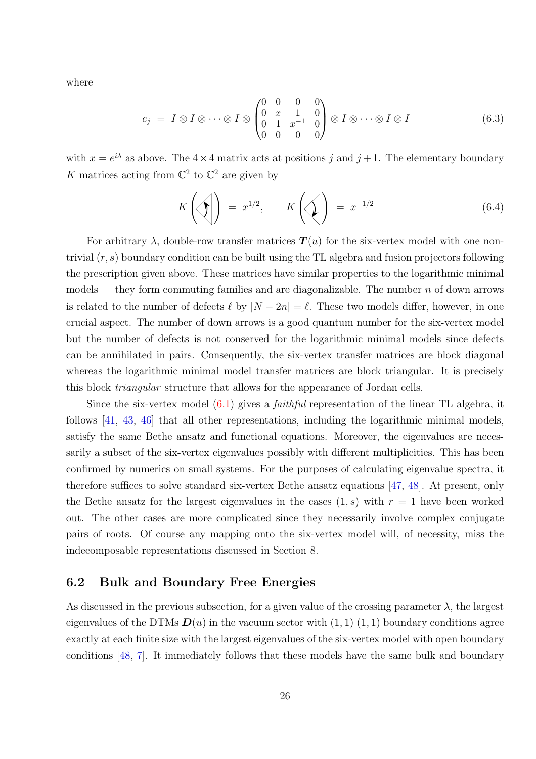where

$$
e_j \;=\; I\otimes I\otimes\cdots\otimes I\otimes \begin{pmatrix}0&0&0&0\\0&x&1&0\\0&1&x^{-1}&0\\0&0&0&0\end{pmatrix}\otimes I\otimes\cdots\otimes I\otimes I \tag{6.3}
$$

with $x=e^{i\lambda}$ as above. The $4\times 4$ matrix acts at positions $j$ and $j+1$. The elementary boundary $K$ matrices acting from $\mathbb{C}^2$ to $\mathbb{C}^2$ are given by

$$
K\left(\,\text{(up arrow)}\,\right) \;=\; x^{1/2}, \qquad K\left(\,\text{(down arrow)}\,\right) \;=\; x^{-1/2} \tag{6.4}
$$

For arbitrary $\lambda$, double-row transfer matrices $\boldsymbol{T}(u)$ for the six-vertex model with one non-trivial $(r,s)$ boundary condition can be built using the TL algebra and fusion projectors following the prescription given above. These matrices have similar properties to the logarithmic minimal models — they form commuting families and are diagonalizable. The number $n$ of down arrows is related to the number of defects $\ell$ by $|N-2n|=\ell$. These two models differ, however, in one crucial aspect. The number of down arrows is a good quantum number for the six-vertex model but the number of defects is not conserved for the logarithmic minimal models since defects can be annihilated in pairs. Consequently, the six-vertex transfer matrices are block diagonal whereas the logarithmic minimal model transfer matrices are block triangular. It is precisely this block *triangular* structure that allows for the appearance of Jordan cells.

Since the six-vertex model (6.1) gives a *faithful* representation of the linear TL algebra, it follows [41, 43, 46] that all other representations, including the logarithmic minimal models, satisfy the same Bethe ansatz and functional equations. Moreover, the eigenvalues are necessarily a subset of the six-vertex eigenvalues possibly with different multiplicities. This has been confirmed by numerics on small systems. For the purposes of calculating eigenvalue spectra, it therefore suffices to solve standard six-vertex Bethe ansatz equations [47, 48]. At present, only the Bethe ansatz for the largest eigenvalues in the cases $(1,s)$ with $r=1$ have been worked out. The other cases are more complicated since they necessarily involve complex conjugate pairs of roots. Of course any mapping onto the six-vertex model will, of necessity, miss the indecomposable representations discussed in Section 8.

## 6.2 Bulk and Boundary Free Energies

As discussed in the previous subsection, for a given value of the crossing parameter $\lambda$, the largest eigenvalues of the DTMs $\boldsymbol{D}(u)$ in the vacuum sector with $(1,1)|(1,1)$ boundary conditions agree exactly at each finite size with the largest eigenvalues of the six-vertex model with open boundary conditions [48, 7]. It immediately follows that these models have the same bulk and boundary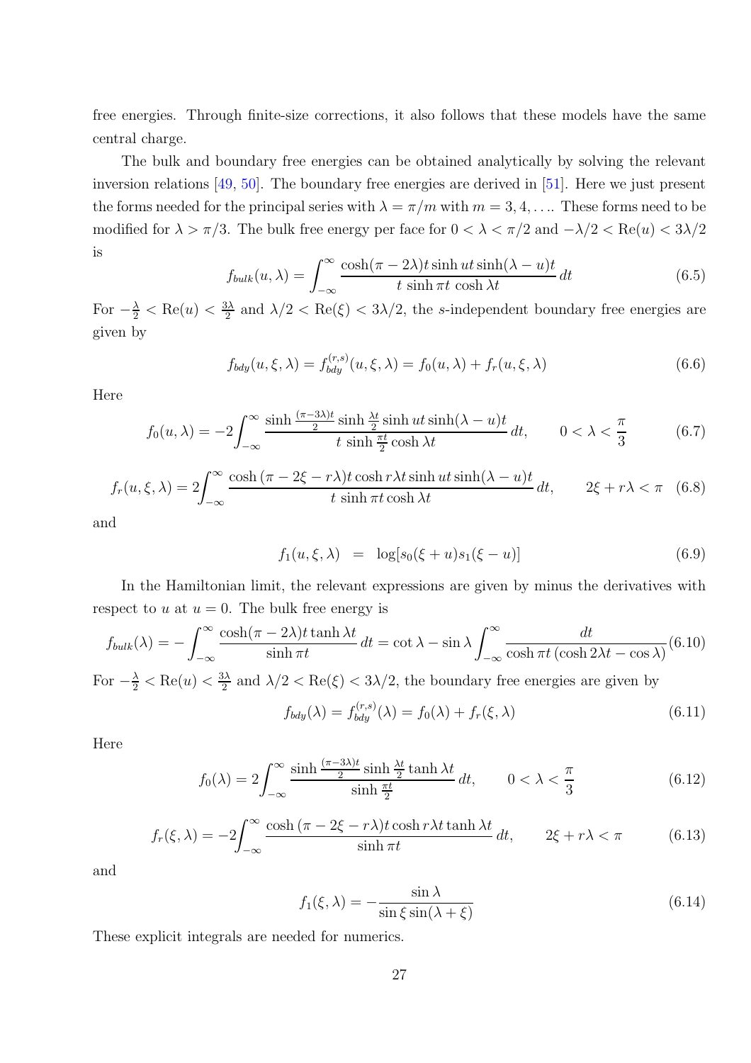free energies. Through finite-size corrections, it also follows that these models have the same central charge.

The bulk and boundary free energies can be obtained analytically by solving the relevant inversion relations [49, 50]. The boundary free energies are derived in [51]. Here we just present the forms needed for the principal series with $\lambda = \pi/m$ with $m = 3, 4, \ldots$. These forms need to be modified for $\lambda > \pi/3$. The bulk free energy per face for $0 < \lambda < \pi/2$ and $-\lambda/2 < \mathrm{Re}(u) < 3\lambda/2$ is

$$f_{bulk}(u,\lambda) = \int_{-\infty}^{\infty} \frac{\cosh(\pi-2\lambda)t \sinh ut \sinh(\lambda-u)t}{t \sinh \pi t \, \cosh \lambda t}\, dt \tag{6.5}$$

For $-\frac{\lambda}{2} < \mathrm{Re}(u) < \frac{3\lambda}{2}$ and $\lambda/2 < \mathrm{Re}(\xi) < 3\lambda/2$, the $s$-independent boundary free energies are given by

$$f_{bdy}(u,\xi,\lambda) = f_{bdy}^{(r,s)}(u,\xi,\lambda) = f_0(u,\lambda) + f_r(u,\xi,\lambda) \tag{6.6}$$

Here

$$f_0(u,\lambda) = -2\int_{-\infty}^{\infty} \frac{\sinh\frac{(\pi-3\lambda)t}{2} \sinh\frac{\lambda t}{2} \sinh ut \sinh(\lambda-u)t}{t \sinh\frac{\pi t}{2} \cosh \lambda t}\, dt, \qquad 0 < \lambda < \frac{\pi}{3} \tag{6.7}$$

$$f_r(u,\xi,\lambda) = 2\int_{-\infty}^{\infty} \frac{\cosh(\pi-2\xi-r\lambda)t \cosh r\lambda t \sinh ut \sinh(\lambda-u)t}{t \sinh \pi t \cosh \lambda t}\, dt, \qquad 2\xi + r\lambda < \pi \tag{6.8}$$

and

$$f_1(u,\xi,\lambda) \;\; = \;\; \log[s_0(\xi+u)s_1(\xi-u)] \tag{6.9}$$

In the Hamiltonian limit, the relevant expressions are given by minus the derivatives with respect to $u$ at $u = 0$. The bulk free energy is

$$f_{bulk}(\lambda) = -\int_{-\infty}^{\infty} \frac{\cosh(\pi-2\lambda)t \tanh \lambda t}{\sinh \pi t}\, dt = \cot\lambda - \sin\lambda \int_{-\infty}^{\infty} \frac{dt}{\cosh \pi t\,(\cosh 2\lambda t - \cos\lambda)} \tag{6.10}$$

For $-\frac{\lambda}{2} < \mathrm{Re}(u) < \frac{3\lambda}{2}$ and $\lambda/2 < \mathrm{Re}(\xi) < 3\lambda/2$, the boundary free energies are given by

$$f_{bdy}(\lambda) = f_{bdy}^{(r,s)}(\lambda) = f_0(\lambda) + f_r(\xi,\lambda) \tag{6.11}$$

Here

$$f_0(\lambda) = 2\int_{-\infty}^{\infty} \frac{\sinh\frac{(\pi-3\lambda)t}{2} \sinh\frac{\lambda t}{2} \tanh \lambda t}{\sinh\frac{\pi t}{2}}\, dt, \qquad 0 < \lambda < \frac{\pi}{3} \tag{6.12}$$

$$f_r(\xi,\lambda) = -2\int_{-\infty}^{\infty} \frac{\cosh(\pi-2\xi-r\lambda)t \cosh r\lambda t \tanh \lambda t}{\sinh \pi t}\, dt, \qquad 2\xi + r\lambda < \pi \tag{6.13}$$

and

$$f_1(\xi,\lambda) = -\frac{\sin\lambda}{\sin\xi \sin(\lambda+\xi)} \tag{6.14}$$

These explicit integrals are needed for numerics.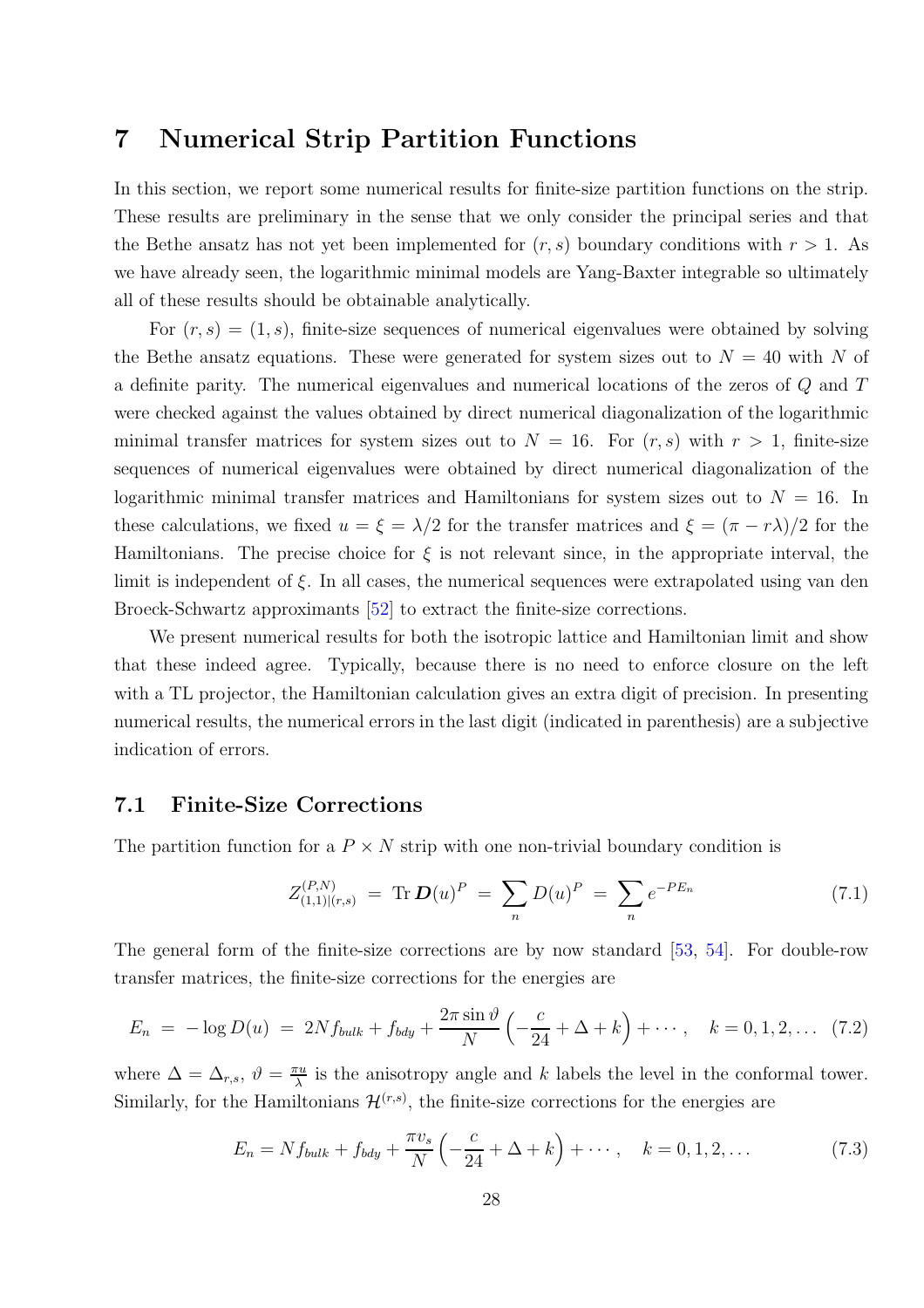# 7 Numerical Strip Partition Functions

In this section, we report some numerical results for finite-size partition functions on the strip. These results are preliminary in the sense that we only consider the principal series and that the Bethe ansatz has not yet been implemented for $(r,s)$ boundary conditions with $r>1$. As we have already seen, the logarithmic minimal models are Yang-Baxter integrable so ultimately all of these results should be obtainable analytically.

For $(r,s)=(1,s)$, finite-size sequences of numerical eigenvalues were obtained by solving the Bethe ansatz equations. These were generated for system sizes out to $N=40$ with $N$ of a definite parity. The numerical eigenvalues and numerical locations of the zeros of $Q$ and $T$ were checked against the values obtained by direct numerical diagonalization of the logarithmic minimal transfer matrices for system sizes out to $N=16$. For $(r,s)$ with $r>1$, finite-size sequences of numerical eigenvalues were obtained by direct numerical diagonalization of the logarithmic minimal transfer matrices and Hamiltonians for system sizes out to $N=16$. In these calculations, we fixed $u=\xi=\lambda/2$ for the transfer matrices and $\xi=(\pi-r\lambda)/2$ for the Hamiltonians. The precise choice for $\xi$ is not relevant since, in the appropriate interval, the limit is independent of $\xi$. In all cases, the numerical sequences were extrapolated using van den Broeck-Schwartz approximants [52] to extract the finite-size corrections.

We present numerical results for both the isotropic lattice and Hamiltonian limit and show that these indeed agree. Typically, because there is no need to enforce closure on the left with a TL projector, the Hamiltonian calculation gives an extra digit of precision. In presenting numerical results, the numerical errors in the last digit (indicated in parenthesis) are a subjective indication of errors.

## 7.1 Finite-Size Corrections

The partition function for a $P\times N$ strip with one non-trivial boundary condition is

$$Z^{(P,N)}_{(1,1)|(r,s)} \;=\; \mathrm{Tr}\,\boldsymbol{D}(u)^P \;=\; \sum_n D(u)^P \;=\; \sum_n e^{-PE_n} \tag{7.1}$$

The general form of the finite-size corrections are by now standard [53, 54]. For double-row transfer matrices, the finite-size corrections for the energies are

$$E_n \;=\; -\log D(u) \;=\; 2Nf_{bulk}+f_{bdy}+\frac{2\pi\sin\vartheta}{N}\Big(-\frac{c}{24}+\Delta+k\Big)+\cdots,\quad k=0,1,2,\ldots \tag{7.2}$$

where $\Delta=\Delta_{r,s}$, $\vartheta=\frac{\pi u}{\lambda}$ is the anisotropy angle and $k$ labels the level in the conformal tower. Similarly, for the Hamiltonians $\mathcal{H}^{(r,s)}$, the finite-size corrections for the energies are

$$E_n = Nf_{bulk}+f_{bdy}+\frac{\pi v_s}{N}\Big(-\frac{c}{24}+\Delta+k\Big)+\cdots,\quad k=0,1,2,\ldots \tag{7.3}$$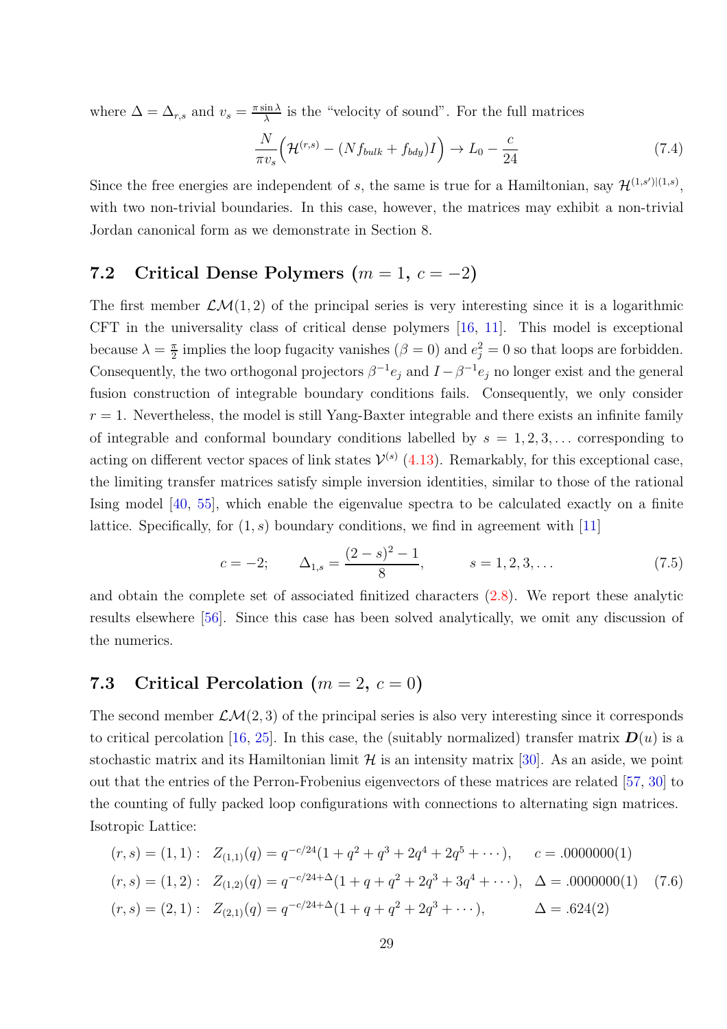where $\Delta = \Delta_{r,s}$ and $v_s = \frac{\pi \sin\lambda}{\lambda}$ is the "velocity of sound". For the full matrices

$$\frac{N}{\pi v_s}\Big(\mathcal{H}^{(r,s)} - (N f_{bulk} + f_{bdy}) I\Big) \to L_0 - \frac{c}{24} \tag{7.4}$$

Since the free energies are independent of $s$, the same is true for a Hamiltonian, say $\mathcal{H}^{(1,s')|(1,s)}$, with two non-trivial boundaries. In this case, however, the matrices may exhibit a non-trivial Jordan canonical form as we demonstrate in Section 8.

## 7.2 Critical Dense Polymers ($m = 1,\ c = -2$)

The first member $\mathcal{LM}(1, 2)$ of the principal series is very interesting since it is a logarithmic CFT in the universality class of critical dense polymers [16, 11]. This model is exceptional because $\lambda = \frac{\pi}{2}$ implies the loop fugacity vanishes ($\beta = 0$) and $e_j^2 = 0$ so that loops are forbidden. Consequently, the two orthogonal projectors $\beta^{-1}e_j$ and $I - \beta^{-1}e_j$ no longer exist and the general fusion construction of integrable boundary conditions fails. Consequently, we only consider $r = 1$. Nevertheless, the model is still Yang-Baxter integrable and there exists an infinite family of integrable and conformal boundary conditions labelled by $s = 1, 2, 3, \ldots$ corresponding to acting on different vector spaces of link states $\mathcal{V}^{(s)}$ (4.13). Remarkably, for this exceptional case, the limiting transfer matrices satisfy simple inversion identities, similar to those of the rational Ising model [40, 55], which enable the eigenvalue spectra to be calculated exactly on a finite lattice. Specifically, for $(1, s)$ boundary conditions, we find in agreement with [11]

$$c = -2; \qquad \Delta_{1,s} = \frac{(2-s)^2 - 1}{8}, \qquad\qquad s = 1, 2, 3, \ldots \tag{7.5}$$

and obtain the complete set of associated finitized characters (2.8). We report these analytic results elsewhere [56]. Since this case has been solved analytically, we omit any discussion of the numerics.

## 7.3 Critical Percolation ($m = 2,\ c = 0$)

The second member $\mathcal{LM}(2, 3)$ of the principal series is also very interesting since it corresponds to critical percolation [16, 25]. In this case, the (suitably normalized) transfer matrix $\boldsymbol{D}(u)$ is a stochastic matrix and its Hamiltonian limit $\mathcal{H}$ is an intensity matrix [30]. As an aside, we point out that the entries of the Perron-Frobenius eigenvectors of these matrices are related [57, 30] to the counting of fully packed loop configurations with connections to alternating sign matrices.

Isotropic Lattice:

$$\begin{aligned}
(r, s) = (1, 1):&\quad Z_{(1,1)}(q) = q^{-c/24}(1 + q^2 + q^3 + 2q^4 + 2q^5 + \cdots), \qquad c = .0000000(1)\\
(r, s) = (1, 2):&\quad Z_{(1,2)}(q) = q^{-c/24+\Delta}(1 + q + q^2 + 2q^3 + 3q^4 + \cdots), \ \ \Delta = .0000000(1)\\
(r, s) = (2, 1):&\quad Z_{(2,1)}(q) = q^{-c/24+\Delta}(1 + q + q^2 + 2q^3 + \cdots), \qquad\qquad \Delta = .624(2)
\end{aligned} \tag{7.6}$$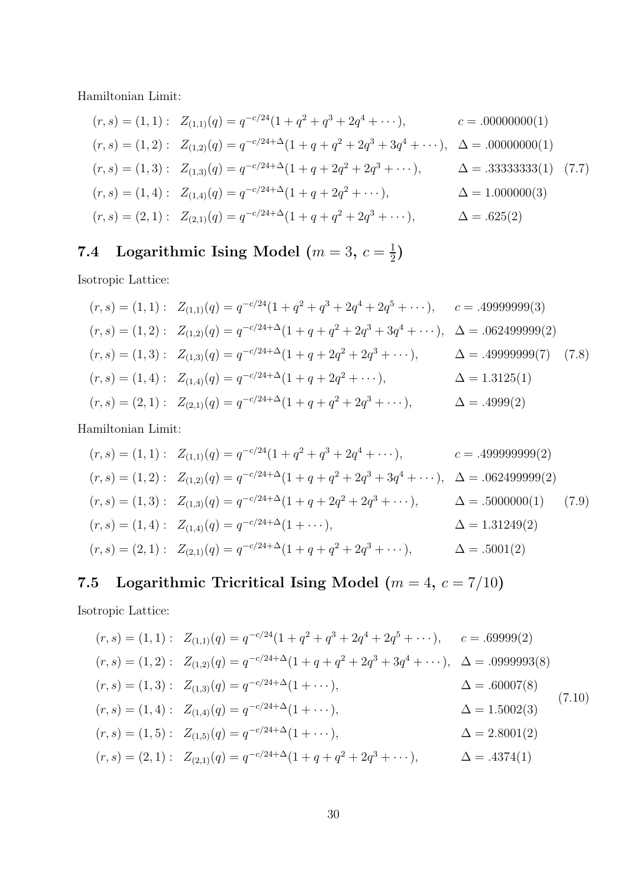Hamiltonian Limit:

$$
\begin{aligned}
&(r,s)=(1,1): \;\; Z_{(1,1)}(q)=q^{-c/24}(1+q^2+q^3+2q^4+\cdots), && c=.00000000(1)\\
&(r,s)=(1,2): \;\; Z_{(1,2)}(q)=q^{-c/24+\Delta}(1+q+q^2+2q^3+3q^4+\cdots), && \Delta=.00000000(1)\\
&(r,s)=(1,3): \;\; Z_{(1,3)}(q)=q^{-c/24+\Delta}(1+q+2q^2+2q^3+\cdots), && \Delta=.33333333(1)\\
&(r,s)=(1,4): \;\; Z_{(1,4)}(q)=q^{-c/24+\Delta}(1+q+2q^2+\cdots), && \Delta=1.000000(3)\\
&(r,s)=(2,1): \;\; Z_{(2,1)}(q)=q^{-c/24+\Delta}(1+q+q^2+2q^3+\cdots), && \Delta=.625(2)
\end{aligned}
\tag{7.7}
$$

## 7.4 Logarithmic Ising Model ($m = 3$, $c = \frac{1}{2}$)

Isotropic Lattice:

$$
\begin{aligned}
&(r,s)=(1,1): \;\; Z_{(1,1)}(q)=q^{-c/24}(1+q^2+q^3+2q^4+2q^5+\cdots), && c=.49999999(3)\\
&(r,s)=(1,2): \;\; Z_{(1,2)}(q)=q^{-c/24+\Delta}(1+q+q^2+2q^3+3q^4+\cdots), && \Delta=.062499999(2)\\
&(r,s)=(1,3): \;\; Z_{(1,3)}(q)=q^{-c/24+\Delta}(1+q+2q^2+2q^3+\cdots), && \Delta=.49999999(7)\\
&(r,s)=(1,4): \;\; Z_{(1,4)}(q)=q^{-c/24+\Delta}(1+q+2q^2+\cdots), && \Delta=1.3125(1)\\
&(r,s)=(2,1): \;\; Z_{(2,1)}(q)=q^{-c/24+\Delta}(1+q+q^2+2q^3+\cdots), && \Delta=.4999(2)
\end{aligned}
\tag{7.8}
$$

Hamiltonian Limit:

$$
\begin{aligned}
&(r,s)=(1,1): \;\; Z_{(1,1)}(q)=q^{-c/24}(1+q^2+q^3+2q^4+\cdots), && c=.499999999(2)\\
&(r,s)=(1,2): \;\; Z_{(1,2)}(q)=q^{-c/24+\Delta}(1+q+q^2+2q^3+3q^4+\cdots), && \Delta=.062499999(2)\\
&(r,s)=(1,3): \;\; Z_{(1,3)}(q)=q^{-c/24+\Delta}(1+q+2q^2+2q^3+\cdots), && \Delta=.5000000(1)\\
&(r,s)=(1,4): \;\; Z_{(1,4)}(q)=q^{-c/24+\Delta}(1+\cdots), && \Delta=1.31249(2)\\
&(r,s)=(2,1): \;\; Z_{(2,1)}(q)=q^{-c/24+\Delta}(1+q+q^2+2q^3+\cdots), && \Delta=.5001(2)
\end{aligned}
\tag{7.9}
$$

## 7.5 Logarithmic Tricritical Ising Model ($m = 4$, $c = 7/10$)

Isotropic Lattice:

$$
\begin{aligned}
&(r,s)=(1,1): \;\; Z_{(1,1)}(q)=q^{-c/24}(1+q^2+q^3+2q^4+2q^5+\cdots), && c=.69999(2)\\
&(r,s)=(1,2): \;\; Z_{(1,2)}(q)=q^{-c/24+\Delta}(1+q+q^2+2q^3+3q^4+\cdots), && \Delta=.0999993(8)\\
&(r,s)=(1,3): \;\; Z_{(1,3)}(q)=q^{-c/24+\Delta}(1+\cdots), && \Delta=.60007(8)\\
&(r,s)=(1,4): \;\; Z_{(1,4)}(q)=q^{-c/24+\Delta}(1+\cdots), && \Delta=1.5002(3)\\
&(r,s)=(1,5): \;\; Z_{(1,5)}(q)=q^{-c/24+\Delta}(1+\cdots), && \Delta=2.8001(2)\\
&(r,s)=(2,1): \;\; Z_{(2,1)}(q)=q^{-c/24+\Delta}(1+q+q^2+2q^3+\cdots), && \Delta=.4374(1)
\end{aligned}
\tag{7.10}
$$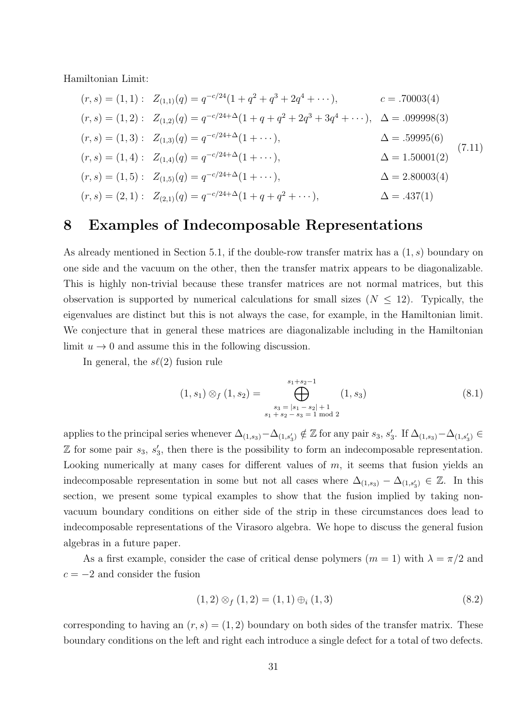Hamiltonian Limit:

$$
\begin{aligned}
&(r,s)=(1,1): \quad Z_{(1,1)}(q)=q^{-c/24}(1+q^2+q^3+2q^4+\cdots), && c=.70003(4)\\
&(r,s)=(1,2): \quad Z_{(1,2)}(q)=q^{-c/24+\Delta}(1+q+q^2+2q^3+3q^4+\cdots), && \Delta=.099998(3)\\
&(r,s)=(1,3): \quad Z_{(1,3)}(q)=q^{-c/24+\Delta}(1+\cdots), && \Delta=.59995(6)\\
&(r,s)=(1,4): \quad Z_{(1,4)}(q)=q^{-c/24+\Delta}(1+\cdots), && \Delta=1.50001(2)\\
&(r,s)=(1,5): \quad Z_{(1,5)}(q)=q^{-c/24+\Delta}(1+\cdots), && \Delta=2.80003(4)\\
&(r,s)=(2,1): \quad Z_{(2,1)}(q)=q^{-c/24+\Delta}(1+q+q^2+\cdots), && \Delta=.437(1)
\end{aligned}
\tag{7.11}
$$

# 8 Examples of Indecomposable Representations

As already mentioned in Section 5.1, if the double-row transfer matrix has a $(1,s)$ boundary on one side and the vacuum on the other, then the transfer matrix appears to be diagonalizable. This is highly non-trivial because these transfer matrices are not normal matrices, but this observation is supported by numerical calculations for small sizes ($N \le 12$). Typically, the eigenvalues are distinct but this is not always the case, for example, in the Hamiltonian limit. We conjecture that in general these matrices are diagonalizable including in the Hamiltonian limit $u \to 0$ and assume this in the following discussion.

In general, the $s\ell(2)$ fusion rule

$$
(1,s_1)\otimes_f(1,s_2)=\bigoplus_{\substack{s_3=|s_1-s_2|+1\\ s_1+s_2-s_3=1 \bmod 2}}^{s_1+s_2-1}(1,s_3)
\tag{8.1}
$$

applies to the principal series whenever $\Delta_{(1,s_3)}-\Delta_{(1,s_3')}\notin\mathbb{Z}$ for any pair $s_3$, $s_3'$. If $\Delta_{(1,s_3)}-\Delta_{(1,s_3')}\in\mathbb{Z}$ for some pair $s_3$, $s_3'$, then there is the possibility to form an indecomposable representation. Looking numerically at many cases for different values of $m$, it seems that fusion yields an indecomposable representation in some but not all cases where $\Delta_{(1,s_3)}-\Delta_{(1,s_3')}\in\mathbb{Z}$. In this section, we present some typical examples to show that the fusion implied by taking non-vacuum boundary conditions on either side of the strip in these circumstances does lead to indecomposable representations of the Virasoro algebra. We hope to discuss the general fusion algebras in a future paper.

As a first example, consider the case of critical dense polymers ($m=1$) with $\lambda=\pi/2$ and $c=-2$ and consider the fusion

$$
(1,2)\otimes_f(1,2)=(1,1)\oplus_i(1,3)
\tag{8.2}
$$

corresponding to having an $(r,s)=(1,2)$ boundary on both sides of the transfer matrix. These boundary conditions on the left and right each introduce a single defect for a total of two defects.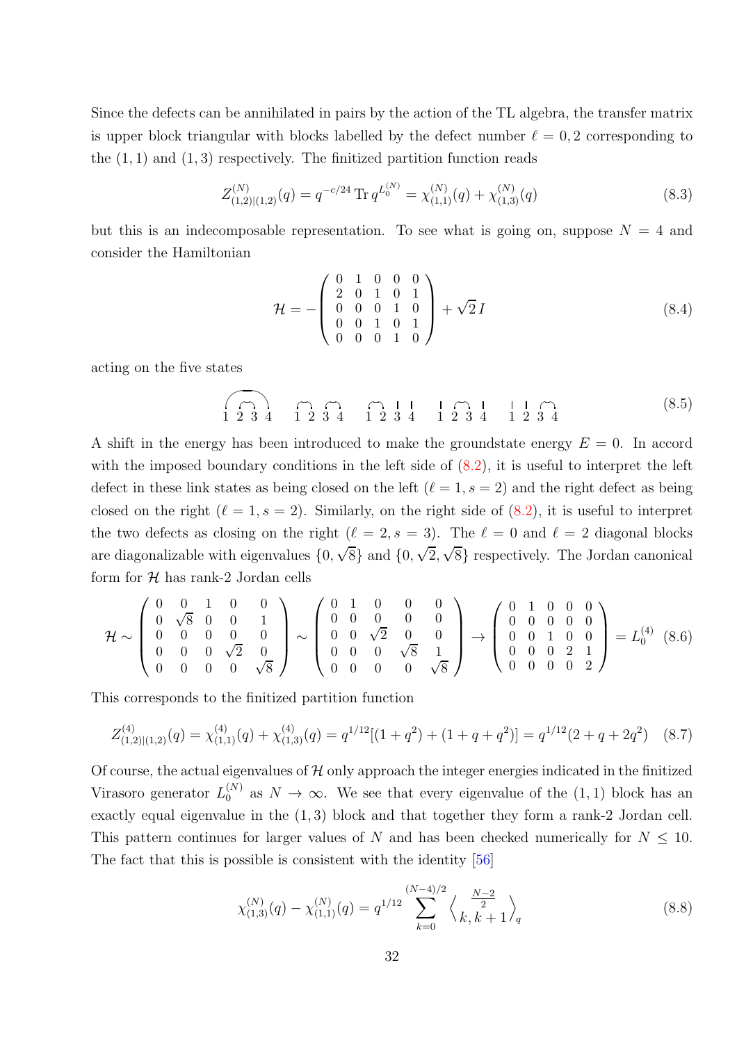Since the defects can be annihilated in pairs by the action of the TL algebra, the transfer matrix is upper block triangular with blocks labelled by the defect number $\ell = 0, 2$ corresponding to the $(1,1)$ and $(1,3)$ respectively. The finitized partition function reads

$$Z^{(N)}_{(1,2)|(1,2)}(q) = q^{-c/24}\,\mathrm{Tr}\, q^{L_0^{(N)}} = \chi^{(N)}_{(1,1)}(q) + \chi^{(N)}_{(1,3)}(q) \tag{8.3}$$

but this is an indecomposable representation. To see what is going on, suppose $N = 4$ and consider the Hamiltonian

$$\mathcal{H} = -\begin{pmatrix} 0 & 1 & 0 & 0 & 0 \\ 2 & 0 & 1 & 0 & 1 \\ 0 & 0 & 0 & 1 & 0 \\ 0 & 0 & 1 & 0 & 1 \\ 0 & 0 & 0 & 1 & 0 \end{pmatrix} + \sqrt{2}\, I \tag{8.4}$$

acting on the five states

$$\text{(link states on sites } 1\,2\,3\,4\text{)} \tag{8.5}$$

A shift in the energy has been introduced to make the groundstate energy $E = 0$. In accord with the imposed boundary conditions in the left side of (8.2), it is useful to interpret the left defect in these link states as being closed on the left ($\ell = 1, s = 2$) and the right defect as being closed on the right ($\ell = 1, s = 2$). Similarly, on the right side of (8.2), it is useful to interpret the two defects as closing on the right ($\ell = 2, s = 3$). The $\ell = 0$ and $\ell = 2$ diagonal blocks are diagonalizable with eigenvalues $\{0, \sqrt{8}\}$ and $\{0, \sqrt{2}, \sqrt{8}\}$ respectively. The Jordan canonical form for $\mathcal{H}$ has rank-2 Jordan cells

$$\mathcal{H} \sim \begin{pmatrix} 0 & 0 & 1 & 0 & 0 \\ 0 & \sqrt{8} & 0 & 0 & 1 \\ 0 & 0 & 0 & 0 & 0 \\ 0 & 0 & 0 & \sqrt{2} & 0 \\ 0 & 0 & 0 & 0 & \sqrt{8} \end{pmatrix} \sim \begin{pmatrix} 0 & 1 & 0 & 0 & 0 \\ 0 & 0 & 0 & 0 & 0 \\ 0 & 0 & \sqrt{2} & 0 & 0 \\ 0 & 0 & 0 & \sqrt{8} & 1 \\ 0 & 0 & 0 & 0 & \sqrt{8} \end{pmatrix} \to \begin{pmatrix} 0 & 1 & 0 & 0 & 0 \\ 0 & 0 & 0 & 0 & 0 \\ 0 & 0 & 1 & 0 & 0 \\ 0 & 0 & 0 & 2 & 1 \\ 0 & 0 & 0 & 0 & 2 \end{pmatrix} = L_0^{(4)} \tag{8.6}$$

This corresponds to the finitized partition function

$$Z^{(4)}_{(1,2)|(1,2)}(q) = \chi^{(4)}_{(1,1)}(q) + \chi^{(4)}_{(1,3)}(q) = q^{1/12}[(1+q^2) + (1+q+q^2)] = q^{1/12}(2+q+2q^2) \tag{8.7}$$

Of course, the actual eigenvalues of $\mathcal{H}$ only approach the integer energies indicated in the finitized Virasoro generator $L_0^{(N)}$ as $N \to \infty$. We see that every eigenvalue of the $(1,1)$ block has an exactly equal eigenvalue in the $(1,3)$ block and that together they form a rank-2 Jordan cell. This pattern continues for larger values of $N$ and has been checked numerically for $N \le 10$. The fact that this is possible is consistent with the identity [56]

$$\chi^{(N)}_{(1,3)}(q) - \chi^{(N)}_{(1,1)}(q) = q^{1/12} \sum_{k=0}^{(N-4)/2} \left\langle {\frac{N-2}{2} \atop k, k+1} \right\rangle_q \tag{8.8}$$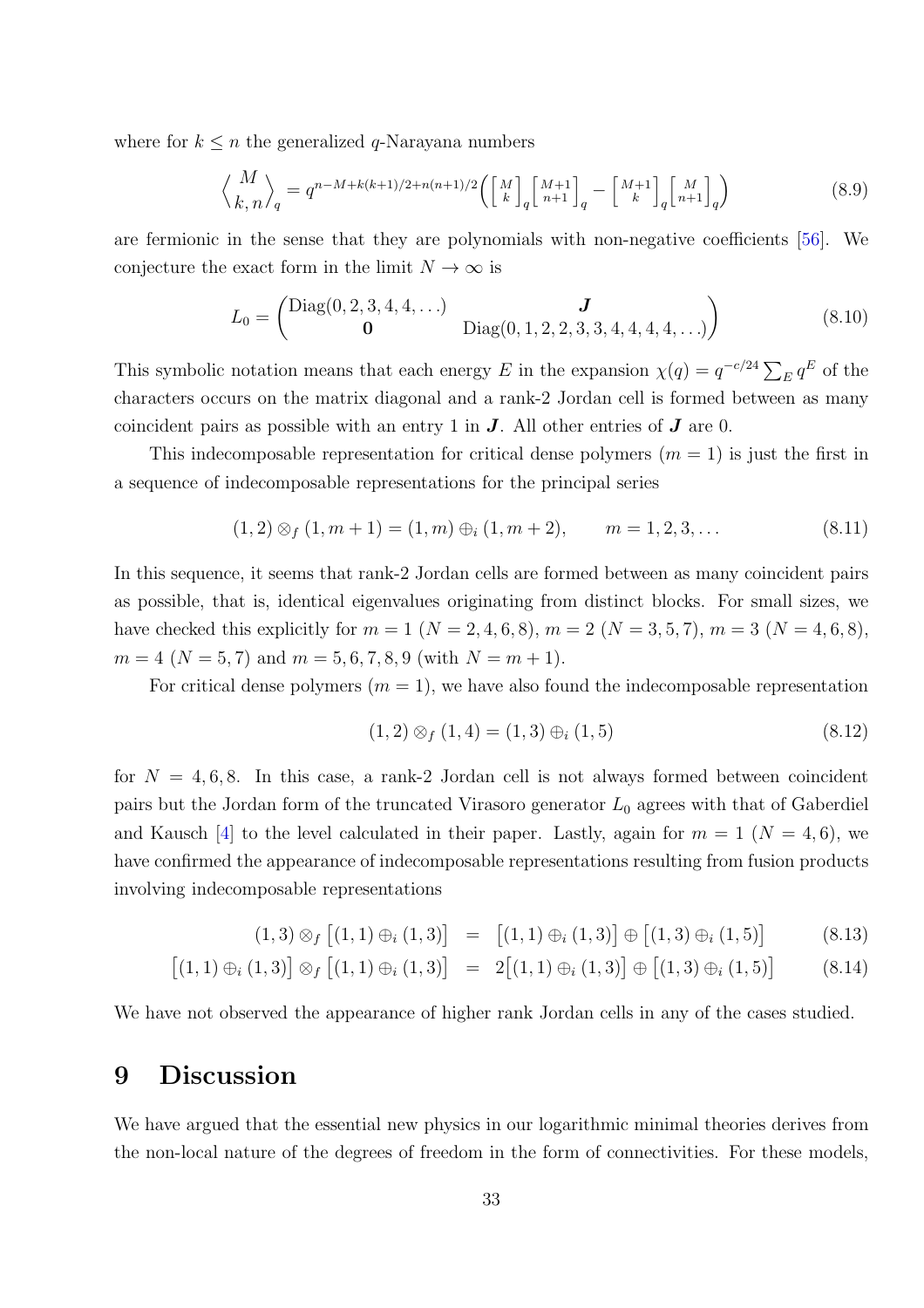where for $k \leq n$ the generalized $q$-Narayana numbers

$$\left\langle \begin{matrix} M \\ k, n \end{matrix} \right\rangle_q = q^{n-M+k(k+1)/2+n(n+1)/2} \Big( \begin{bmatrix} M \\ k \end{bmatrix}_q \begin{bmatrix} M+1 \\ n+1 \end{bmatrix}_q - \begin{bmatrix} M+1 \\ k \end{bmatrix}_q \begin{bmatrix} M \\ n+1 \end{bmatrix}_q \Big) \tag{8.9}$$

are fermionic in the sense that they are polynomials with non-negative coefficients [56]. We conjecture the exact form in the limit $N \to \infty$ is

$$L_0 = \begin{pmatrix} \mathrm{Diag}(0, 2, 3, 4, 4, \ldots) & \boldsymbol{J} \\ \boldsymbol{0} & \mathrm{Diag}(0, 1, 2, 2, 3, 3, 4, 4, 4, 4, \ldots) \end{pmatrix} \tag{8.10}$$

This symbolic notation means that each energy $E$ in the expansion $\chi(q) = q^{-c/24} \sum_E q^E$ of the characters occurs on the matrix diagonal and a rank-2 Jordan cell is formed between as many coincident pairs as possible with an entry 1 in $\boldsymbol{J}$. All other entries of $\boldsymbol{J}$ are 0.

This indecomposable representation for critical dense polymers ($m = 1$) is just the first in a sequence of indecomposable representations for the principal series

$$(1, 2) \otimes_f (1, m+1) = (1, m) \oplus_i (1, m+2), \qquad m = 1, 2, 3, \ldots \tag{8.11}$$

In this sequence, it seems that rank-2 Jordan cells are formed between as many coincident pairs as possible, that is, identical eigenvalues originating from distinct blocks. For small sizes, we have checked this explicitly for $m = 1$ ($N = 2, 4, 6, 8$), $m = 2$ ($N = 3, 5, 7$), $m = 3$ ($N = 4, 6, 8$), $m = 4$ ($N = 5, 7$) and $m = 5, 6, 7, 8, 9$ (with $N = m + 1$).

For critical dense polymers ($m = 1$), we have also found the indecomposable representation

$$(1, 2) \otimes_f (1, 4) = (1, 3) \oplus_i (1, 5) \tag{8.12}$$

for $N = 4, 6, 8$. In this case, a rank-2 Jordan cell is not always formed between coincident pairs but the Jordan form of the truncated Virasoro generator $L_0$ agrees with that of Gaberdiel and Kausch [4] to the level calculated in their paper. Lastly, again for $m = 1$ ($N = 4, 6$), we have confirmed the appearance of indecomposable representations resulting from fusion products involving indecomposable representations

$$(1, 3) \otimes_f \big[(1, 1) \oplus_i (1, 3)\big] = \big[(1, 1) \oplus_i (1, 3)\big] \oplus \big[(1, 3) \oplus_i (1, 5)\big] \tag{8.13}$$

$$\big[(1, 1) \oplus_i (1, 3)\big] \otimes_f \big[(1, 1) \oplus_i (1, 3)\big] = 2\big[(1, 1) \oplus_i (1, 3)\big] \oplus \big[(1, 3) \oplus_i (1, 5)\big] \tag{8.14}$$

We have not observed the appearance of higher rank Jordan cells in any of the cases studied.

# 9 Discussion

We have argued that the essential new physics in our logarithmic minimal theories derives from the non-local nature of the degrees of freedom in the form of connectivities. For these models,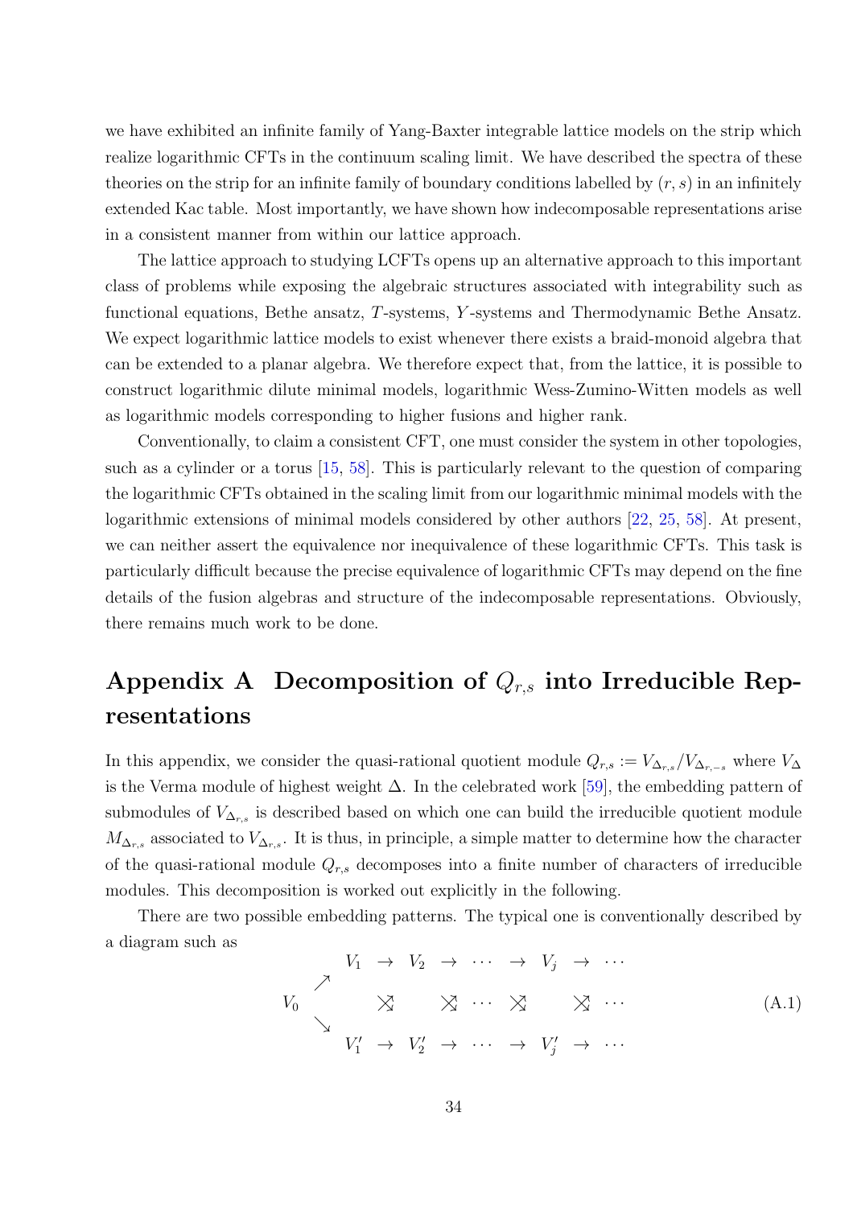we have exhibited an infinite family of Yang-Baxter integrable lattice models on the strip which realize logarithmic CFTs in the continuum scaling limit. We have described the spectra of these theories on the strip for an infinite family of boundary conditions labelled by $(r, s)$ in an infinitely extended Kac table. Most importantly, we have shown how indecomposable representations arise in a consistent manner from within our lattice approach.

The lattice approach to studying LCFTs opens up an alternative approach to this important class of problems while exposing the algebraic structures associated with integrability such as functional equations, Bethe ansatz, $T$-systems, $Y$-systems and Thermodynamic Bethe Ansatz. We expect logarithmic lattice models to exist whenever there exists a braid-monoid algebra that can be extended to a planar algebra. We therefore expect that, from the lattice, it is possible to construct logarithmic dilute minimal models, logarithmic Wess-Zumino-Witten models as well as logarithmic models corresponding to higher fusions and higher rank.

Conventionally, to claim a consistent CFT, one must consider the system in other topologies, such as a cylinder or a torus [15, 58]. This is particularly relevant to the question of comparing the logarithmic CFTs obtained in the scaling limit from our logarithmic minimal models with the logarithmic extensions of minimal models considered by other authors [22, 25, 58]. At present, we can neither assert the equivalence nor inequivalence of these logarithmic CFTs. This task is particularly difficult because the precise equivalence of logarithmic CFTs may depend on the fine details of the fusion algebras and structure of the indecomposable representations. Obviously, there remains much work to be done.

# Appendix A Decomposition of $Q_{r,s}$ into Irreducible Representations

In this appendix, we consider the quasi-rational quotient module $Q_{r,s} := V_{\Delta_{r,s}}/V_{\Delta_{r,-s}}$ where $V_\Delta$ is the Verma module of highest weight $\Delta$. In the celebrated work [59], the embedding pattern of submodules of $V_{\Delta_{r,s}}$ is described based on which one can build the irreducible quotient module $M_{\Delta_{r,s}}$ associated to $V_{\Delta_{r,s}}$. It is thus, in principle, a simple matter to determine how the character of the quasi-rational module $Q_{r,s}$ decomposes into a finite number of characters of irreducible modules. This decomposition is worked out explicitly in the following.

There are two possible embedding patterns. The typical one is conventionally described by a diagram such as

$$
\begin{array}{ccccccccccc}
 & & V_1 & \rightarrow & V_2 & \rightarrow & \cdots & \rightarrow & V_j & \rightarrow & \cdots \\
 & \nearrow & & & & & & & & & \\
V_0 & & & \times & & \times & \cdots & \times & & \times & \cdots \\
 & \searrow & & & & & & & & & \\
 & & V_1' & \rightarrow & V_2' & \rightarrow & \cdots & \rightarrow & V_j' & \rightarrow & \cdots
\end{array}
\tag{A.1}
$$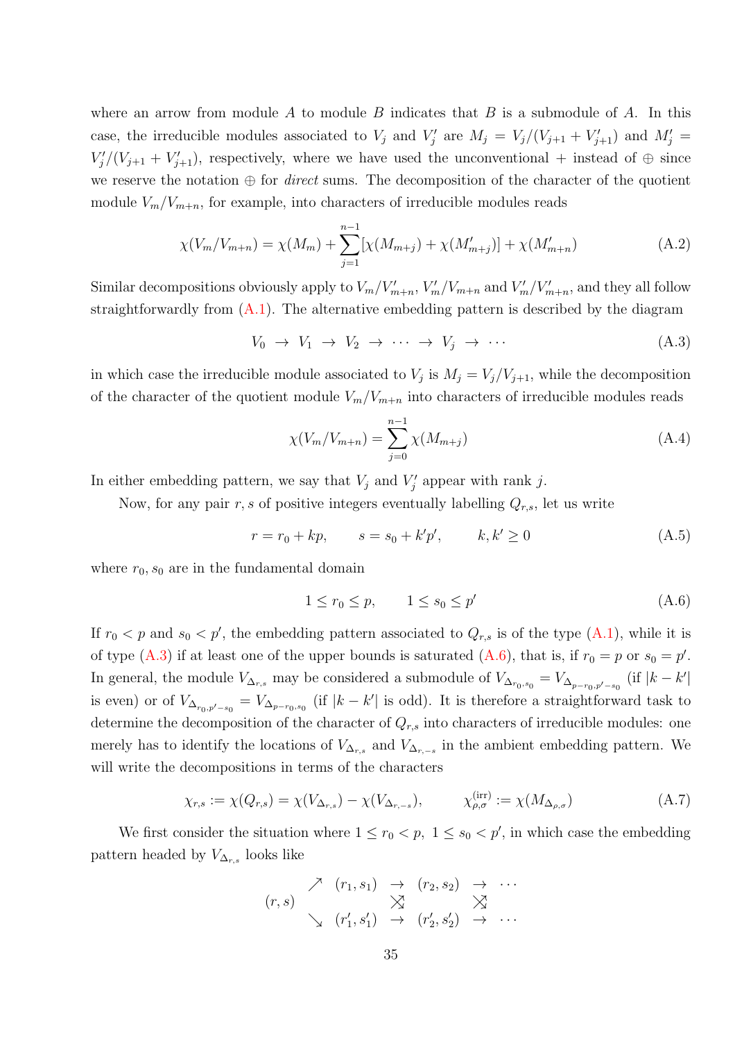where an arrow from module $A$ to module $B$ indicates that $B$ is a submodule of $A$. In this case, the irreducible modules associated to $V_j$ and $V_j'$ are $M_j = V_j/(V_{j+1}+V_{j+1}')$ and $M_j' = V_j'/(V_{j+1}+V_{j+1}')$, respectively, where we have used the unconventional $+$ instead of $\oplus$ since we reserve the notation $\oplus$ for *direct* sums. The decomposition of the character of the quotient module $V_m/V_{m+n}$, for example, into characters of irreducible modules reads

$$\chi(V_m/V_{m+n}) = \chi(M_m) + \sum_{j=1}^{n-1}[\chi(M_{m+j}) + \chi(M_{m+j}')] + \chi(M_{m+n}') \tag{A.2}$$

Similar decompositions obviously apply to $V_m/V_{m+n}'$, $V_m'/V_{m+n}$ and $V_m'/V_{m+n}'$, and they all follow straightforwardly from (A.1). The alternative embedding pattern is described by the diagram

$$V_0 \;\rightarrow\; V_1 \;\rightarrow\; V_2 \;\rightarrow\; \cdots \;\rightarrow\; V_j \;\rightarrow\; \cdots \tag{A.3}$$

in which case the irreducible module associated to $V_j$ is $M_j = V_j/V_{j+1}$, while the decomposition of the character of the quotient module $V_m/V_{m+n}$ into characters of irreducible modules reads

$$\chi(V_m/V_{m+n}) = \sum_{j=0}^{n-1}\chi(M_{m+j}) \tag{A.4}$$

In either embedding pattern, we say that $V_j$ and $V_j'$ appear with rank $j$.

Now, for any pair $r,s$ of positive integers eventually labelling $Q_{r,s}$, let us write

$$r = r_0 + kp, \qquad s = s_0 + k'p', \qquad k,k' \geq 0 \tag{A.5}$$

where $r_0, s_0$ are in the fundamental domain

$$1 \leq r_0 \leq p, \qquad 1 \leq s_0 \leq p' \tag{A.6}$$

If $r_0 < p$ and $s_0 < p'$, the embedding pattern associated to $Q_{r,s}$ is of the type (A.1), while it is of type (A.3) if at least one of the upper bounds is saturated (A.6), that is, if $r_0 = p$ or $s_0 = p'$. In general, the module $V_{\Delta_{r,s}}$ may be considered a submodule of $V_{\Delta_{r_0,s_0}} = V_{\Delta_{p-r_0,p'-s_0}}$ (if $|k-k'|$ is even) or of $V_{\Delta_{r_0,p'-s_0}} = V_{\Delta_{p-r_0,s_0}}$ (if $|k-k'|$ is odd). It is therefore a straightforward task to determine the decomposition of the character of $Q_{r,s}$ into characters of irreducible modules: one merely has to identify the locations of $V_{\Delta_{r,s}}$ and $V_{\Delta_{r,-s}}$ in the ambient embedding pattern. We will write the decompositions in terms of the characters

$$\chi_{r,s} := \chi(Q_{r,s}) = \chi(V_{\Delta_{r,s}}) - \chi(V_{\Delta_{r,-s}}), \qquad \chi_{\rho,\sigma}^{(\text{irr})} := \chi(M_{\Delta_{\rho,\sigma}}) \tag{A.7}$$

We first consider the situation where $1 \leq r_0 < p,\ 1 \leq s_0 < p'$, in which case the embedding pattern headed by $V_{\Delta_{r,s}}$ looks like

$$\begin{array}{ccccccc} & \nearrow & (r_1,s_1) & \rightarrow & (r_2,s_2) & \rightarrow & \cdots \\ (r,s) & & \nwarrow\!\!\!\!\!\searrow & & \nwarrow\!\!\!\!\!\searrow & & \\ & \searrow & (r_1',s_1') & \rightarrow & (r_2',s_2') & \rightarrow & \cdots \end{array}$$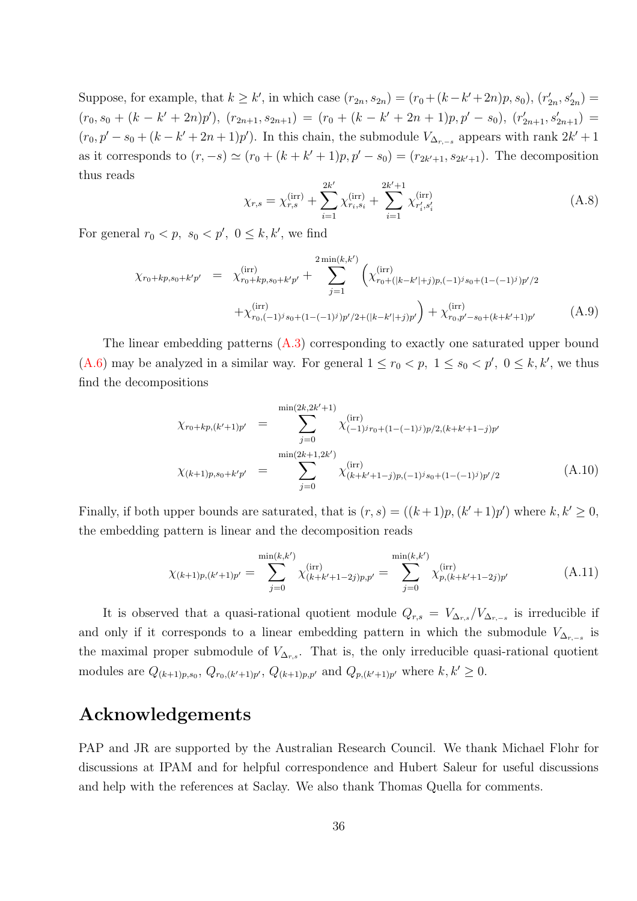Suppose, for example, that $k \geq k'$, in which case $(r_{2n}, s_{2n}) = (r_0 + (k-k'+2n)p, s_0)$, $(r'_{2n}, s'_{2n}) = (r_0, s_0 + (k-k'+2n)p')$, $(r_{2n+1}, s_{2n+1}) = (r_0 + (k-k'+2n+1)p, p'-s_0)$, $(r'_{2n+1}, s'_{2n+1}) = (r_0, p'-s_0+(k-k'+2n+1)p')$. In this chain, the submodule $V_{\Delta_{r,-s}}$ appears with rank $2k'+1$ as it corresponds to $(r,-s) \simeq (r_0 + (k+k'+1)p, p'-s_0) = (r_{2k'+1}, s_{2k'+1})$. The decomposition thus reads

$$\chi_{r,s} = \chi^{(\mathrm{irr})}_{r,s} + \sum_{i=1}^{2k'} \chi^{(\mathrm{irr})}_{r_i,s_i} + \sum_{i=1}^{2k'+1} \chi^{(\mathrm{irr})}_{r'_i,s'_i} \tag{A.8}$$

For general $r_0 < p,\ s_0 < p',\ 0 \leq k, k'$, we find

$$\begin{aligned}
\chi_{r_0+kp, s_0+k'p'} \;&=\; \chi^{(\mathrm{irr})}_{r_0+kp, s_0+k'p'} + \sum_{j=1}^{2\min(k,k')} \Big( \chi^{(\mathrm{irr})}_{r_0+(|k-k'|+j)p, (-1)^j s_0 + (1-(-1)^j)p'/2} \\
&\quad + \chi^{(\mathrm{irr})}_{r_0, (-1)^j s_0 + (1-(-1)^j)p'/2 + (|k-k'|+j)p'} \Big) + \chi^{(\mathrm{irr})}_{r_0, p'-s_0+(k+k'+1)p'}
\end{aligned} \tag{A.9}$$

The linear embedding patterns (A.3) corresponding to exactly one saturated upper bound (A.6) may be analyzed in a similar way. For general $1 \leq r_0 < p,\ 1 \leq s_0 < p',\ 0 \leq k, k'$, we thus find the decompositions

$$\begin{aligned}
\chi_{r_0+kp, (k'+1)p'} \;&=\; \sum_{j=0}^{\min(2k, 2k'+1)} \chi^{(\mathrm{irr})}_{(-1)^j r_0 + (1-(-1)^j)p/2, (k+k'+1-j)p'} \\
\chi_{(k+1)p, s_0+k'p'} \;&=\; \sum_{j=0}^{\min(2k+1, 2k')} \chi^{(\mathrm{irr})}_{(k+k'+1-j)p, (-1)^j s_0 + (1-(-1)^j)p'/2}
\end{aligned} \tag{A.10}$$

Finally, if both upper bounds are saturated, that is $(r,s) = ((k+1)p, (k'+1)p')$ where $k, k' \geq 0$, the embedding pattern is linear and the decomposition reads

$$\chi_{(k+1)p, (k'+1)p'} = \sum_{j=0}^{\min(k,k')} \chi^{(\mathrm{irr})}_{(k+k'+1-2j)p, p'} = \sum_{j=0}^{\min(k,k')} \chi^{(\mathrm{irr})}_{p, (k+k'+1-2j)p'} \tag{A.11}$$

It is observed that a quasi-rational quotient module $Q_{r,s} = V_{\Delta_{r,s}}/V_{\Delta_{r,-s}}$ is irreducible if and only if it corresponds to a linear embedding pattern in which the submodule $V_{\Delta_{r,-s}}$ is the maximal proper submodule of $V_{\Delta_{r,s}}$. That is, the only irreducible quasi-rational quotient modules are $Q_{(k+1)p,s_0}$, $Q_{r_0,(k'+1)p'}$, $Q_{(k+1)p,p'}$ and $Q_{p,(k'+1)p'}$ where $k, k' \geq 0$.

## Acknowledgements

PAP and JR are supported by the Australian Research Council. We thank Michael Flohr for discussions at IPAM and for helpful correspondence and Hubert Saleur for useful discussions and help with the references at Saclay. We also thank Thomas Quella for comments.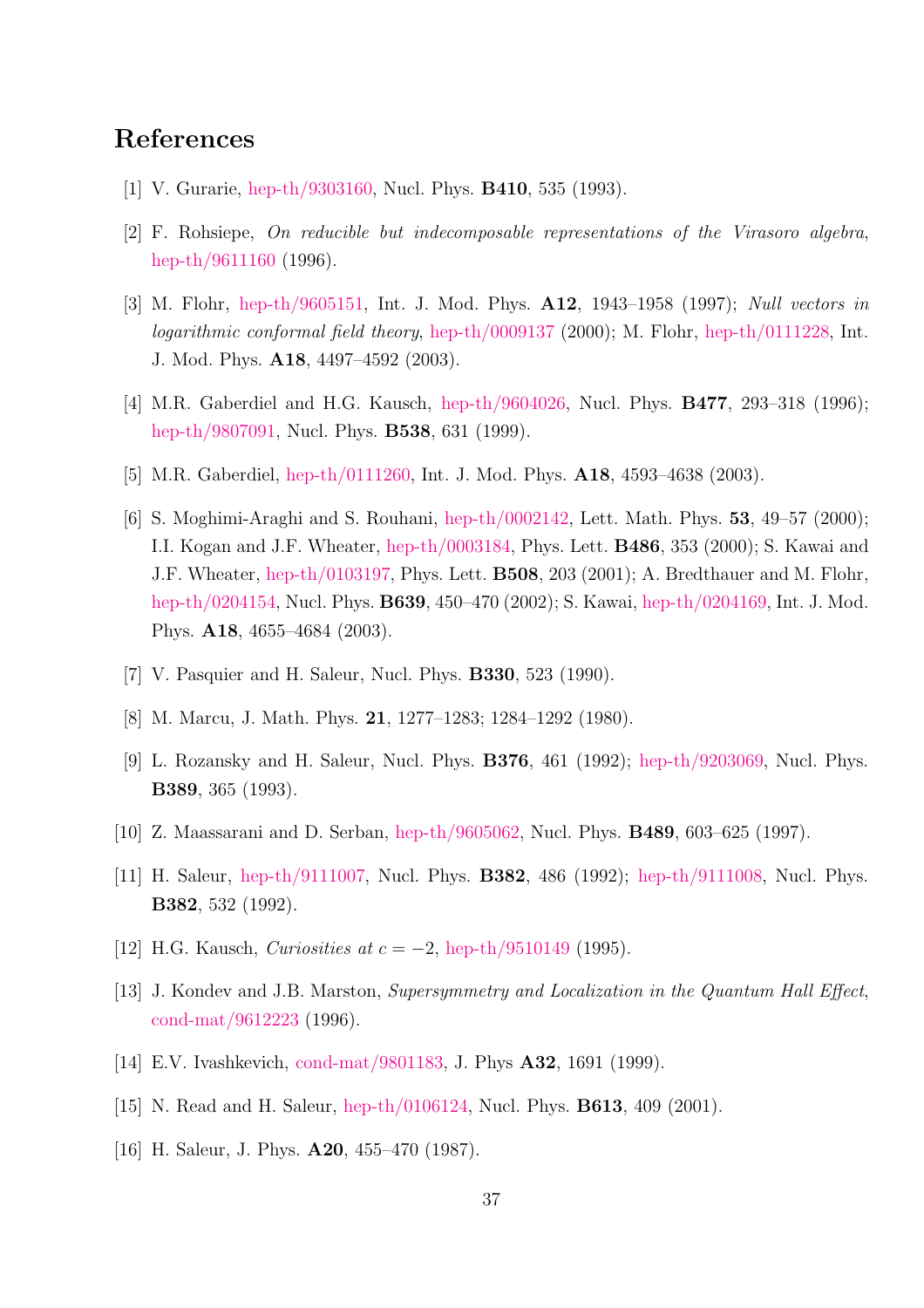# References

[1] V. Gurarie, hep-th/9303160, Nucl. Phys. **B410**, 535 (1993).

[2] F. Rohsiepe, *On reducible but indecomposable representations of the Virasoro algebra*, hep-th/9611160 (1996).

[3] M. Flohr, hep-th/9605151, Int. J. Mod. Phys. **A12**, 1943–1958 (1997); *Null vectors in logarithmic conformal field theory*, hep-th/0009137 (2000); M. Flohr, hep-th/0111228, Int. J. Mod. Phys. **A18**, 4497–4592 (2003).

[4] M.R. Gaberdiel and H.G. Kausch, hep-th/9604026, Nucl. Phys. **B477**, 293–318 (1996); hep-th/9807091, Nucl. Phys. **B538**, 631 (1999).

[5] M.R. Gaberdiel, hep-th/0111260, Int. J. Mod. Phys. **A18**, 4593–4638 (2003).

[6] S. Moghimi-Araghi and S. Rouhani, hep-th/0002142, Lett. Math. Phys. **53**, 49–57 (2000); I.I. Kogan and J.F. Wheater, hep-th/0003184, Phys. Lett. **B486**, 353 (2000); S. Kawai and J.F. Wheater, hep-th/0103197, Phys. Lett. **B508**, 203 (2001); A. Bredthauer and M. Flohr, hep-th/0204154, Nucl. Phys. **B639**, 450–470 (2002); S. Kawai, hep-th/0204169, Int. J. Mod. Phys. **A18**, 4655–4684 (2003).

[7] V. Pasquier and H. Saleur, Nucl. Phys. **B330**, 523 (1990).

[8] M. Marcu, J. Math. Phys. **21**, 1277–1283; 1284–1292 (1980).

[9] L. Rozansky and H. Saleur, Nucl. Phys. **B376**, 461 (1992); hep-th/9203069, Nucl. Phys. **B389**, 365 (1993).

[10] Z. Maassarani and D. Serban, hep-th/9605062, Nucl. Phys. **B489**, 603–625 (1997).

[11] H. Saleur, hep-th/9111007, Nucl. Phys. **B382**, 486 (1992); hep-th/9111008, Nucl. Phys. **B382**, 532 (1992).

[12] H.G. Kausch, *Curiosities at $c = -2$*, hep-th/9510149 (1995).

[13] J. Kondev and J.B. Marston, *Supersymmetry and Localization in the Quantum Hall Effect*, cond-mat/9612223 (1996).

[14] E.V. Ivashkevich, cond-mat/9801183, J. Phys **A32**, 1691 (1999).

[15] N. Read and H. Saleur, hep-th/0106124, Nucl. Phys. **B613**, 409 (2001).

[16] H. Saleur, J. Phys. **A20**, 455–470 (1987).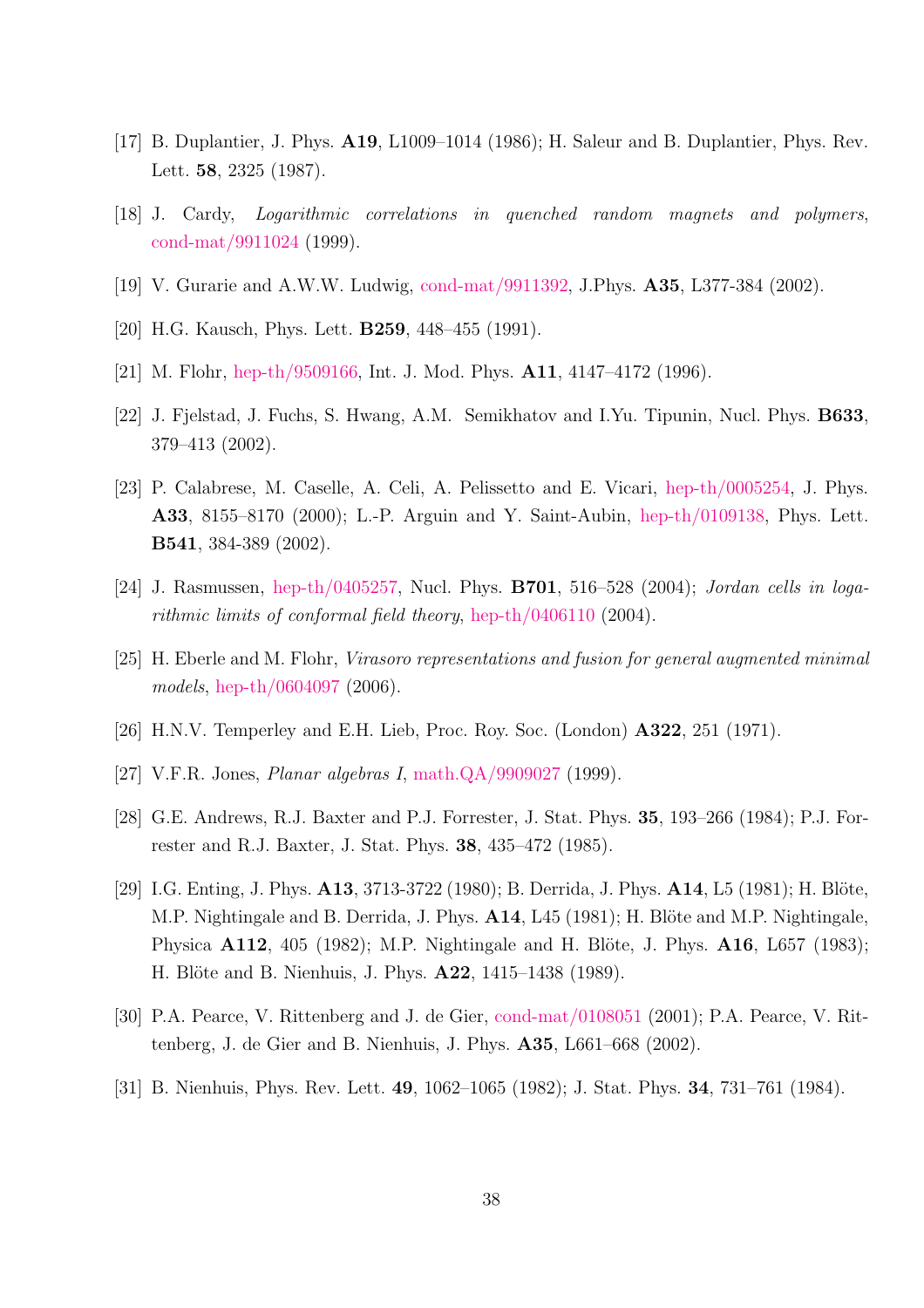[17] B. Duplantier, J. Phys. **A19**, L1009–1014 (1986); H. Saleur and B. Duplantier, Phys. Rev. Lett. **58**, 2325 (1987).

[18] J. Cardy, *Logarithmic correlations in quenched random magnets and polymers*, cond-mat/9911024 (1999).

[19] V. Gurarie and A.W.W. Ludwig, cond-mat/9911392, J.Phys. **A35**, L377-384 (2002).

[20] H.G. Kausch, Phys. Lett. **B259**, 448–455 (1991).

[21] M. Flohr, hep-th/9509166, Int. J. Mod. Phys. **A11**, 4147–4172 (1996).

[22] J. Fjelstad, J. Fuchs, S. Hwang, A.M. Semikhatov and I.Yu. Tipunin, Nucl. Phys. **B633**, 379–413 (2002).

[23] P. Calabrese, M. Caselle, A. Celi, A. Pelissetto and E. Vicari, hep-th/0005254, J. Phys. **A33**, 8155–8170 (2000); L.-P. Arguin and Y. Saint-Aubin, hep-th/0109138, Phys. Lett. **B541**, 384-389 (2002).

[24] J. Rasmussen, hep-th/0405257, Nucl. Phys. **B701**, 516–528 (2004); *Jordan cells in logarithmic limits of conformal field theory*, hep-th/0406110 (2004).

[25] H. Eberle and M. Flohr, *Virasoro representations and fusion for general augmented minimal models*, hep-th/0604097 (2006).

[26] H.N.V. Temperley and E.H. Lieb, Proc. Roy. Soc. (London) **A322**, 251 (1971).

[27] V.F.R. Jones, *Planar algebras I*, math.QA/9909027 (1999).

[28] G.E. Andrews, R.J. Baxter and P.J. Forrester, J. Stat. Phys. **35**, 193–266 (1984); P.J. Forrester and R.J. Baxter, J. Stat. Phys. **38**, 435–472 (1985).

[29] I.G. Enting, J. Phys. **A13**, 3713-3722 (1980); B. Derrida, J. Phys. **A14**, L5 (1981); H. Blöte, M.P. Nightingale and B. Derrida, J. Phys. **A14**, L45 (1981); H. Blöte and M.P. Nightingale, Physica **A112**, 405 (1982); M.P. Nightingale and H. Blöte, J. Phys. **A16**, L657 (1983); H. Blöte and B. Nienhuis, J. Phys. **A22**, 1415–1438 (1989).

[30] P.A. Pearce, V. Rittenberg and J. de Gier, cond-mat/0108051 (2001); P.A. Pearce, V. Rittenberg, J. de Gier and B. Nienhuis, J. Phys. **A35**, L661–668 (2002).

[31] B. Nienhuis, Phys. Rev. Lett. **49**, 1062–1065 (1982); J. Stat. Phys. **34**, 731–761 (1984).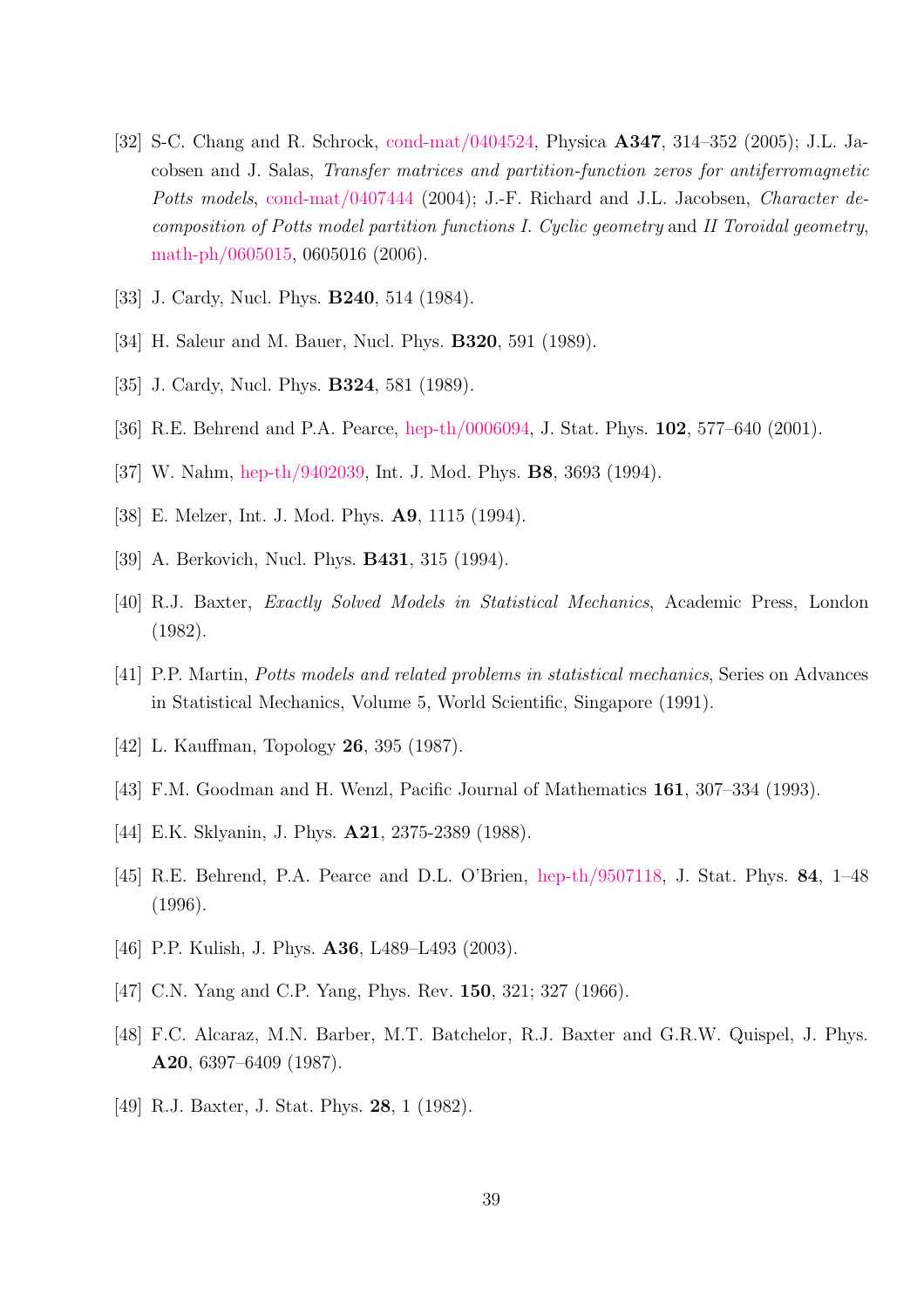[32] S-C. Chang and R. Schrock, cond-mat/0404524, Physica **A347**, 314–352 (2005); J.L. Jacobsen and J. Salas, *Transfer matrices and partition-function zeros for antiferromagnetic Potts models*, cond-mat/0407444 (2004); J.-F. Richard and J.L. Jacobsen, *Character decomposition of Potts model partition functions I. Cyclic geometry* and *II Toroidal geometry*, math-ph/0605015, 0605016 (2006).

[33] J. Cardy, Nucl. Phys. **B240**, 514 (1984).

[34] H. Saleur and M. Bauer, Nucl. Phys. **B320**, 591 (1989).

[35] J. Cardy, Nucl. Phys. **B324**, 581 (1989).

[36] R.E. Behrend and P.A. Pearce, hep-th/0006094, J. Stat. Phys. **102**, 577–640 (2001).

[37] W. Nahm, hep-th/9402039, Int. J. Mod. Phys. **B8**, 3693 (1994).

[38] E. Melzer, Int. J. Mod. Phys. **A9**, 1115 (1994).

[39] A. Berkovich, Nucl. Phys. **B431**, 315 (1994).

[40] R.J. Baxter, *Exactly Solved Models in Statistical Mechanics*, Academic Press, London (1982).

[41] P.P. Martin, *Potts models and related problems in statistical mechanics*, Series on Advances in Statistical Mechanics, Volume 5, World Scientific, Singapore (1991).

[42] L. Kauffman, Topology **26**, 395 (1987).

[43] F.M. Goodman and H. Wenzl, Pacific Journal of Mathematics **161**, 307–334 (1993).

[44] E.K. Sklyanin, J. Phys. **A21**, 2375-2389 (1988).

[45] R.E. Behrend, P.A. Pearce and D.L. O'Brien, hep-th/9507118, J. Stat. Phys. **84**, 1–48 (1996).

[46] P.P. Kulish, J. Phys. **A36**, L489–L493 (2003).

[47] C.N. Yang and C.P. Yang, Phys. Rev. **150**, 321; 327 (1966).

[48] F.C. Alcaraz, M.N. Barber, M.T. Batchelor, R.J. Baxter and G.R.W. Quispel, J. Phys. **A20**, 6397–6409 (1987).

[49] R.J. Baxter, J. Stat. Phys. **28**, 1 (1982).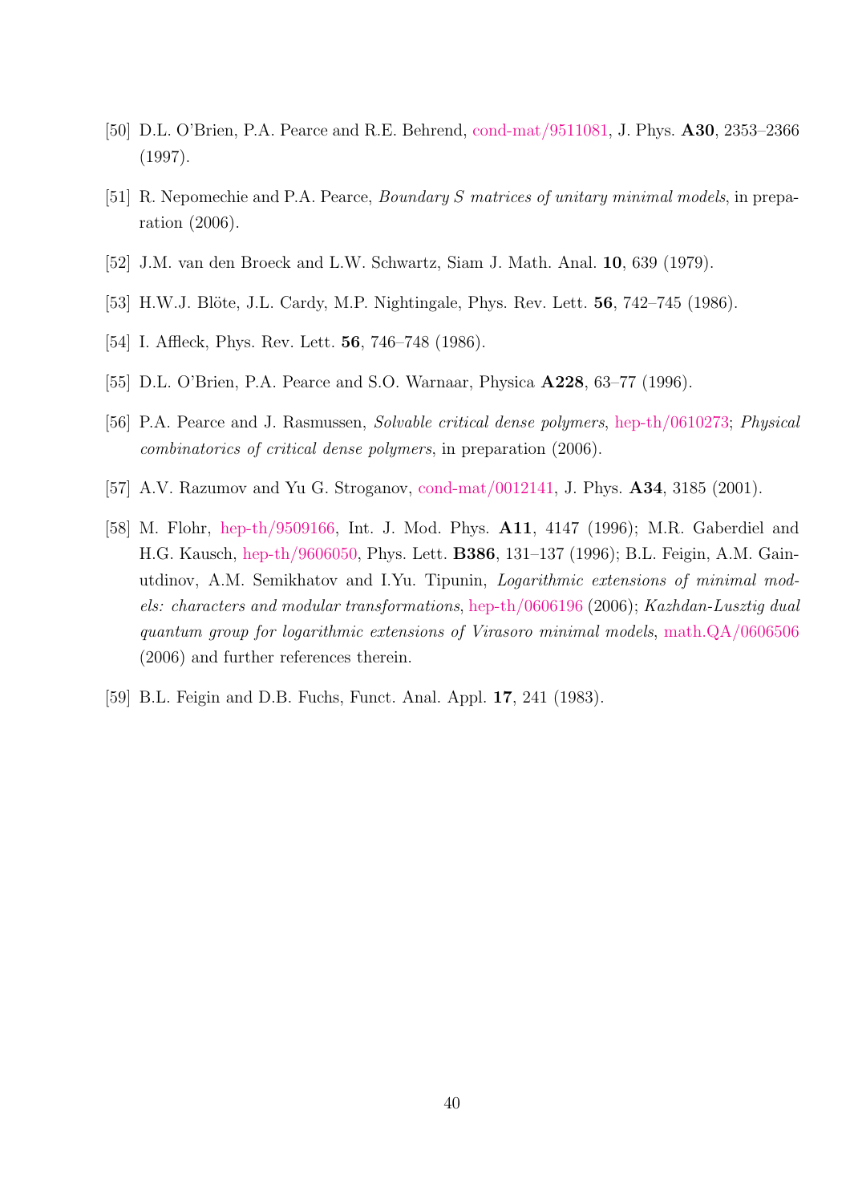[50] D.L. O'Brien, P.A. Pearce and R.E. Behrend, cond-mat/9511081, J. Phys. **A30**, 2353–2366 (1997).

[51] R. Nepomechie and P.A. Pearce, *Boundary S matrices of unitary minimal models*, in preparation (2006).

[52] J.M. van den Broeck and L.W. Schwartz, Siam J. Math. Anal. **10**, 639 (1979).

[53] H.W.J. Blöte, J.L. Cardy, M.P. Nightingale, Phys. Rev. Lett. **56**, 742–745 (1986).

[54] I. Affleck, Phys. Rev. Lett. **56**, 746–748 (1986).

[55] D.L. O'Brien, P.A. Pearce and S.O. Warnaar, Physica **A228**, 63–77 (1996).

[56] P.A. Pearce and J. Rasmussen, *Solvable critical dense polymers*, hep-th/0610273; *Physical combinatorics of critical dense polymers*, in preparation (2006).

[57] A.V. Razumov and Yu G. Stroganov, cond-mat/0012141, J. Phys. **A34**, 3185 (2001).

[58] M. Flohr, hep-th/9509166, Int. J. Mod. Phys. **A11**, 4147 (1996); M.R. Gaberdiel and H.G. Kausch, hep-th/9606050, Phys. Lett. **B386**, 131–137 (1996); B.L. Feigin, A.M. Gainutdinov, A.M. Semikhatov and I.Yu. Tipunin, *Logarithmic extensions of minimal models: characters and modular transformations*, hep-th/0606196 (2006); *Kazhdan-Lusztig dual quantum group for logarithmic extensions of Virasoro minimal models*, math.QA/0606506 (2006) and further references therein.

[59] B.L. Feigin and D.B. Fuchs, Funct. Anal. Appl. **17**, 241 (1983).